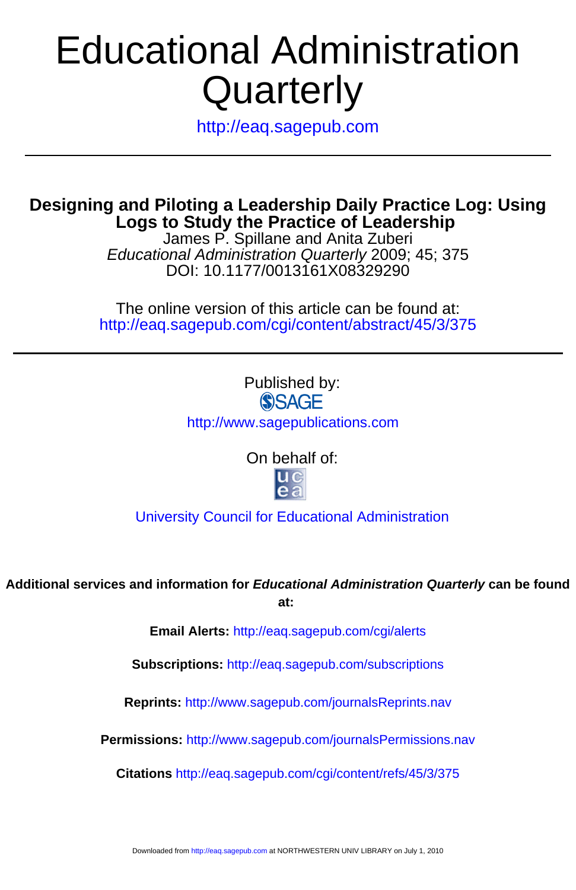# Educational Administration Quarterly

http://eaq.sagepub.com

---

## Designing and Piloting a Leadership Daily Practice Log: Using Logs to Study the Practice of Leadership

James P. Spillane and Anita Zuberi
*Educational Administration Quarterly* 2009; 45; 375
DOI: 10.1177/0013161X08329290

The online version of this article can be found at:
http://eaq.sagepub.com/cgi/content/abstract/45/3/375

---

Published by:
SAGE
http://www.sagepublications.com

On behalf of:
University Council for Educational Administration

**Additional services and information for *Educational Administration Quarterly* can be found at:**

**Email Alerts:** http://eaq.sagepub.com/cgi/alerts

**Subscriptions:** http://eaq.sagepub.com/subscriptions

**Reprints:** http://www.sagepub.com/journalsReprints.nav

**Permissions:** http://www.sagepub.com/journalsPermissions.nav

**Citations** http://eaq.sagepub.com/cgi/content/refs/45/3/375

Downloaded from http://eaq.sagepub.com at NORTHWESTERN UNIV LIBRARY on July 1, 2010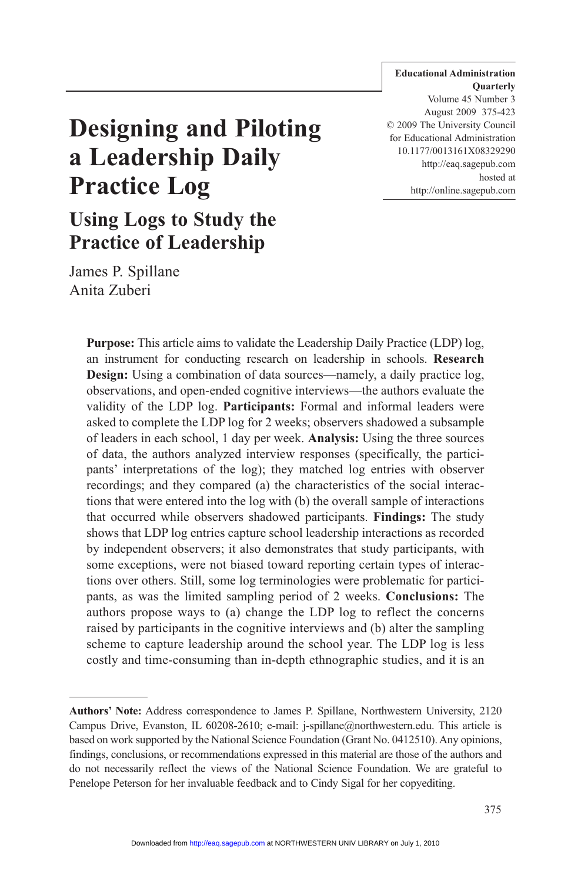# Designing and Piloting a Leadership Daily Practice Log

## Using Logs to Study the Practice of Leadership

James P. Spillane
Anita Zuberi

**Purpose:** This article aims to validate the Leadership Daily Practice (LDP) log, an instrument for conducting research on leadership in schools. **Research Design:** Using a combination of data sources—namely, a daily practice log, observations, and open-ended cognitive interviews—the authors evaluate the validity of the LDP log. **Participants:** Formal and informal leaders were asked to complete the LDP log for 2 weeks; observers shadowed a subsample of leaders in each school, 1 day per week. **Analysis:** Using the three sources of data, the authors analyzed interview responses (specifically, the participants' interpretations of the log); they matched log entries with observer recordings; and they compared (a) the characteristics of the social interactions that were entered into the log with (b) the overall sample of interactions that occurred while observers shadowed participants. **Findings:** The study shows that LDP log entries capture school leadership interactions as recorded by independent observers; it also demonstrates that study participants, with some exceptions, were not biased toward reporting certain types of interactions over others. Still, some log terminologies were problematic for participants, as was the limited sampling period of 2 weeks. **Conclusions:** The authors propose ways to (a) change the LDP log to reflect the concerns raised by participants in the cognitive interviews and (b) alter the sampling scheme to capture leadership around the school year. The LDP log is less costly and time-consuming than in-depth ethnographic studies, and it is an

---

**Authors' Note:** Address correspondence to James P. Spillane, Northwestern University, 2120 Campus Drive, Evanston, IL 60208-2610; e-mail: j-spillane@northwestern.edu. This article is based on work supported by the National Science Foundation (Grant No. 0412510). Any opinions, findings, conclusions, or recommendations expressed in this material are those of the authors and do not necessarily reflect the views of the National Science Foundation. We are grateful to Penelope Peterson for her invaluable feedback and to Cindy Sigal for her copyediting.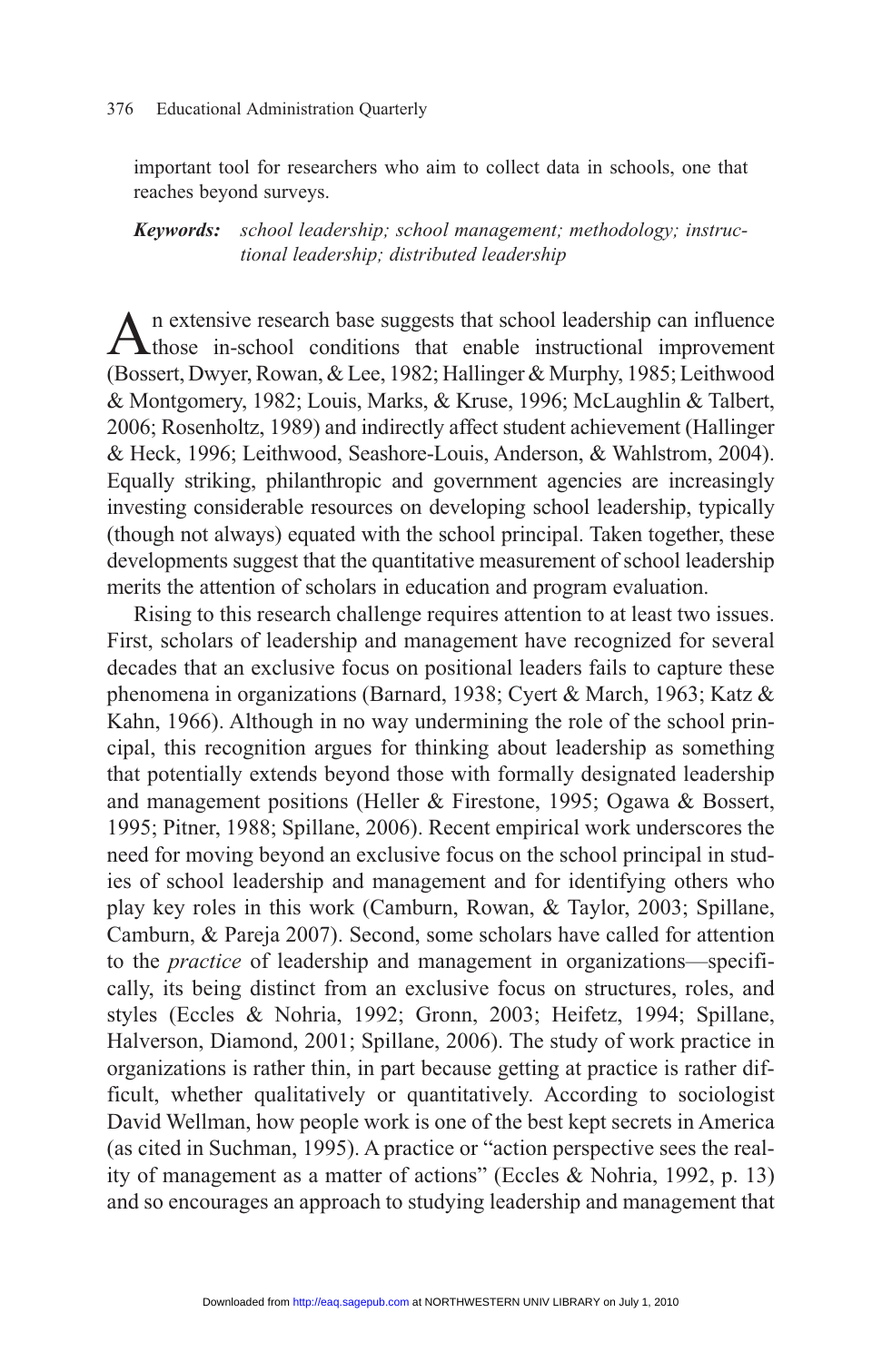important tool for researchers who aim to collect data in schools, one that reaches beyond surveys.

***Keywords:*** *school leadership; school management; methodology; instructional leadership; distributed leadership*

An extensive research base suggests that school leadership can influence those in-school conditions that enable instructional improvement (Bossert, Dwyer, Rowan, & Lee, 1982; Hallinger & Murphy, 1985; Leithwood & Montgomery, 1982; Louis, Marks, & Kruse, 1996; McLaughlin & Talbert, 2006; Rosenholtz, 1989) and indirectly affect student achievement (Hallinger & Heck, 1996; Leithwood, Seashore-Louis, Anderson, & Wahlstrom, 2004). Equally striking, philanthropic and government agencies are increasingly investing considerable resources on developing school leadership, typically (though not always) equated with the school principal. Taken together, these developments suggest that the quantitative measurement of school leadership merits the attention of scholars in education and program evaluation.

Rising to this research challenge requires attention to at least two issues. First, scholars of leadership and management have recognized for several decades that an exclusive focus on positional leaders fails to capture these phenomena in organizations (Barnard, 1938; Cyert & March, 1963; Katz & Kahn, 1966). Although in no way undermining the role of the school principal, this recognition argues for thinking about leadership as something that potentially extends beyond those with formally designated leadership and management positions (Heller & Firestone, 1995; Ogawa & Bossert, 1995; Pitner, 1988; Spillane, 2006). Recent empirical work underscores the need for moving beyond an exclusive focus on the school principal in studies of school leadership and management and for identifying others who play key roles in this work (Camburn, Rowan, & Taylor, 2003; Spillane, Camburn, & Pareja 2007). Second, some scholars have called for attention to the *practice* of leadership and management in organizations—specifically, its being distinct from an exclusive focus on structures, roles, and styles (Eccles & Nohria, 1992; Gronn, 2003; Heifetz, 1994; Spillane, Halverson, Diamond, 2001; Spillane, 2006). The study of work practice in organizations is rather thin, in part because getting at practice is rather difficult, whether qualitatively or quantitatively. According to sociologist David Wellman, how people work is one of the best kept secrets in America (as cited in Suchman, 1995). A practice or "action perspective sees the reality of management as a matter of actions" (Eccles & Nohria, 1992, p. 13) and so encourages an approach to studying leadership and management that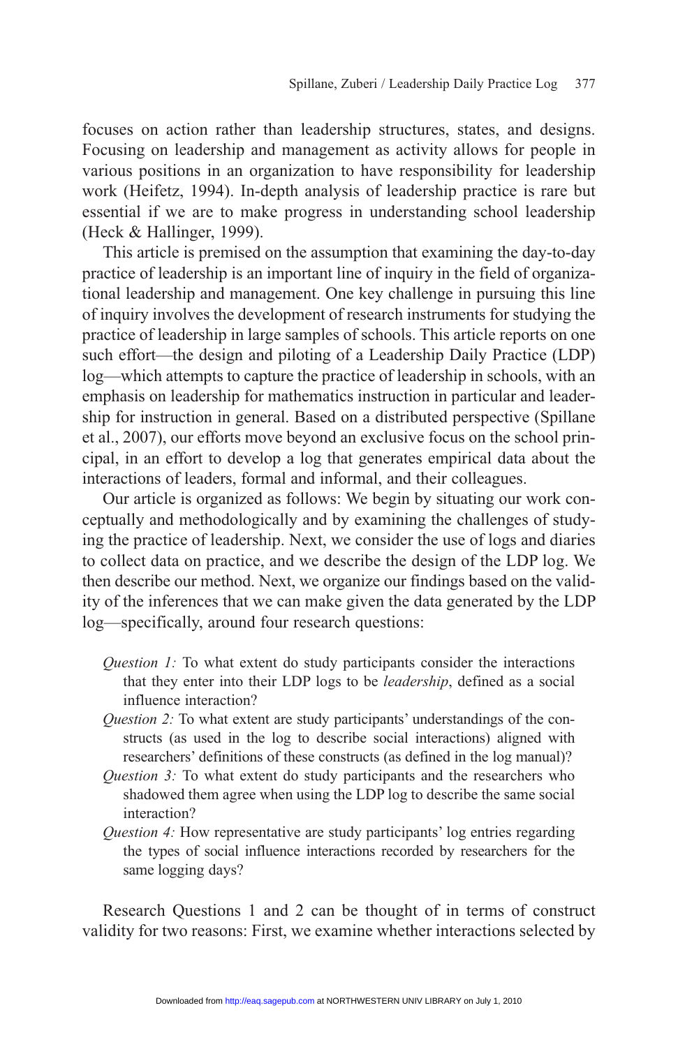focuses on action rather than leadership structures, states, and designs. Focusing on leadership and management as activity allows for people in various positions in an organization to have responsibility for leadership work (Heifetz, 1994). In-depth analysis of leadership practice is rare but essential if we are to make progress in understanding school leadership (Heck & Hallinger, 1999).

This article is premised on the assumption that examining the day-to-day practice of leadership is an important line of inquiry in the field of organizational leadership and management. One key challenge in pursuing this line of inquiry involves the development of research instruments for studying the practice of leadership in large samples of schools. This article reports on one such effort—the design and piloting of a Leadership Daily Practice (LDP) log—which attempts to capture the practice of leadership in schools, with an emphasis on leadership for mathematics instruction in particular and leadership for instruction in general. Based on a distributed perspective (Spillane et al., 2007), our efforts move beyond an exclusive focus on the school principal, in an effort to develop a log that generates empirical data about the interactions of leaders, formal and informal, and their colleagues.

Our article is organized as follows: We begin by situating our work conceptually and methodologically and by examining the challenges of studying the practice of leadership. Next, we consider the use of logs and diaries to collect data on practice, and we describe the design of the LDP log. We then describe our method. Next, we organize our findings based on the validity of the inferences that we can make given the data generated by the LDP log—specifically, around four research questions:

*Question 1:* To what extent do study participants consider the interactions that they enter into their LDP logs to be *leadership*, defined as a social influence interaction?

*Question 2:* To what extent are study participants' understandings of the constructs (as used in the log to describe social interactions) aligned with researchers' definitions of these constructs (as defined in the log manual)?

*Question 3:* To what extent do study participants and the researchers who shadowed them agree when using the LDP log to describe the same social interaction?

*Question 4:* How representative are study participants' log entries regarding the types of social influence interactions recorded by researchers for the same logging days?

Research Questions 1 and 2 can be thought of in terms of construct validity for two reasons: First, we examine whether interactions selected by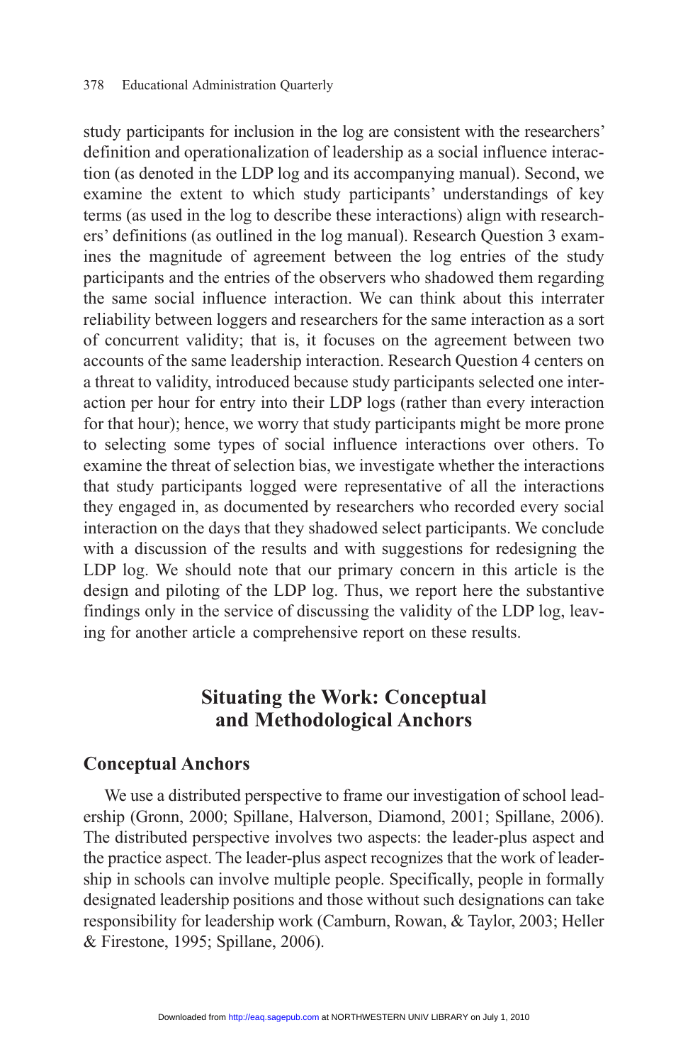study participants for inclusion in the log are consistent with the researchers' definition and operationalization of leadership as a social influence interaction (as denoted in the LDP log and its accompanying manual). Second, we examine the extent to which study participants' understandings of key terms (as used in the log to describe these interactions) align with researchers' definitions (as outlined in the log manual). Research Question 3 examines the magnitude of agreement between the log entries of the study participants and the entries of the observers who shadowed them regarding the same social influence interaction. We can think about this interrater reliability between loggers and researchers for the same interaction as a sort of concurrent validity; that is, it focuses on the agreement between two accounts of the same leadership interaction. Research Question 4 centers on a threat to validity, introduced because study participants selected one interaction per hour for entry into their LDP logs (rather than every interaction for that hour); hence, we worry that study participants might be more prone to selecting some types of social influence interactions over others. To examine the threat of selection bias, we investigate whether the interactions that study participants logged were representative of all the interactions they engaged in, as documented by researchers who recorded every social interaction on the days that they shadowed select participants. We conclude with a discussion of the results and with suggestions for redesigning the LDP log. We should note that our primary concern in this article is the design and piloting of the LDP log. Thus, we report here the substantive findings only in the service of discussing the validity of the LDP log, leaving for another article a comprehensive report on these results.

## Situating the Work: Conceptual and Methodological Anchors

### Conceptual Anchors

We use a distributed perspective to frame our investigation of school leadership (Gronn, 2000; Spillane, Halverson, Diamond, 2001; Spillane, 2006). The distributed perspective involves two aspects: the leader-plus aspect and the practice aspect. The leader-plus aspect recognizes that the work of leadership in schools can involve multiple people. Specifically, people in formally designated leadership positions and those without such designations can take responsibility for leadership work (Camburn, Rowan, & Taylor, 2003; Heller & Firestone, 1995; Spillane, 2006).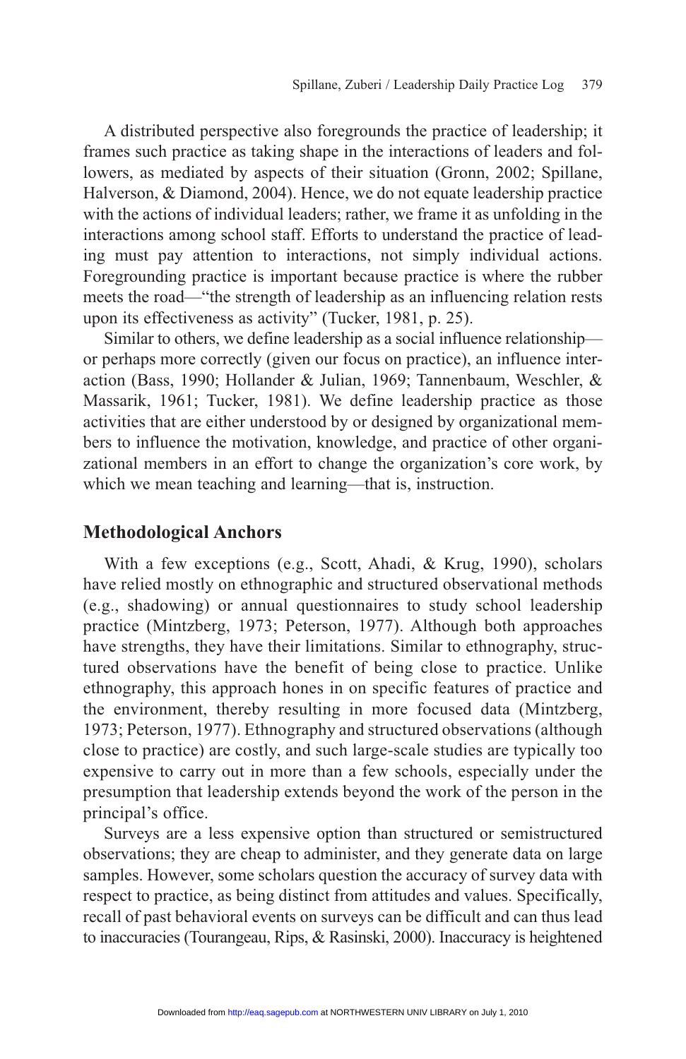A distributed perspective also foregrounds the practice of leadership; it frames such practice as taking shape in the interactions of leaders and followers, as mediated by aspects of their situation (Gronn, 2002; Spillane, Halverson, & Diamond, 2004). Hence, we do not equate leadership practice with the actions of individual leaders; rather, we frame it as unfolding in the interactions among school staff. Efforts to understand the practice of leading must pay attention to interactions, not simply individual actions. Foregrounding practice is important because practice is where the rubber meets the road—"the strength of leadership as an influencing relation rests upon its effectiveness as activity" (Tucker, 1981, p. 25).

Similar to others, we define leadership as a social influence relationship—or perhaps more correctly (given our focus on practice), an influence interaction (Bass, 1990; Hollander & Julian, 1969; Tannenbaum, Weschler, & Massarik, 1961; Tucker, 1981). We define leadership practice as those activities that are either understood by or designed by organizational members to influence the motivation, knowledge, and practice of other organizational members in an effort to change the organization's core work, by which we mean teaching and learning—that is, instruction.

## Methodological Anchors

With a few exceptions (e.g., Scott, Ahadi, & Krug, 1990), scholars have relied mostly on ethnographic and structured observational methods (e.g., shadowing) or annual questionnaires to study school leadership practice (Mintzberg, 1973; Peterson, 1977). Although both approaches have strengths, they have their limitations. Similar to ethnography, structured observations have the benefit of being close to practice. Unlike ethnography, this approach hones in on specific features of practice and the environment, thereby resulting in more focused data (Mintzberg, 1973; Peterson, 1977). Ethnography and structured observations (although close to practice) are costly, and such large-scale studies are typically too expensive to carry out in more than a few schools, especially under the presumption that leadership extends beyond the work of the person in the principal's office.

Surveys are a less expensive option than structured or semistructured observations; they are cheap to administer, and they generate data on large samples. However, some scholars question the accuracy of survey data with respect to practice, as being distinct from attitudes and values. Specifically, recall of past behavioral events on surveys can be difficult and can thus lead to inaccuracies (Tourangeau, Rips, & Rasinski, 2000). Inaccuracy is heightened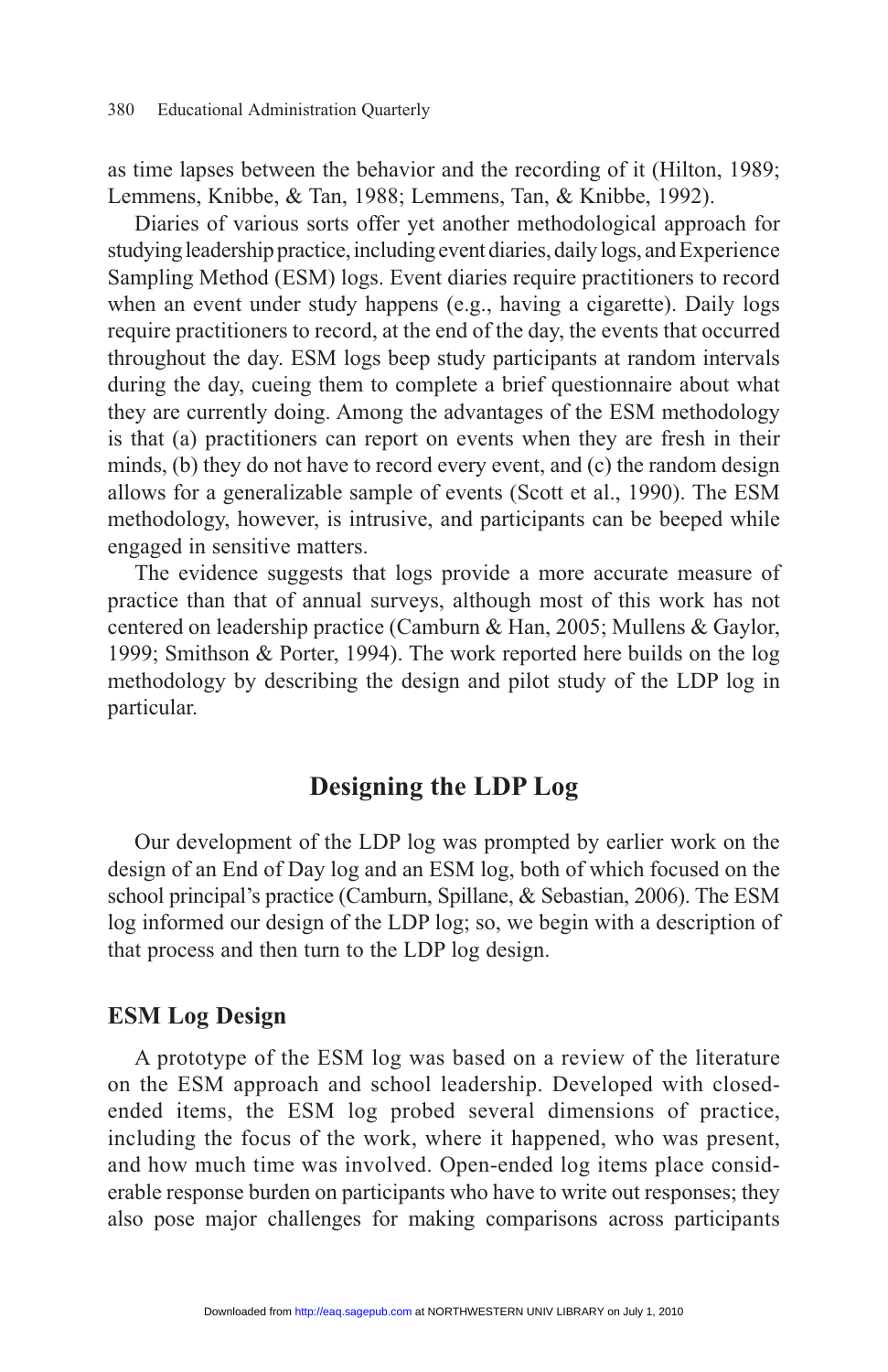as time lapses between the behavior and the recording of it (Hilton, 1989; Lemmens, Knibbe, & Tan, 1988; Lemmens, Tan, & Knibbe, 1992).

Diaries of various sorts offer yet another methodological approach for studying leadership practice, including event diaries, daily logs, and Experience Sampling Method (ESM) logs. Event diaries require practitioners to record when an event under study happens (e.g., having a cigarette). Daily logs require practitioners to record, at the end of the day, the events that occurred throughout the day. ESM logs beep study participants at random intervals during the day, cueing them to complete a brief questionnaire about what they are currently doing. Among the advantages of the ESM methodology is that (a) practitioners can report on events when they are fresh in their minds, (b) they do not have to record every event, and (c) the random design allows for a generalizable sample of events (Scott et al., 1990). The ESM methodology, however, is intrusive, and participants can be beeped while engaged in sensitive matters.

The evidence suggests that logs provide a more accurate measure of practice than that of annual surveys, although most of this work has not centered on leadership practice (Camburn & Han, 2005; Mullens & Gaylor, 1999; Smithson & Porter, 1994). The work reported here builds on the log methodology by describing the design and pilot study of the LDP log in particular.

## Designing the LDP Log

Our development of the LDP log was prompted by earlier work on the design of an End of Day log and an ESM log, both of which focused on the school principal's practice (Camburn, Spillane, & Sebastian, 2006). The ESM log informed our design of the LDP log; so, we begin with a description of that process and then turn to the LDP log design.

### ESM Log Design

A prototype of the ESM log was based on a review of the literature on the ESM approach and school leadership. Developed with closed-ended items, the ESM log probed several dimensions of practice, including the focus of the work, where it happened, who was present, and how much time was involved. Open-ended log items place considerable response burden on participants who have to write out responses; they also pose major challenges for making comparisons across participants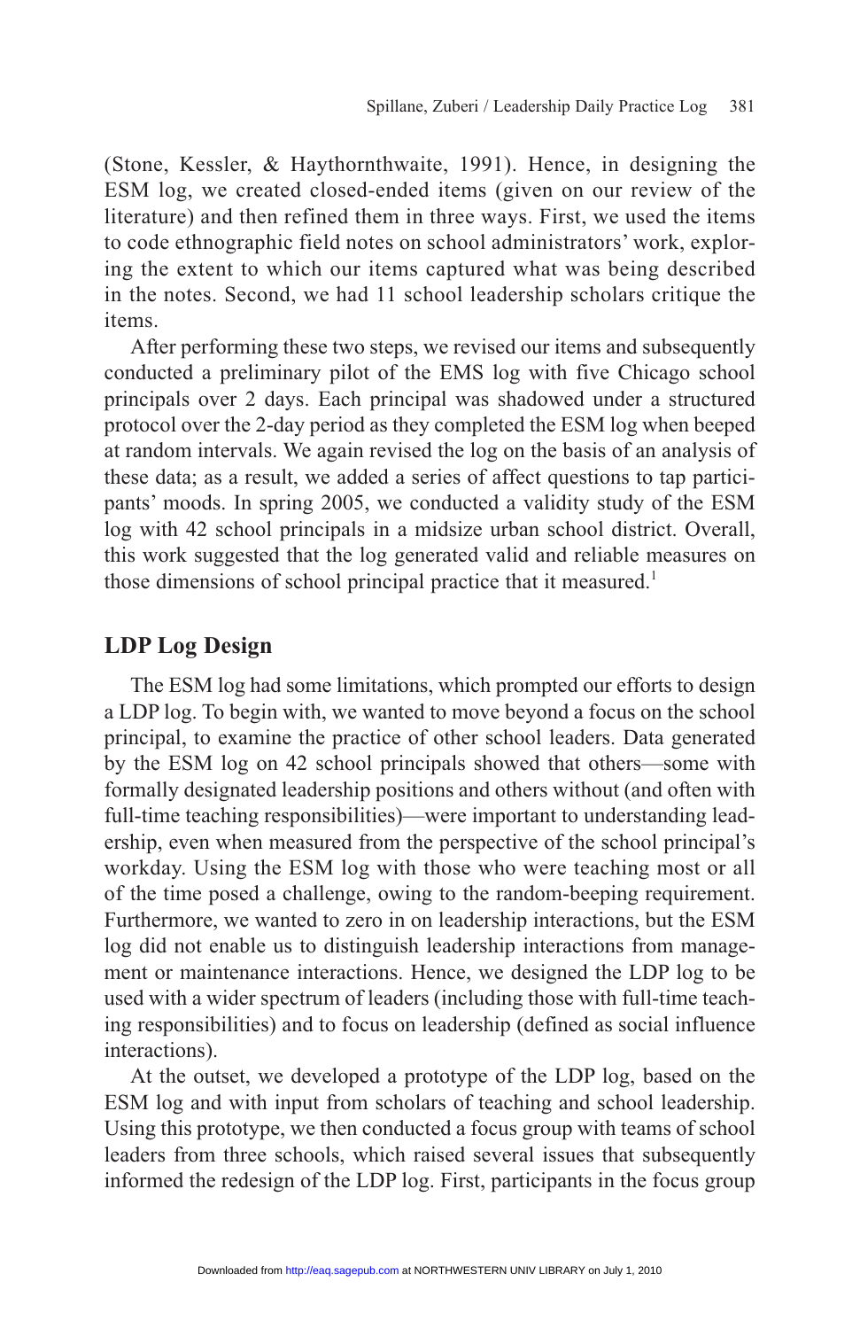(Stone, Kessler, & Haythornthwaite, 1991). Hence, in designing the ESM log, we created closed-ended items (given on our review of the literature) and then refined them in three ways. First, we used the items to code ethnographic field notes on school administrators' work, exploring the extent to which our items captured what was being described in the notes. Second, we had 11 school leadership scholars critique the items.

After performing these two steps, we revised our items and subsequently conducted a preliminary pilot of the EMS log with five Chicago school principals over 2 days. Each principal was shadowed under a structured protocol over the 2-day period as they completed the ESM log when beeped at random intervals. We again revised the log on the basis of an analysis of these data; as a result, we added a series of affect questions to tap participants' moods. In spring 2005, we conducted a validity study of the ESM log with 42 school principals in a midsize urban school district. Overall, this work suggested that the log generated valid and reliable measures on those dimensions of school principal practice that it measured.[1]

## LDP Log Design

The ESM log had some limitations, which prompted our efforts to design a LDP log. To begin with, we wanted to move beyond a focus on the school principal, to examine the practice of other school leaders. Data generated by the ESM log on 42 school principals showed that others—some with formally designated leadership positions and others without (and often with full-time teaching responsibilities)—were important to understanding leadership, even when measured from the perspective of the school principal's workday. Using the ESM log with those who were teaching most or all of the time posed a challenge, owing to the random-beeping requirement. Furthermore, we wanted to zero in on leadership interactions, but the ESM log did not enable us to distinguish leadership interactions from management or maintenance interactions. Hence, we designed the LDP log to be used with a wider spectrum of leaders (including those with full-time teaching responsibilities) and to focus on leadership (defined as social influence interactions).

At the outset, we developed a prototype of the LDP log, based on the ESM log and with input from scholars of teaching and school leadership. Using this prototype, we then conducted a focus group with teams of school leaders from three schools, which raised several issues that subsequently informed the redesign of the LDP log. First, participants in the focus group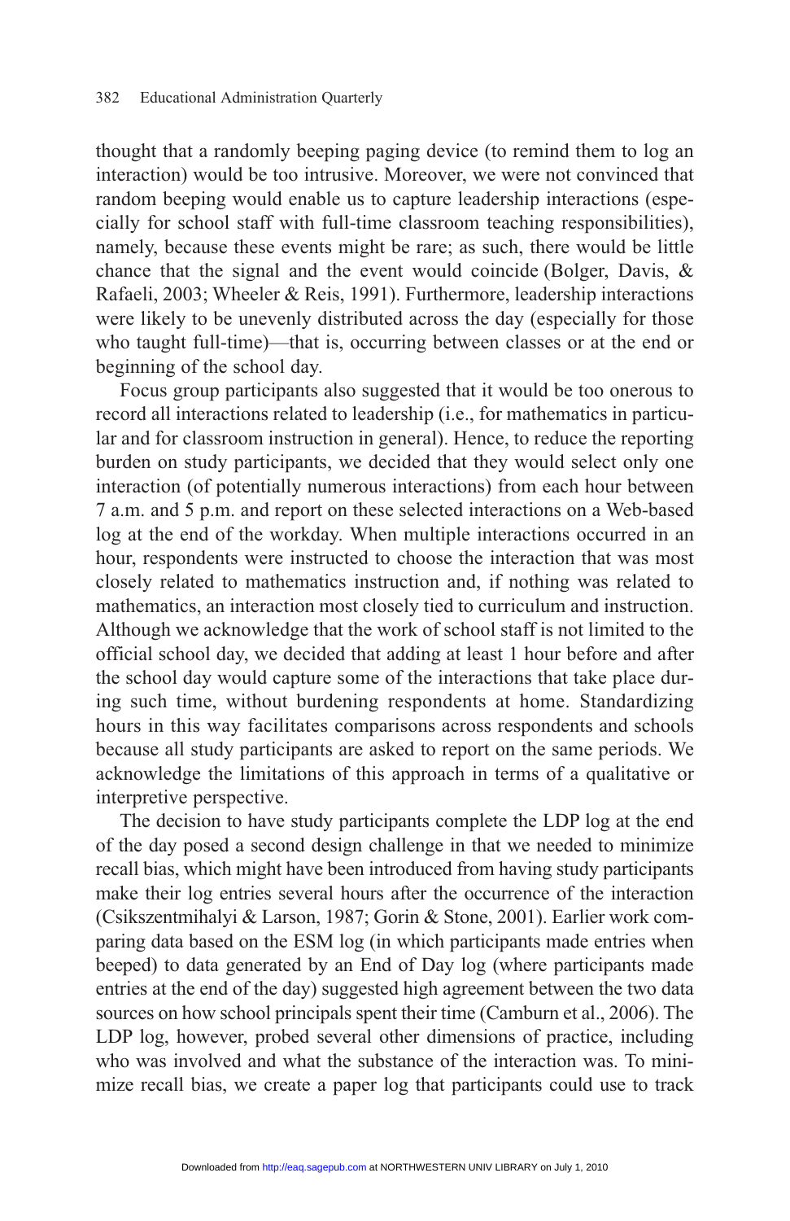thought that a randomly beeping paging device (to remind them to log an interaction) would be too intrusive. Moreover, we were not convinced that random beeping would enable us to capture leadership interactions (especially for school staff with full-time classroom teaching responsibilities), namely, because these events might be rare; as such, there would be little chance that the signal and the event would coincide (Bolger, Davis, & Rafaeli, 2003; Wheeler & Reis, 1991). Furthermore, leadership interactions were likely to be unevenly distributed across the day (especially for those who taught full-time)—that is, occurring between classes or at the end or beginning of the school day.

Focus group participants also suggested that it would be too onerous to record all interactions related to leadership (i.e., for mathematics in particular and for classroom instruction in general). Hence, to reduce the reporting burden on study participants, we decided that they would select only one interaction (of potentially numerous interactions) from each hour between 7 a.m. and 5 p.m. and report on these selected interactions on a Web-based log at the end of the workday. When multiple interactions occurred in an hour, respondents were instructed to choose the interaction that was most closely related to mathematics instruction and, if nothing was related to mathematics, an interaction most closely tied to curriculum and instruction. Although we acknowledge that the work of school staff is not limited to the official school day, we decided that adding at least 1 hour before and after the school day would capture some of the interactions that take place during such time, without burdening respondents at home. Standardizing hours in this way facilitates comparisons across respondents and schools because all study participants are asked to report on the same periods. We acknowledge the limitations of this approach in terms of a qualitative or interpretive perspective.

The decision to have study participants complete the LDP log at the end of the day posed a second design challenge in that we needed to minimize recall bias, which might have been introduced from having study participants make their log entries several hours after the occurrence of the interaction (Csikszentmihalyi & Larson, 1987; Gorin & Stone, 2001). Earlier work comparing data based on the ESM log (in which participants made entries when beeped) to data generated by an End of Day log (where participants made entries at the end of the day) suggested high agreement between the two data sources on how school principals spent their time (Camburn et al., 2006). The LDP log, however, probed several other dimensions of practice, including who was involved and what the substance of the interaction was. To minimize recall bias, we create a paper log that participants could use to track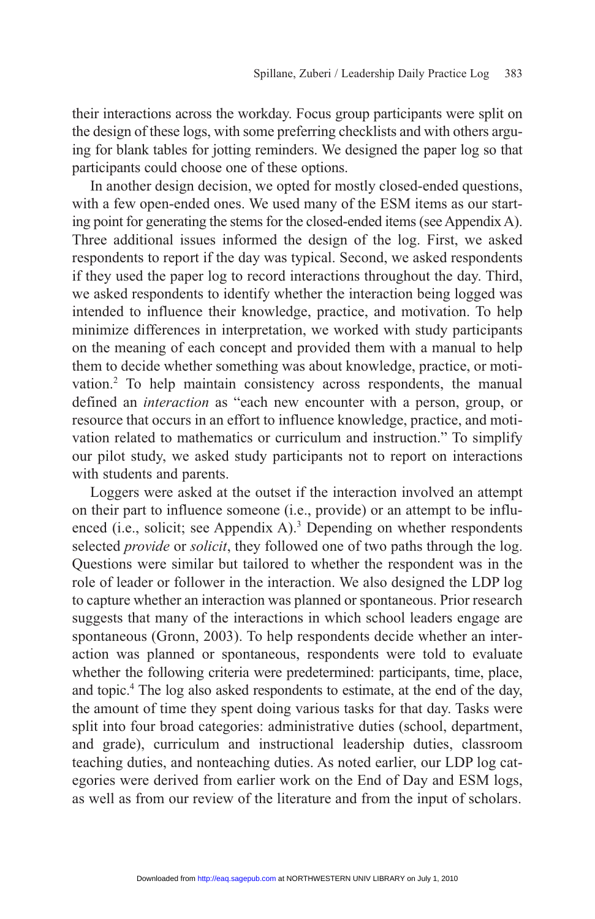their interactions across the workday. Focus group participants were split on the design of these logs, with some preferring checklists and with others arguing for blank tables for jotting reminders. We designed the paper log so that participants could choose one of these options.

In another design decision, we opted for mostly closed-ended questions, with a few open-ended ones. We used many of the ESM items as our starting point for generating the stems for the closed-ended items (see Appendix A). Three additional issues informed the design of the log. First, we asked respondents to report if the day was typical. Second, we asked respondents if they used the paper log to record interactions throughout the day. Third, we asked respondents to identify whether the interaction being logged was intended to influence their knowledge, practice, and motivation. To help minimize differences in interpretation, we worked with study participants on the meaning of each concept and provided them with a manual to help them to decide whether something was about knowledge, practice, or motivation.[2] To help maintain consistency across respondents, the manual defined an *interaction* as "each new encounter with a person, group, or resource that occurs in an effort to influence knowledge, practice, and motivation related to mathematics or curriculum and instruction." To simplify our pilot study, we asked study participants not to report on interactions with students and parents.

Loggers were asked at the outset if the interaction involved an attempt on their part to influence someone (i.e., provide) or an attempt to be influenced (i.e., solicit; see Appendix A).[3] Depending on whether respondents selected *provide* or *solicit*, they followed one of two paths through the log. Questions were similar but tailored to whether the respondent was in the role of leader or follower in the interaction. We also designed the LDP log to capture whether an interaction was planned or spontaneous. Prior research suggests that many of the interactions in which school leaders engage are spontaneous (Gronn, 2003). To help respondents decide whether an interaction was planned or spontaneous, respondents were told to evaluate whether the following criteria were predetermined: participants, time, place, and topic.[4] The log also asked respondents to estimate, at the end of the day, the amount of time they spent doing various tasks for that day. Tasks were split into four broad categories: administrative duties (school, department, and grade), curriculum and instructional leadership duties, classroom teaching duties, and nonteaching duties. As noted earlier, our LDP log categories were derived from earlier work on the End of Day and ESM logs, as well as from our review of the literature and from the input of scholars.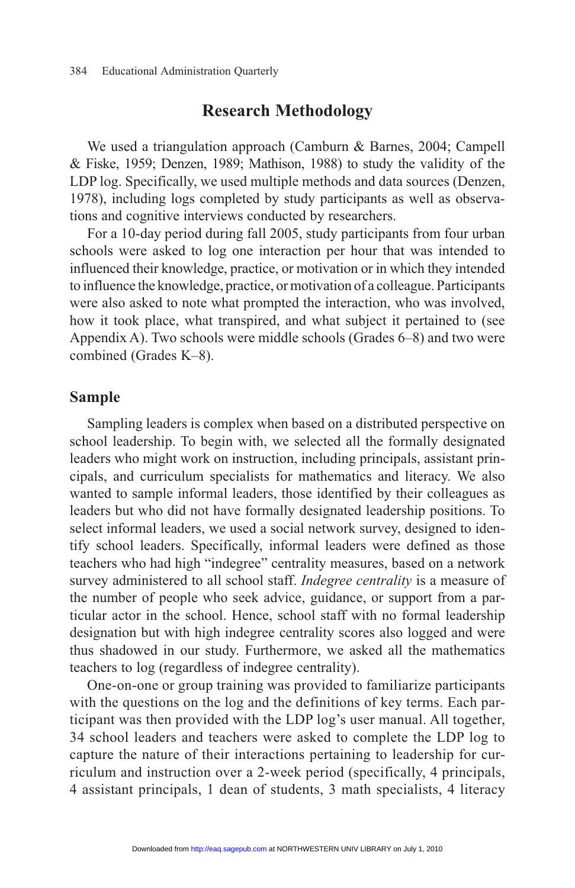## Research Methodology

We used a triangulation approach (Camburn & Barnes, 2004; Campell & Fiske, 1959; Denzen, 1989; Mathison, 1988) to study the validity of the LDP log. Specifically, we used multiple methods and data sources (Denzen, 1978), including logs completed by study participants as well as observations and cognitive interviews conducted by researchers.

For a 10-day period during fall 2005, study participants from four urban schools were asked to log one interaction per hour that was intended to influenced their knowledge, practice, or motivation or in which they intended to influence the knowledge, practice, or motivation of a colleague. Participants were also asked to note what prompted the interaction, who was involved, how it took place, what transpired, and what subject it pertained to (see Appendix A). Two schools were middle schools (Grades 6–8) and two were combined (Grades K–8).

### Sample

Sampling leaders is complex when based on a distributed perspective on school leadership. To begin with, we selected all the formally designated leaders who might work on instruction, including principals, assistant principals, and curriculum specialists for mathematics and literacy. We also wanted to sample informal leaders, those identified by their colleagues as leaders but who did not have formally designated leadership positions. To select informal leaders, we used a social network survey, designed to identify school leaders. Specifically, informal leaders were defined as those teachers who had high "indegree" centrality measures, based on a network survey administered to all school staff. *Indegree centrality* is a measure of the number of people who seek advice, guidance, or support from a particular actor in the school. Hence, school staff with no formal leadership designation but with high indegree centrality scores also logged and were thus shadowed in our study. Furthermore, we asked all the mathematics teachers to log (regardless of indegree centrality).

One-on-one or group training was provided to familiarize participants with the questions on the log and the definitions of key terms. Each participant was then provided with the LDP log's user manual. All together, 34 school leaders and teachers were asked to complete the LDP log to capture the nature of their interactions pertaining to leadership for curriculum and instruction over a 2-week period (specifically, 4 principals, 4 assistant principals, 1 dean of students, 3 math specialists, 4 literacy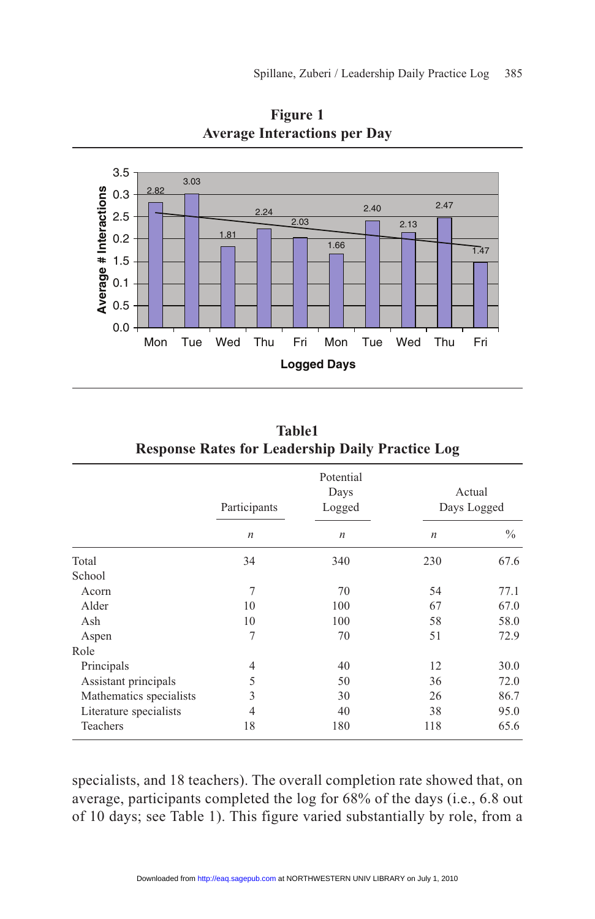**Figure 1**
**Average Interactions per Day**

| Logged Days | Mon | Tue | Wed | Thu | Fri | Mon | Tue | Wed | Thu | Fri |
|---|---|---|---|---|---|---|---|---|---|---|
| Average # Interactions | 2.82 | 3.03 | 1.81 | 2.24 | 2.03 | 1.66 | 2.40 | 2.13 | 2.47 | 1.47 |

**Table1**
**Response Rates for Leadership Daily Practice Log**

| | Participants | Potential Days Logged | Actual Days Logged | |
|---|---|---|---|---|
| | *n* | *n* | *n* | % |
| Total | 34 | 340 | 230 | 67.6 |
| School | | | | |
| Acorn | 7 | 70 | 54 | 77.1 |
| Alder | 10 | 100 | 67 | 67.0 |
| Ash | 10 | 100 | 58 | 58.0 |
| Aspen | 7 | 70 | 51 | 72.9 |
| Role | | | | |
| Principals | 4 | 40 | 12 | 30.0 |
| Assistant principals | 5 | 50 | 36 | 72.0 |
| Mathematics specialists | 3 | 30 | 26 | 86.7 |
| Literature specialists | 4 | 40 | 38 | 95.0 |
| Teachers | 18 | 180 | 118 | 65.6 |

specialists, and 18 teachers). The overall completion rate showed that, on average, participants completed the log for 68% of the days (i.e., 6.8 out of 10 days; see Table 1). This figure varied substantially by role, from a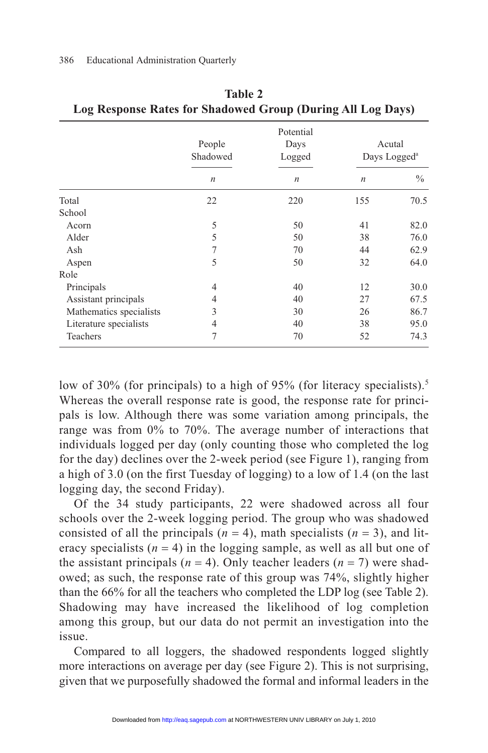**Table 2**
**Log Response Rates for Shadowed Group (During All Log Days)**

| | People Shadowed | Potential Days Logged | Acutal Days Logged[a] | |
|---|---|---|---|---|
| | *n* | *n* | *n* | % |
| Total | 22 | 220 | 155 | 70.5 |
| School | | | | |
| Acorn | 5 | 50 | 41 | 82.0 |
| Alder | 5 | 50 | 38 | 76.0 |
| Ash | 7 | 70 | 44 | 62.9 |
| Aspen | 5 | 50 | 32 | 64.0 |
| Role | | | | |
| Principals | 4 | 40 | 12 | 30.0 |
| Assistant principals | 4 | 40 | 27 | 67.5 |
| Mathematics specialists | 3 | 30 | 26 | 86.7 |
| Literature specialists | 4 | 40 | 38 | 95.0 |
| Teachers | 7 | 70 | 52 | 74.3 |

low of 30% (for principals) to a high of 95% (for literacy specialists).[5] Whereas the overall response rate is good, the response rate for principals is low. Although there was some variation among principals, the range was from 0% to 70%. The average number of interactions that individuals logged per day (only counting those who completed the log for the day) declines over the 2-week period (see Figure 1), ranging from a high of 3.0 (on the first Tuesday of logging) to a low of 1.4 (on the last logging day, the second Friday).

Of the 34 study participants, 22 were shadowed across all four schools over the 2-week logging period. The group who was shadowed consisted of all the principals ($n = 4$), math specialists ($n = 3$), and literacy specialists ($n = 4$) in the logging sample, as well as all but one of the assistant principals ($n = 4$). Only teacher leaders ($n = 7$) were shadowed; as such, the response rate of this group was 74%, slightly higher than the 66% for all the teachers who completed the LDP log (see Table 2). Shadowing may have increased the likelihood of log completion among this group, but our data do not permit an investigation into the issue.

Compared to all loggers, the shadowed respondents logged slightly more interactions on average per day (see Figure 2). This is not surprising, given that we purposefully shadowed the formal and informal leaders in the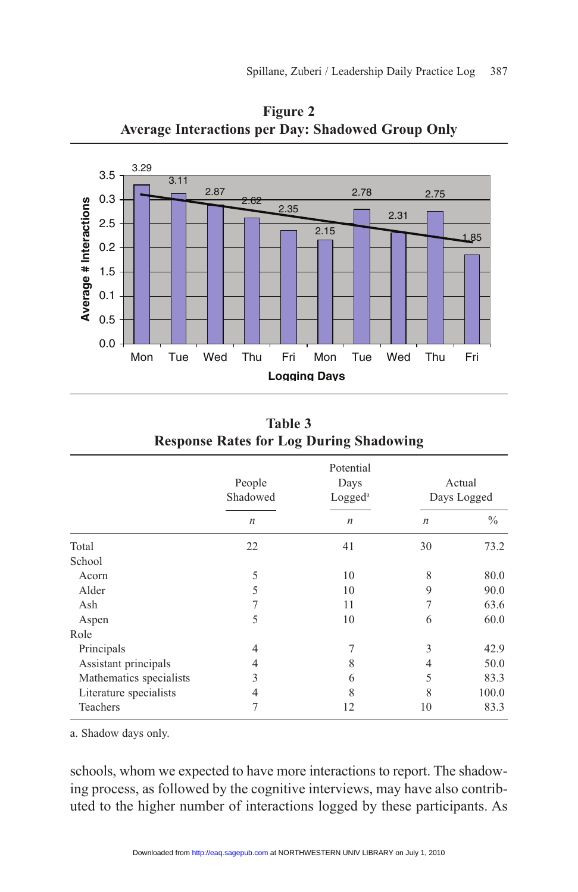**Figure 2**
**Average Interactions per Day: Shadowed Group Only**

**Table 3**
**Response Rates for Log During Shadowing**

| | People Shadowed | Potential Days Logged[a] | Actual Days Logged | |
|---|---|---|---|---|
| | *n* | *n* | *n* | % |
| Total | 22 | 41 | 30 | 73.2 |
| School | | | | |
| Acorn | 5 | 10 | 8 | 80.0 |
| Alder | 5 | 10 | 9 | 90.0 |
| Ash | 7 | 11 | 7 | 63.6 |
| Aspen | 5 | 10 | 6 | 60.0 |
| Role | | | | |
| Principals | 4 | 7 | 3 | 42.9 |
| Assistant principals | 4 | 8 | 4 | 50.0 |
| Mathematics specialists | 3 | 6 | 5 | 83.3 |
| Literature specialists | 4 | 8 | 8 | 100.0 |
| Teachers | 7 | 12 | 10 | 83.3 |

a. Shadow days only.

schools, whom we expected to have more interactions to report. The shadowing process, as followed by the cognitive interviews, may have also contributed to the higher number of interactions logged by these participants. As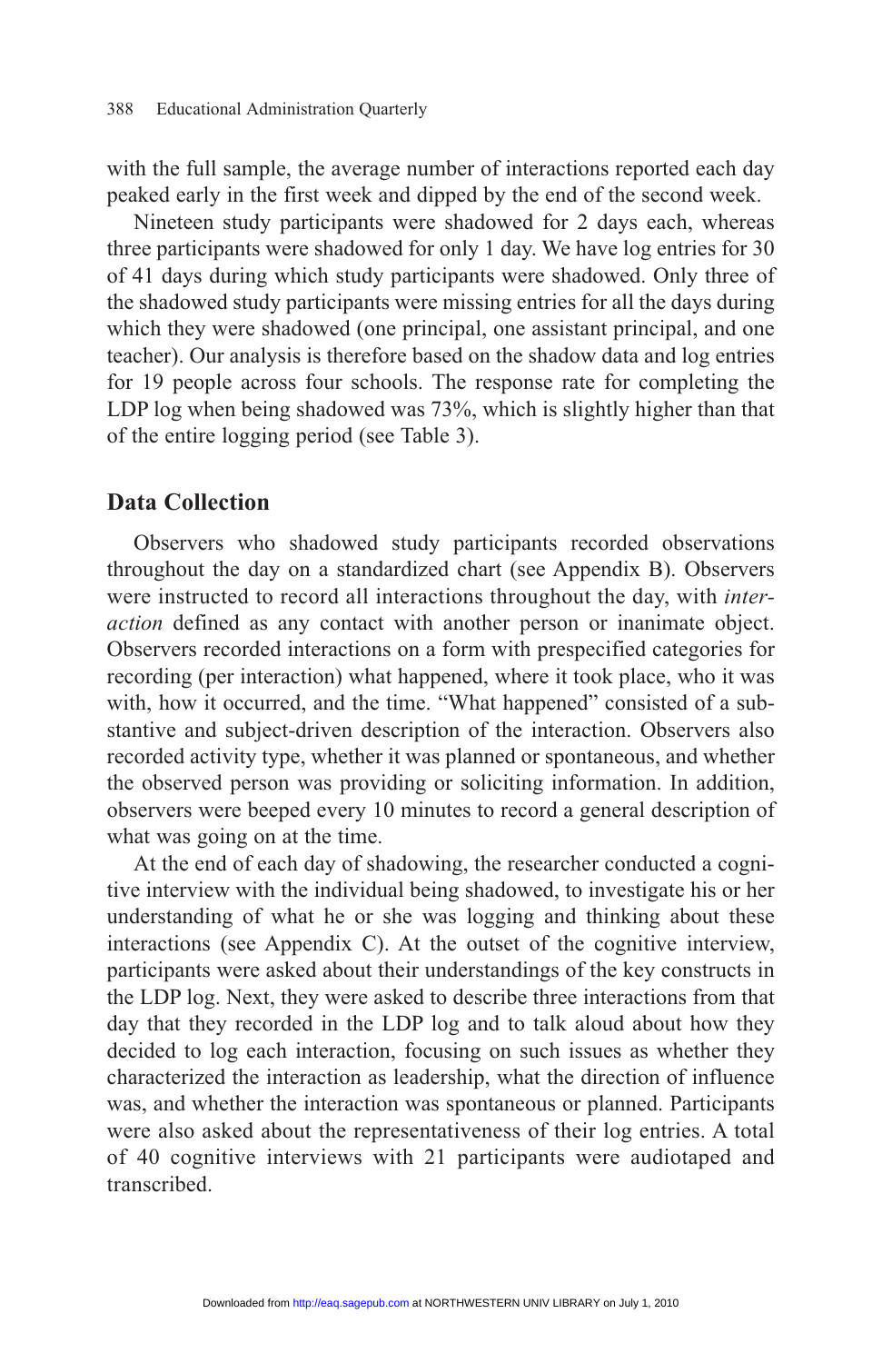with the full sample, the average number of interactions reported each day peaked early in the first week and dipped by the end of the second week.

Nineteen study participants were shadowed for 2 days each, whereas three participants were shadowed for only 1 day. We have log entries for 30 of 41 days during which study participants were shadowed. Only three of the shadowed study participants were missing entries for all the days during which they were shadowed (one principal, one assistant principal, and one teacher). Our analysis is therefore based on the shadow data and log entries for 19 people across four schools. The response rate for completing the LDP log when being shadowed was 73%, which is slightly higher than that of the entire logging period (see Table 3).

## Data Collection

Observers who shadowed study participants recorded observations throughout the day on a standardized chart (see Appendix B). Observers were instructed to record all interactions throughout the day, with *interaction* defined as any contact with another person or inanimate object. Observers recorded interactions on a form with prespecified categories for recording (per interaction) what happened, where it took place, who it was with, how it occurred, and the time. "What happened" consisted of a substantive and subject-driven description of the interaction. Observers also recorded activity type, whether it was planned or spontaneous, and whether the observed person was providing or soliciting information. In addition, observers were beeped every 10 minutes to record a general description of what was going on at the time.

At the end of each day of shadowing, the researcher conducted a cognitive interview with the individual being shadowed, to investigate his or her understanding of what he or she was logging and thinking about these interactions (see Appendix C). At the outset of the cognitive interview, participants were asked about their understandings of the key constructs in the LDP log. Next, they were asked to describe three interactions from that day that they recorded in the LDP log and to talk aloud about how they decided to log each interaction, focusing on such issues as whether they characterized the interaction as leadership, what the direction of influence was, and whether the interaction was spontaneous or planned. Participants were also asked about the representativeness of their log entries. A total of 40 cognitive interviews with 21 participants were audiotaped and transcribed.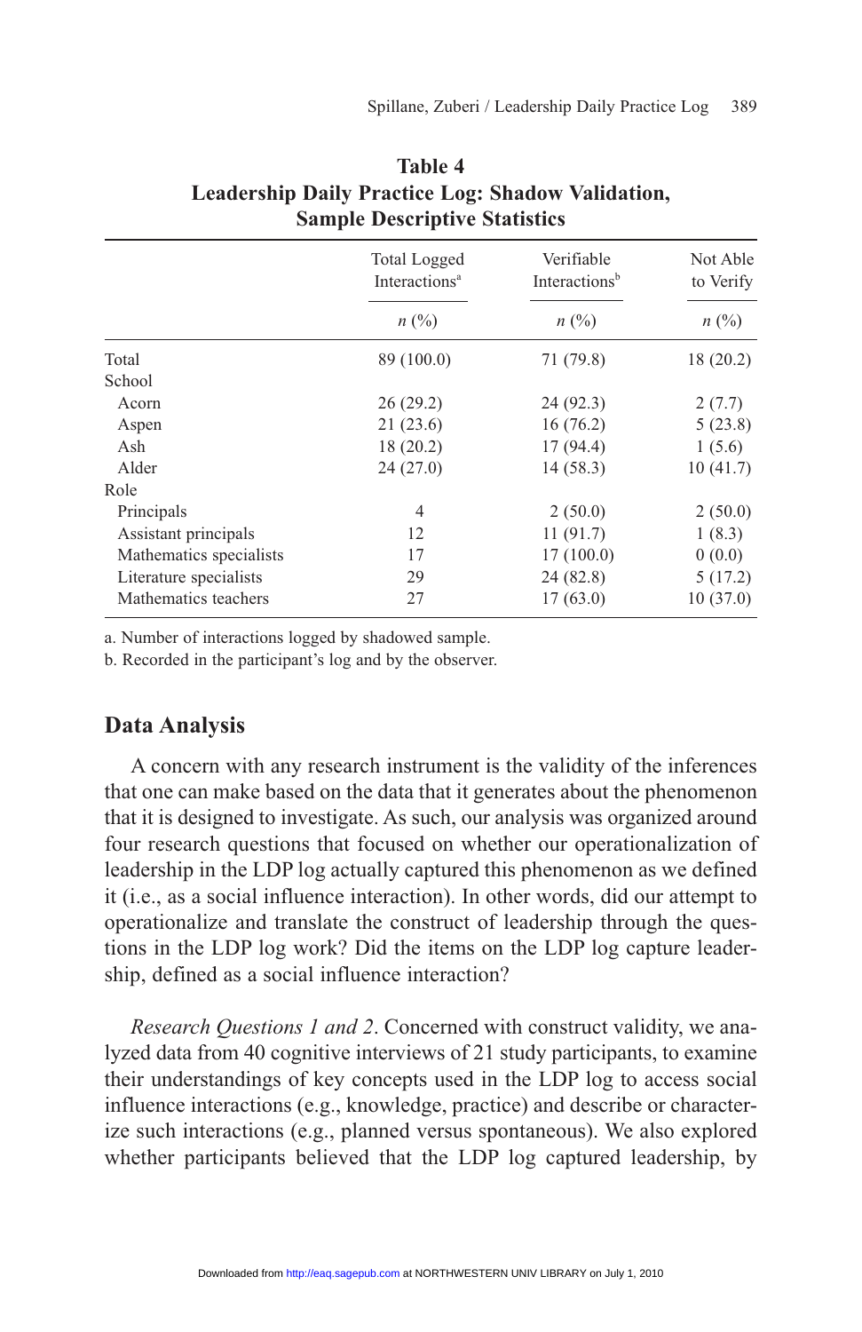**Table 4**
**Leadership Daily Practice Log: Shadow Validation, Sample Descriptive Statistics**

| | Total Logged Interactions[a] | Verifiable Interactions[b] | Not Able to Verify |
|---|---|---|---|
| | *n* (%) | *n* (%) | *n* (%) |
| Total | 89 (100.0) | 71 (79.8) | 18 (20.2) |
| School | | | |
| Acorn | 26 (29.2) | 24 (92.3) | 2 (7.7) |
| Aspen | 21 (23.6) | 16 (76.2) | 5 (23.8) |
| Ash | 18 (20.2) | 17 (94.4) | 1 (5.6) |
| Alder | 24 (27.0) | 14 (58.3) | 10 (41.7) |
| Role | | | |
| Principals | 4 | 2 (50.0) | 2 (50.0) |
| Assistant principals | 12 | 11 (91.7) | 1 (8.3) |
| Mathematics specialists | 17 | 17 (100.0) | 0 (0.0) |
| Literature specialists | 29 | 24 (82.8) | 5 (17.2) |
| Mathematics teachers | 27 | 17 (63.0) | 10 (37.0) |

a. Number of interactions logged by shadowed sample.
b. Recorded in the participant's log and by the observer.

## Data Analysis

A concern with any research instrument is the validity of the inferences that one can make based on the data that it generates about the phenomenon that it is designed to investigate. As such, our analysis was organized around four research questions that focused on whether our operationalization of leadership in the LDP log actually captured this phenomenon as we defined it (i.e., as a social influence interaction). In other words, did our attempt to operationalize and translate the construct of leadership through the questions in the LDP log work? Did the items on the LDP log capture leadership, defined as a social influence interaction?

*Research Questions 1 and 2*. Concerned with construct validity, we analyzed data from 40 cognitive interviews of 21 study participants, to examine their understandings of key concepts used in the LDP log to access social influence interactions (e.g., knowledge, practice) and describe or characterize such interactions (e.g., planned versus spontaneous). We also explored whether participants believed that the LDP log captured leadership, by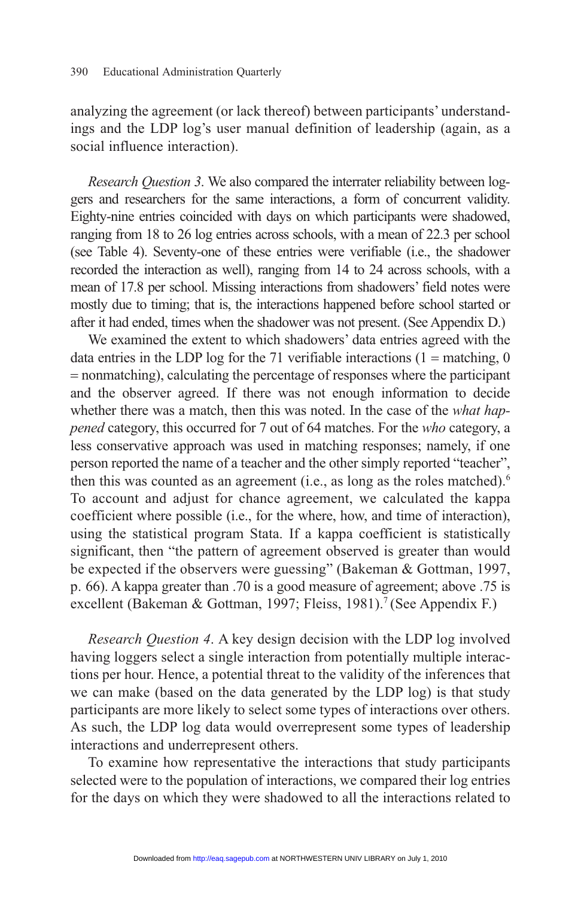analyzing the agreement (or lack thereof) between participants' understandings and the LDP log's user manual definition of leadership (again, as a social influence interaction).

*Research Question 3*. We also compared the interrater reliability between loggers and researchers for the same interactions, a form of concurrent validity. Eighty-nine entries coincided with days on which participants were shadowed, ranging from 18 to 26 log entries across schools, with a mean of 22.3 per school (see Table 4). Seventy-one of these entries were verifiable (i.e., the shadower recorded the interaction as well), ranging from 14 to 24 across schools, with a mean of 17.8 per school. Missing interactions from shadowers' field notes were mostly due to timing; that is, the interactions happened before school started or after it had ended, times when the shadower was not present. (See Appendix D.)

We examined the extent to which shadowers' data entries agreed with the data entries in the LDP log for the 71 verifiable interactions (1 = matching, 0 = nonmatching), calculating the percentage of responses where the participant and the observer agreed. If there was not enough information to decide whether there was a match, then this was noted. In the case of the *what happened* category, this occurred for 7 out of 64 matches. For the *who* category, a less conservative approach was used in matching responses; namely, if one person reported the name of a teacher and the other simply reported "teacher", then this was counted as an agreement (i.e., as long as the roles matched).[6] To account and adjust for chance agreement, we calculated the kappa coefficient where possible (i.e., for the where, how, and time of interaction), using the statistical program Stata. If a kappa coefficient is statistically significant, then "the pattern of agreement observed is greater than would be expected if the observers were guessing" (Bakeman & Gottman, 1997, p. 66). A kappa greater than .70 is a good measure of agreement; above .75 is excellent (Bakeman & Gottman, 1997; Fleiss, 1981).[7] (See Appendix F.)

*Research Question 4*. A key design decision with the LDP log involved having loggers select a single interaction from potentially multiple interactions per hour. Hence, a potential threat to the validity of the inferences that we can make (based on the data generated by the LDP log) is that study participants are more likely to select some types of interactions over others. As such, the LDP log data would overrepresent some types of leadership interactions and underrepresent others.

To examine how representative the interactions that study participants selected were to the population of interactions, we compared their log entries for the days on which they were shadowed to all the interactions related to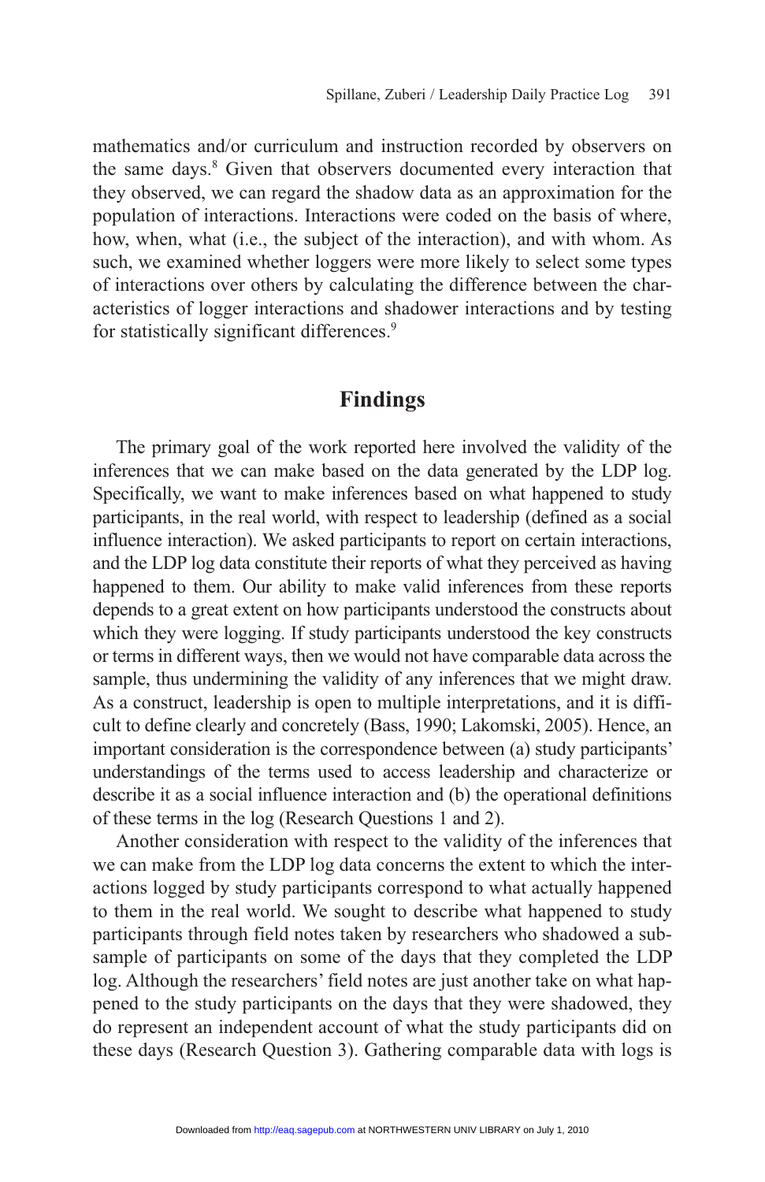mathematics and/or curriculum and instruction recorded by observers on the same days.[8] Given that observers documented every interaction that they observed, we can regard the shadow data as an approximation for the population of interactions. Interactions were coded on the basis of where, how, when, what (i.e., the subject of the interaction), and with whom. As such, we examined whether loggers were more likely to select some types of interactions over others by calculating the difference between the characteristics of logger interactions and shadower interactions and by testing for statistically significant differences.[9]

## Findings

The primary goal of the work reported here involved the validity of the inferences that we can make based on the data generated by the LDP log. Specifically, we want to make inferences based on what happened to study participants, in the real world, with respect to leadership (defined as a social influence interaction). We asked participants to report on certain interactions, and the LDP log data constitute their reports of what they perceived as having happened to them. Our ability to make valid inferences from these reports depends to a great extent on how participants understood the constructs about which they were logging. If study participants understood the key constructs or terms in different ways, then we would not have comparable data across the sample, thus undermining the validity of any inferences that we might draw. As a construct, leadership is open to multiple interpretations, and it is difficult to define clearly and concretely (Bass, 1990; Lakomski, 2005). Hence, an important consideration is the correspondence between (a) study participants' understandings of the terms used to access leadership and characterize or describe it as a social influence interaction and (b) the operational definitions of these terms in the log (Research Questions 1 and 2).

Another consideration with respect to the validity of the inferences that we can make from the LDP log data concerns the extent to which the interactions logged by study participants correspond to what actually happened to them in the real world. We sought to describe what happened to study participants through field notes taken by researchers who shadowed a subsample of participants on some of the days that they completed the LDP log. Although the researchers' field notes are just another take on what happened to the study participants on the days that they were shadowed, they do represent an independent account of what the study participants did on these days (Research Question 3). Gathering comparable data with logs is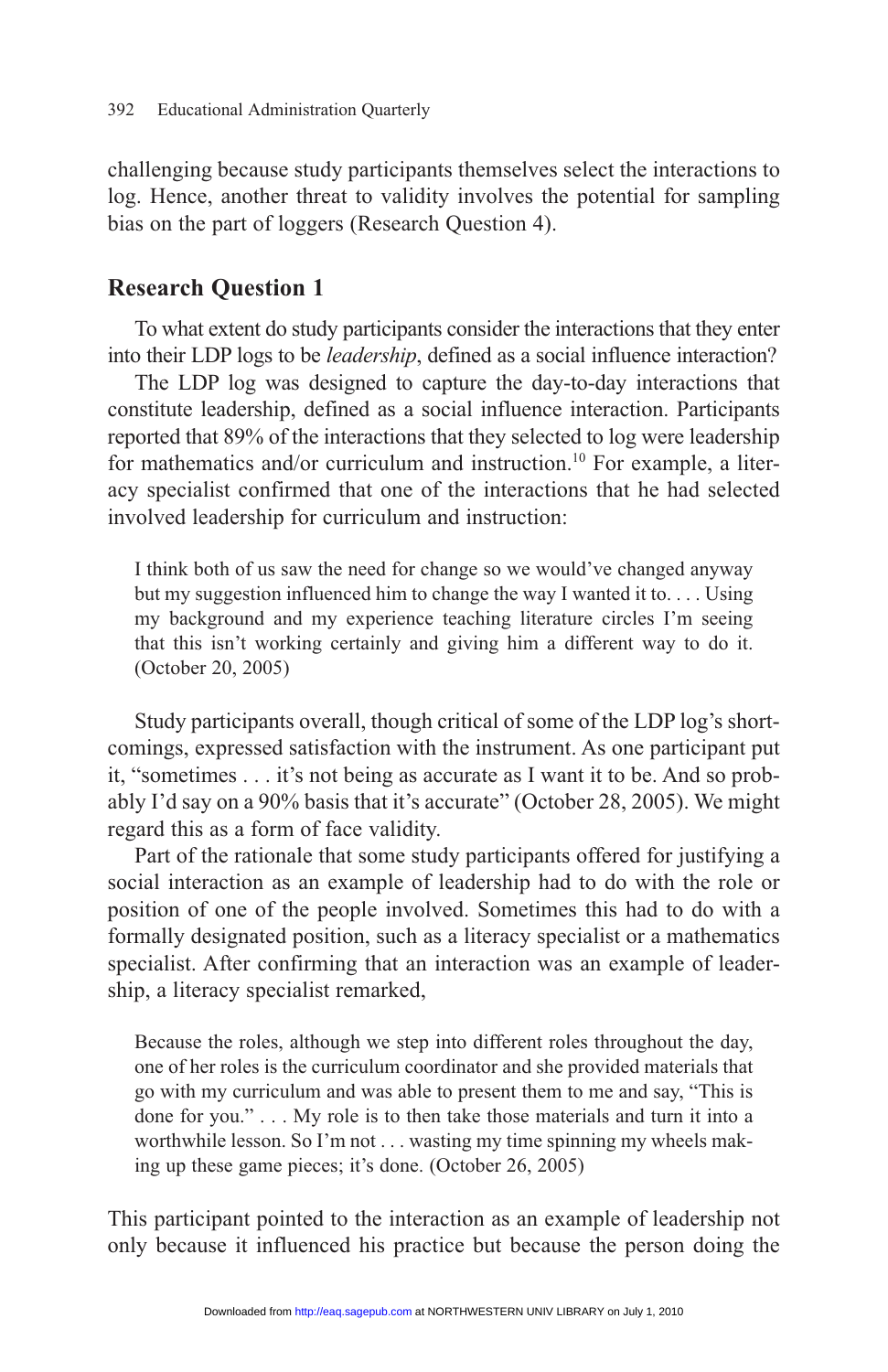challenging because study participants themselves select the interactions to log. Hence, another threat to validity involves the potential for sampling bias on the part of loggers (Research Question 4).

## Research Question 1

To what extent do study participants consider the interactions that they enter into their LDP logs to be *leadership*, defined as a social influence interaction?

The LDP log was designed to capture the day-to-day interactions that constitute leadership, defined as a social influence interaction. Participants reported that 89% of the interactions that they selected to log were leadership for mathematics and/or curriculum and instruction.[10] For example, a literacy specialist confirmed that one of the interactions that he had selected involved leadership for curriculum and instruction:

> I think both of us saw the need for change so we would've changed anyway but my suggestion influenced him to change the way I wanted it to. . . . Using my background and my experience teaching literature circles I'm seeing that this isn't working certainly and giving him a different way to do it. (October 20, 2005)

Study participants overall, though critical of some of the LDP log's shortcomings, expressed satisfaction with the instrument. As one participant put it, "sometimes . . . it's not being as accurate as I want it to be. And so probably I'd say on a 90% basis that it's accurate" (October 28, 2005). We might regard this as a form of face validity.

Part of the rationale that some study participants offered for justifying a social interaction as an example of leadership had to do with the role or position of one of the people involved. Sometimes this had to do with a formally designated position, such as a literacy specialist or a mathematics specialist. After confirming that an interaction was an example of leadership, a literacy specialist remarked,

> Because the roles, although we step into different roles throughout the day, one of her roles is the curriculum coordinator and she provided materials that go with my curriculum and was able to present them to me and say, "This is done for you." . . . My role is to then take those materials and turn it into a worthwhile lesson. So I'm not . . . wasting my time spinning my wheels making up these game pieces; it's done. (October 26, 2005)

This participant pointed to the interaction as an example of leadership not only because it influenced his practice but because the person doing the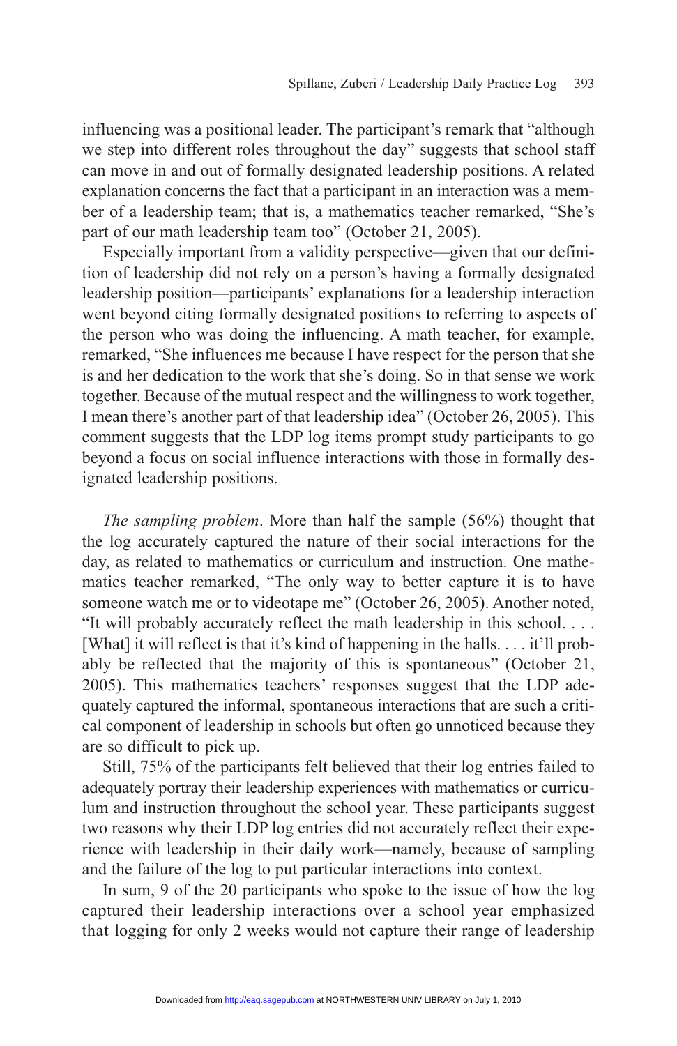influencing was a positional leader. The participant's remark that "although we step into different roles throughout the day" suggests that school staff can move in and out of formally designated leadership positions. A related explanation concerns the fact that a participant in an interaction was a member of a leadership team; that is, a mathematics teacher remarked, "She's part of our math leadership team too" (October 21, 2005).

Especially important from a validity perspective—given that our definition of leadership did not rely on a person's having a formally designated leadership position—participants' explanations for a leadership interaction went beyond citing formally designated positions to referring to aspects of the person who was doing the influencing. A math teacher, for example, remarked, "She influences me because I have respect for the person that she is and her dedication to the work that she's doing. So in that sense we work together. Because of the mutual respect and the willingness to work together, I mean there's another part of that leadership idea" (October 26, 2005). This comment suggests that the LDP log items prompt study participants to go beyond a focus on social influence interactions with those in formally designated leadership positions.

*The sampling problem*. More than half the sample (56%) thought that the log accurately captured the nature of their social interactions for the day, as related to mathematics or curriculum and instruction. One mathematics teacher remarked, "The only way to better capture it is to have someone watch me or to videotape me" (October 26, 2005). Another noted, "It will probably accurately reflect the math leadership in this school. . . . [What] it will reflect is that it's kind of happening in the halls. . . . it'll probably be reflected that the majority of this is spontaneous" (October 21, 2005). This mathematics teachers' responses suggest that the LDP adequately captured the informal, spontaneous interactions that are such a critical component of leadership in schools but often go unnoticed because they are so difficult to pick up.

Still, 75% of the participants felt believed that their log entries failed to adequately portray their leadership experiences with mathematics or curriculum and instruction throughout the school year. These participants suggest two reasons why their LDP log entries did not accurately reflect their experience with leadership in their daily work—namely, because of sampling and the failure of the log to put particular interactions into context.

In sum, 9 of the 20 participants who spoke to the issue of how the log captured their leadership interactions over a school year emphasized that logging for only 2 weeks would not capture their range of leadership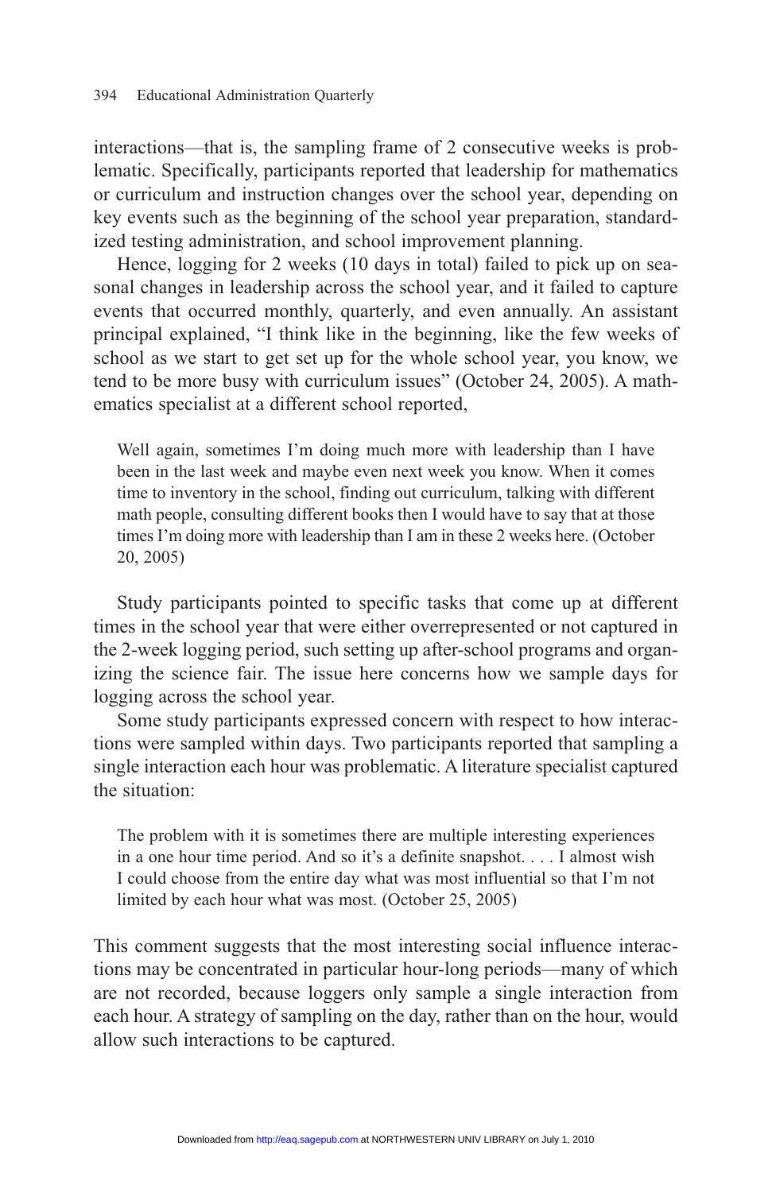interactions—that is, the sampling frame of 2 consecutive weeks is problematic. Specifically, participants reported that leadership for mathematics or curriculum and instruction changes over the school year, depending on key events such as the beginning of the school year preparation, standardized testing administration, and school improvement planning.

Hence, logging for 2 weeks (10 days in total) failed to pick up on seasonal changes in leadership across the school year, and it failed to capture events that occurred monthly, quarterly, and even annually. An assistant principal explained, "I think like in the beginning, like the few weeks of school as we start to get set up for the whole school year, you know, we tend to be more busy with curriculum issues" (October 24, 2005). A mathematics specialist at a different school reported,

> Well again, sometimes I'm doing much more with leadership than I have been in the last week and maybe even next week you know. When it comes time to inventory in the school, finding out curriculum, talking with different math people, consulting different books then I would have to say that at those times I'm doing more with leadership than I am in these 2 weeks here. (October 20, 2005)

Study participants pointed to specific tasks that come up at different times in the school year that were either overrepresented or not captured in the 2-week logging period, such setting up after-school programs and organizing the science fair. The issue here concerns how we sample days for logging across the school year.

Some study participants expressed concern with respect to how interactions were sampled within days. Two participants reported that sampling a single interaction each hour was problematic. A literature specialist captured the situation:

> The problem with it is sometimes there are multiple interesting experiences in a one hour time period. And so it's a definite snapshot. . . . I almost wish I could choose from the entire day what was most influential so that I'm not limited by each hour what was most. (October 25, 2005)

This comment suggests that the most interesting social influence interactions may be concentrated in particular hour-long periods—many of which are not recorded, because loggers only sample a single interaction from each hour. A strategy of sampling on the day, rather than on the hour, would allow such interactions to be captured.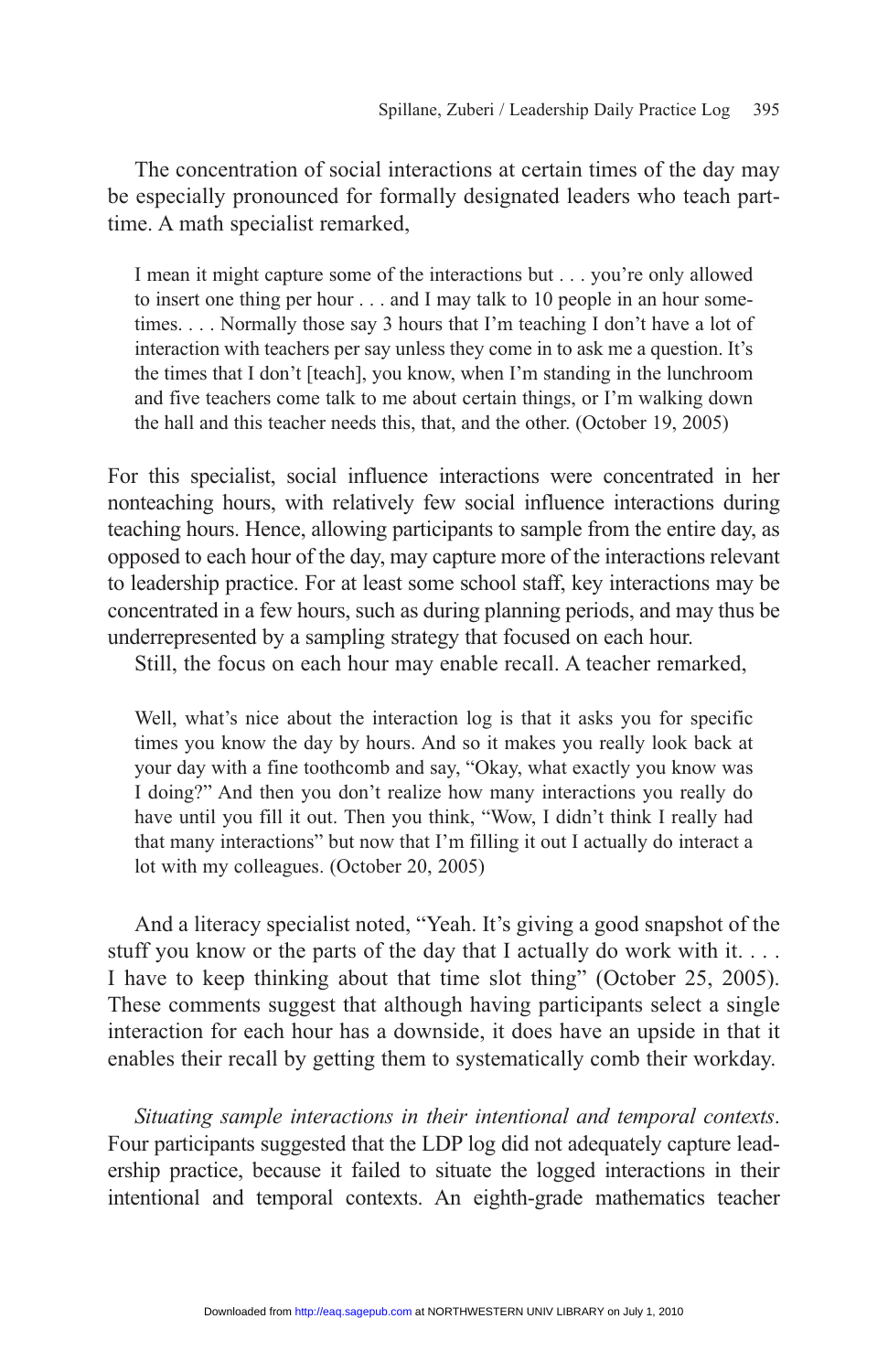The concentration of social interactions at certain times of the day may be especially pronounced for formally designated leaders who teach part-time. A math specialist remarked,

> I mean it might capture some of the interactions but . . . you're only allowed to insert one thing per hour . . . and I may talk to 10 people in an hour sometimes. . . . Normally those say 3 hours that I'm teaching I don't have a lot of interaction with teachers per say unless they come in to ask me a question. It's the times that I don't [teach], you know, when I'm standing in the lunchroom and five teachers come talk to me about certain things, or I'm walking down the hall and this teacher needs this, that, and the other. (October 19, 2005)

For this specialist, social influence interactions were concentrated in her nonteaching hours, with relatively few social influence interactions during teaching hours. Hence, allowing participants to sample from the entire day, as opposed to each hour of the day, may capture more of the interactions relevant to leadership practice. For at least some school staff, key interactions may be concentrated in a few hours, such as during planning periods, and may thus be underrepresented by a sampling strategy that focused on each hour.

Still, the focus on each hour may enable recall. A teacher remarked,

> Well, what's nice about the interaction log is that it asks you for specific times you know the day by hours. And so it makes you really look back at your day with a fine toothcomb and say, "Okay, what exactly you know was I doing?" And then you don't realize how many interactions you really do have until you fill it out. Then you think, "Wow, I didn't think I really had that many interactions" but now that I'm filling it out I actually do interact a lot with my colleagues. (October 20, 2005)

And a literacy specialist noted, "Yeah. It's giving a good snapshot of the stuff you know or the parts of the day that I actually do work with it. . . . I have to keep thinking about that time slot thing" (October 25, 2005). These comments suggest that although having participants select a single interaction for each hour has a downside, it does have an upside in that it enables their recall by getting them to systematically comb their workday.

*Situating sample interactions in their intentional and temporal contexts*. Four participants suggested that the LDP log did not adequately capture leadership practice, because it failed to situate the logged interactions in their intentional and temporal contexts. An eighth-grade mathematics teacher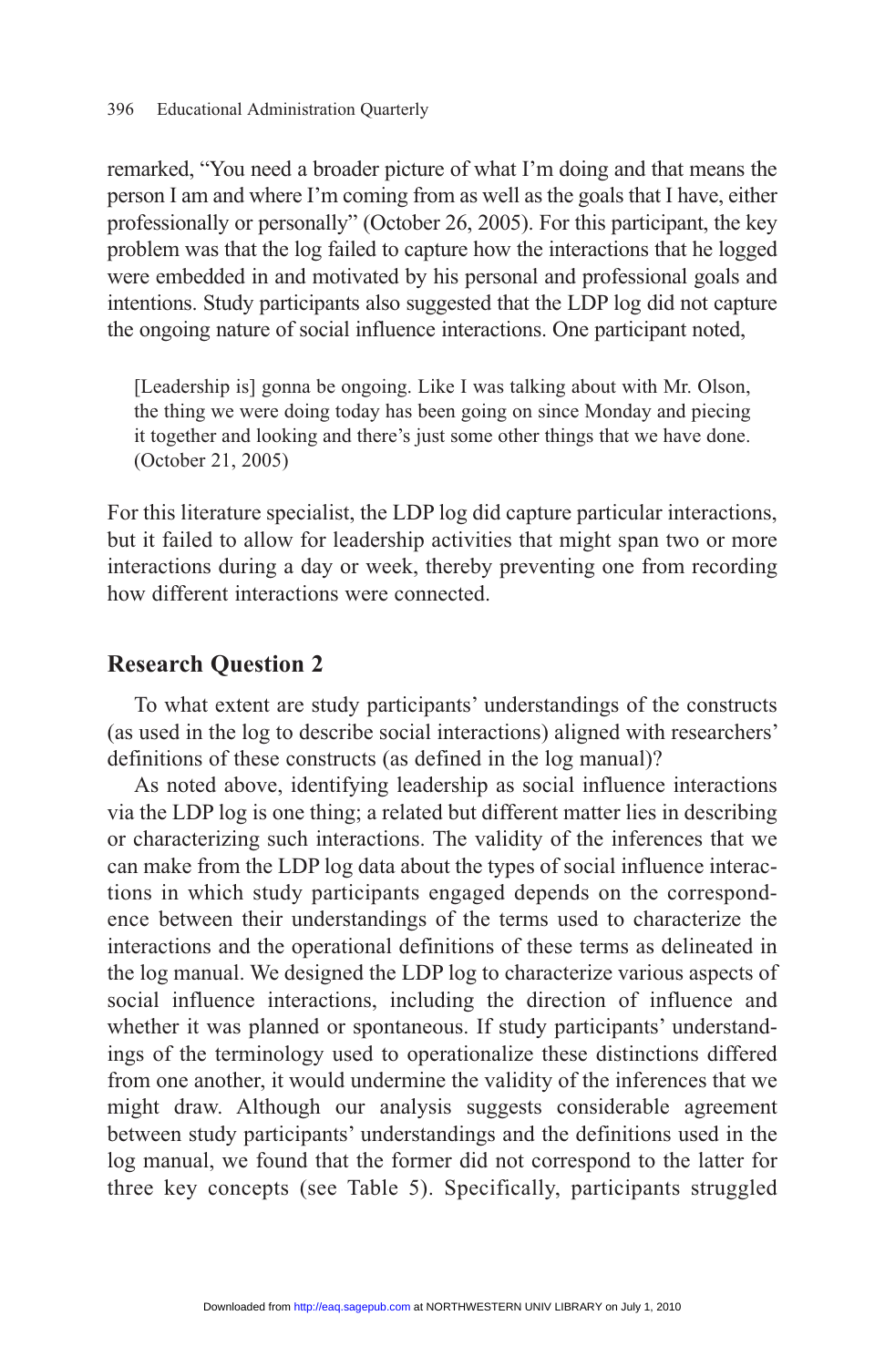remarked, "You need a broader picture of what I'm doing and that means the person I am and where I'm coming from as well as the goals that I have, either professionally or personally" (October 26, 2005). For this participant, the key problem was that the log failed to capture how the interactions that he logged were embedded in and motivated by his personal and professional goals and intentions. Study participants also suggested that the LDP log did not capture the ongoing nature of social influence interactions. One participant noted,

> [Leadership is] gonna be ongoing. Like I was talking about with Mr. Olson, the thing we were doing today has been going on since Monday and piecing it together and looking and there's just some other things that we have done. (October 21, 2005)

For this literature specialist, the LDP log did capture particular interactions, but it failed to allow for leadership activities that might span two or more interactions during a day or week, thereby preventing one from recording how different interactions were connected.

## Research Question 2

To what extent are study participants' understandings of the constructs (as used in the log to describe social interactions) aligned with researchers' definitions of these constructs (as defined in the log manual)?

As noted above, identifying leadership as social influence interactions via the LDP log is one thing; a related but different matter lies in describing or characterizing such interactions. The validity of the inferences that we can make from the LDP log data about the types of social influence interactions in which study participants engaged depends on the correspondence between their understandings of the terms used to characterize the interactions and the operational definitions of these terms as delineated in the log manual. We designed the LDP log to characterize various aspects of social influence interactions, including the direction of influence and whether it was planned or spontaneous. If study participants' understandings of the terminology used to operationalize these distinctions differed from one another, it would undermine the validity of the inferences that we might draw. Although our analysis suggests considerable agreement between study participants' understandings and the definitions used in the log manual, we found that the former did not correspond to the latter for three key concepts (see Table 5). Specifically, participants struggled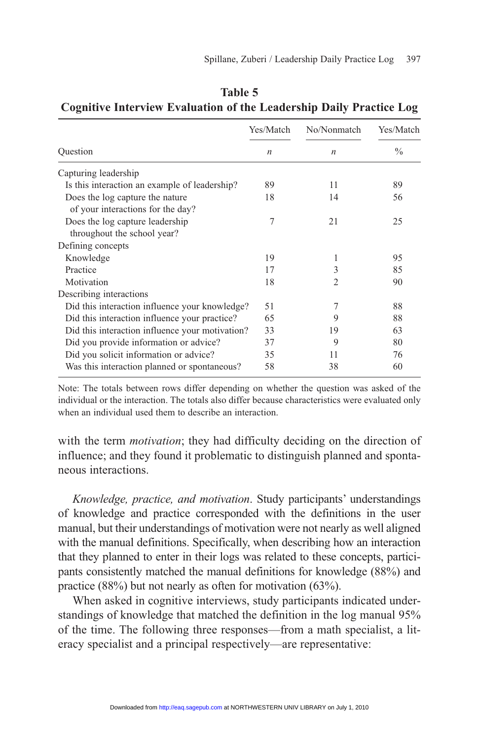**Table 5**
**Cognitive Interview Evaluation of the Leadership Daily Practice Log**

| Question | Yes/Match *n* | No/Nonmatch *n* | Yes/Match % |
|---|---|---|---|
| Capturing leadership | | | |
| Is this interaction an example of leadership? | 89 | 11 | 89 |
| Does the log capture the nature of your interactions for the day? | 18 | 14 | 56 |
| Does the log capture leadership throughout the school year? | 7 | 21 | 25 |
| Defining concepts | | | |
| Knowledge | 19 | 1 | 95 |
| Practice | 17 | 3 | 85 |
| Motivation | 18 | 2 | 90 |
| Describing interactions | | | |
| Did this interaction influence your knowledge? | 51 | 7 | 88 |
| Did this interaction influence your practice? | 65 | 9 | 88 |
| Did this interaction influence your motivation? | 33 | 19 | 63 |
| Did you provide information or advice? | 37 | 9 | 80 |
| Did you solicit information or advice? | 35 | 11 | 76 |
| Was this interaction planned or spontaneous? | 58 | 38 | 60 |

Note: The totals between rows differ depending on whether the question was asked of the individual or the interaction. The totals also differ because characteristics were evaluated only when an individual used them to describe an interaction.

with the term *motivation*; they had difficulty deciding on the direction of influence; and they found it problematic to distinguish planned and spontaneous interactions.

*Knowledge, practice, and motivation*. Study participants' understandings of knowledge and practice corresponded with the definitions in the user manual, but their understandings of motivation were not nearly as well aligned with the manual definitions. Specifically, when describing how an interaction that they planned to enter in their logs was related to these concepts, participants consistently matched the manual definitions for knowledge (88%) and practice (88%) but not nearly as often for motivation (63%).

When asked in cognitive interviews, study participants indicated understandings of knowledge that matched the definition in the log manual 95% of the time. The following three responses—from a math specialist, a literacy specialist and a principal respectively—are representative: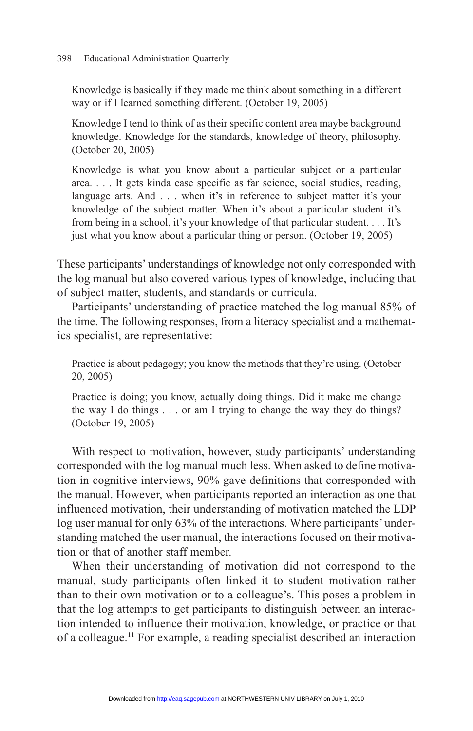> Knowledge is basically if they made me think about something in a different way or if I learned something different. (October 19, 2005)

> Knowledge I tend to think of as their specific content area maybe background knowledge. Knowledge for the standards, knowledge of theory, philosophy. (October 20, 2005)

> Knowledge is what you know about a particular subject or a particular area. . . . It gets kinda case specific as far science, social studies, reading, language arts. And . . . when it's in reference to subject matter it's your knowledge of the subject matter. When it's about a particular student it's from being in a school, it's your knowledge of that particular student. . . . It's just what you know about a particular thing or person. (October 19, 2005)

These participants' understandings of knowledge not only corresponded with the log manual but also covered various types of knowledge, including that of subject matter, students, and standards or curricula.

Participants' understanding of practice matched the log manual 85% of the time. The following responses, from a literacy specialist and a mathematics specialist, are representative:

> Practice is about pedagogy; you know the methods that they're using. (October 20, 2005)

> Practice is doing; you know, actually doing things. Did it make me change the way I do things . . . or am I trying to change the way they do things? (October 19, 2005)

With respect to motivation, however, study participants' understanding corresponded with the log manual much less. When asked to define motivation in cognitive interviews, 90% gave definitions that corresponded with the manual. However, when participants reported an interaction as one that influenced motivation, their understanding of motivation matched the LDP log user manual for only 63% of the interactions. Where participants' understanding matched the user manual, the interactions focused on their motivation or that of another staff member.

When their understanding of motivation did not correspond to the manual, study participants often linked it to student motivation rather than to their own motivation or to a colleague's. This poses a problem in that the log attempts to get participants to distinguish between an interaction intended to influence their motivation, knowledge, or practice or that of a colleague.[11] For example, a reading specialist described an interaction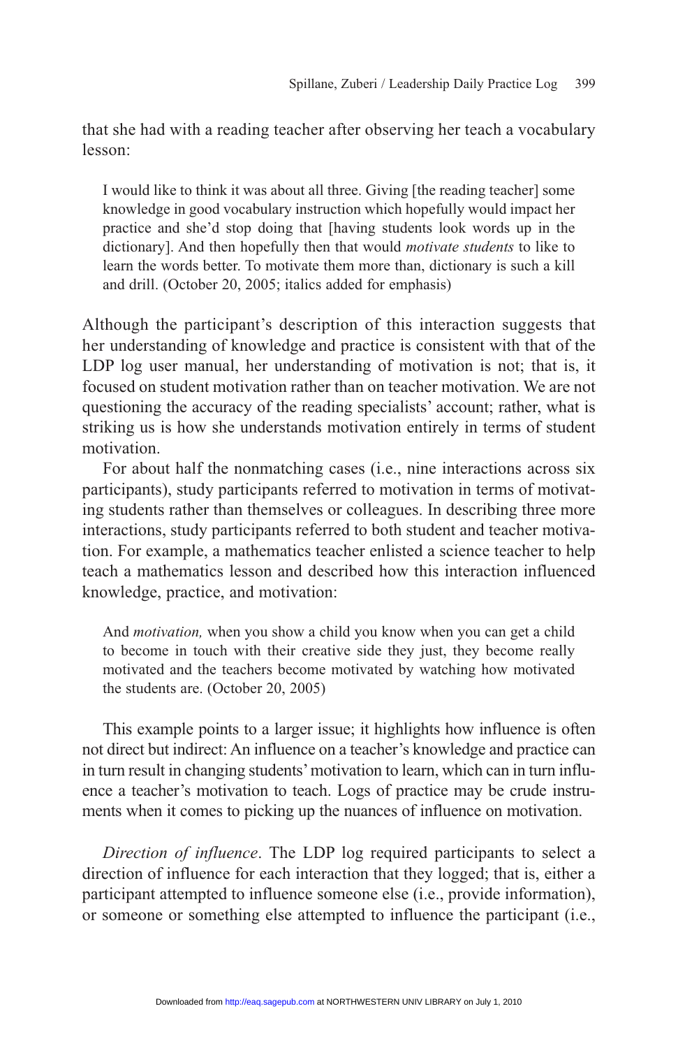that she had with a reading teacher after observing her teach a vocabulary lesson:

> I would like to think it was about all three. Giving [the reading teacher] some knowledge in good vocabulary instruction which hopefully would impact her practice and she'd stop doing that [having students look words up in the dictionary]. And then hopefully then that would *motivate students* to like to learn the words better. To motivate them more than, dictionary is such a kill and drill. (October 20, 2005; italics added for emphasis)

Although the participant's description of this interaction suggests that her understanding of knowledge and practice is consistent with that of the LDP log user manual, her understanding of motivation is not; that is, it focused on student motivation rather than on teacher motivation. We are not questioning the accuracy of the reading specialists' account; rather, what is striking us is how she understands motivation entirely in terms of student motivation.

For about half the nonmatching cases (i.e., nine interactions across six participants), study participants referred to motivation in terms of motivating students rather than themselves or colleagues. In describing three more interactions, study participants referred to both student and teacher motivation. For example, a mathematics teacher enlisted a science teacher to help teach a mathematics lesson and described how this interaction influenced knowledge, practice, and motivation:

> And *motivation,* when you show a child you know when you can get a child to become in touch with their creative side they just, they become really motivated and the teachers become motivated by watching how motivated the students are. (October 20, 2005)

This example points to a larger issue; it highlights how influence is often not direct but indirect: An influence on a teacher's knowledge and practice can in turn result in changing students' motivation to learn, which can in turn influence a teacher's motivation to teach. Logs of practice may be crude instruments when it comes to picking up the nuances of influence on motivation.

*Direction of influence*. The LDP log required participants to select a direction of influence for each interaction that they logged; that is, either a participant attempted to influence someone else (i.e., provide information), or someone or something else attempted to influence the participant (i.e.,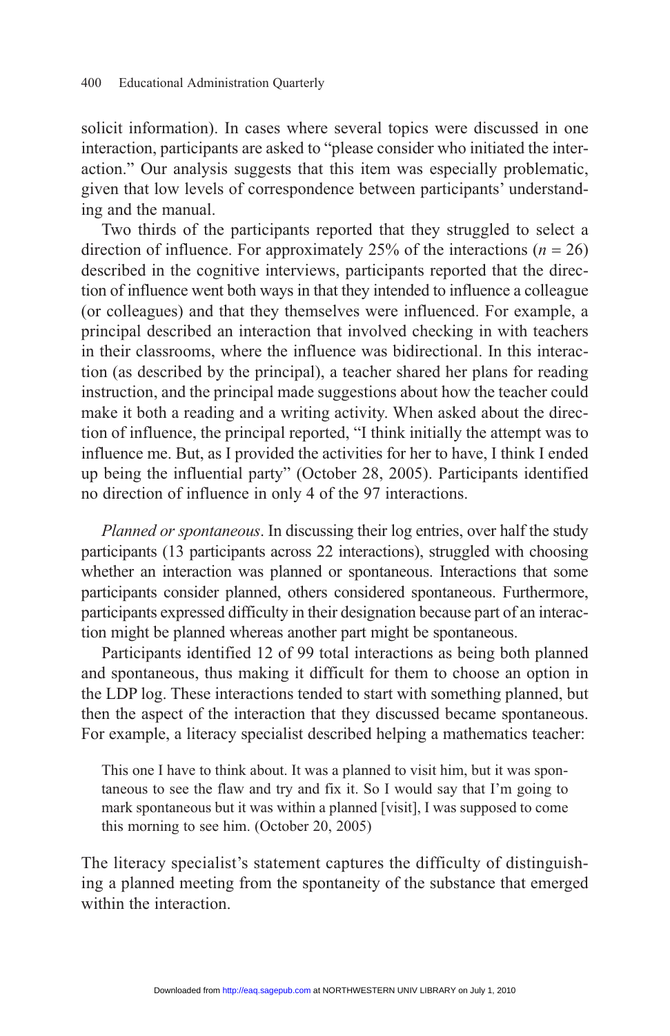solicit information). In cases where several topics were discussed in one interaction, participants are asked to "please consider who initiated the interaction." Our analysis suggests that this item was especially problematic, given that low levels of correspondence between participants' understanding and the manual.

Two thirds of the participants reported that they struggled to select a direction of influence. For approximately 25% of the interactions ($n = 26$) described in the cognitive interviews, participants reported that the direction of influence went both ways in that they intended to influence a colleague (or colleagues) and that they themselves were influenced. For example, a principal described an interaction that involved checking in with teachers in their classrooms, where the influence was bidirectional. In this interaction (as described by the principal), a teacher shared her plans for reading instruction, and the principal made suggestions about how the teacher could make it both a reading and a writing activity. When asked about the direction of influence, the principal reported, "I think initially the attempt was to influence me. But, as I provided the activities for her to have, I think I ended up being the influential party" (October 28, 2005). Participants identified no direction of influence in only 4 of the 97 interactions.

*Planned or spontaneous*. In discussing their log entries, over half the study participants (13 participants across 22 interactions), struggled with choosing whether an interaction was planned or spontaneous. Interactions that some participants consider planned, others considered spontaneous. Furthermore, participants expressed difficulty in their designation because part of an interaction might be planned whereas another part might be spontaneous.

Participants identified 12 of 99 total interactions as being both planned and spontaneous, thus making it difficult for them to choose an option in the LDP log. These interactions tended to start with something planned, but then the aspect of the interaction that they discussed became spontaneous. For example, a literacy specialist described helping a mathematics teacher:

> This one I have to think about. It was a planned to visit him, but it was spontaneous to see the flaw and try and fix it. So I would say that I'm going to mark spontaneous but it was within a planned [visit], I was supposed to come this morning to see him. (October 20, 2005)

The literacy specialist's statement captures the difficulty of distinguishing a planned meeting from the spontaneity of the substance that emerged within the interaction.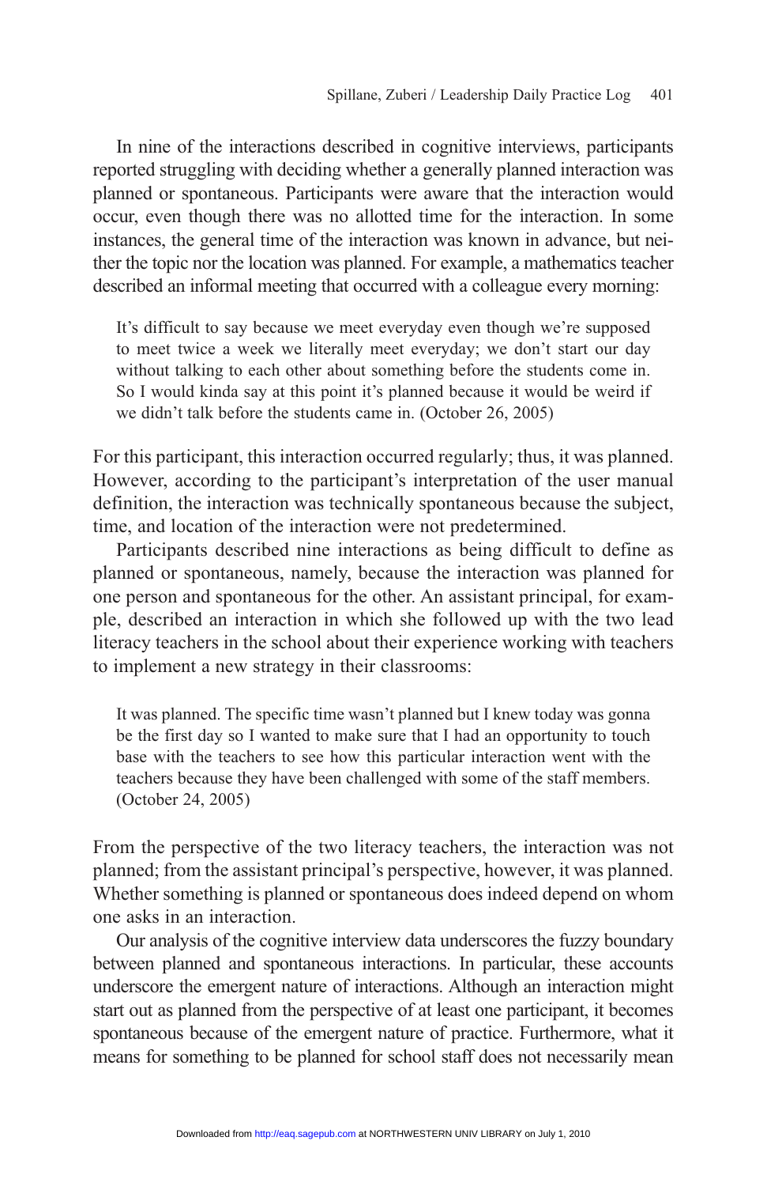In nine of the interactions described in cognitive interviews, participants reported struggling with deciding whether a generally planned interaction was planned or spontaneous. Participants were aware that the interaction would occur, even though there was no allotted time for the interaction. In some instances, the general time of the interaction was known in advance, but neither the topic nor the location was planned. For example, a mathematics teacher described an informal meeting that occurred with a colleague every morning:

> It's difficult to say because we meet everyday even though we're supposed to meet twice a week we literally meet everyday; we don't start our day without talking to each other about something before the students come in. So I would kinda say at this point it's planned because it would be weird if we didn't talk before the students came in. (October 26, 2005)

For this participant, this interaction occurred regularly; thus, it was planned. However, according to the participant's interpretation of the user manual definition, the interaction was technically spontaneous because the subject, time, and location of the interaction were not predetermined.

Participants described nine interactions as being difficult to define as planned or spontaneous, namely, because the interaction was planned for one person and spontaneous for the other. An assistant principal, for example, described an interaction in which she followed up with the two lead literacy teachers in the school about their experience working with teachers to implement a new strategy in their classrooms:

> It was planned. The specific time wasn't planned but I knew today was gonna be the first day so I wanted to make sure that I had an opportunity to touch base with the teachers to see how this particular interaction went with the teachers because they have been challenged with some of the staff members. (October 24, 2005)

From the perspective of the two literacy teachers, the interaction was not planned; from the assistant principal's perspective, however, it was planned. Whether something is planned or spontaneous does indeed depend on whom one asks in an interaction.

Our analysis of the cognitive interview data underscores the fuzzy boundary between planned and spontaneous interactions. In particular, these accounts underscore the emergent nature of interactions. Although an interaction might start out as planned from the perspective of at least one participant, it becomes spontaneous because of the emergent nature of practice. Furthermore, what it means for something to be planned for school staff does not necessarily mean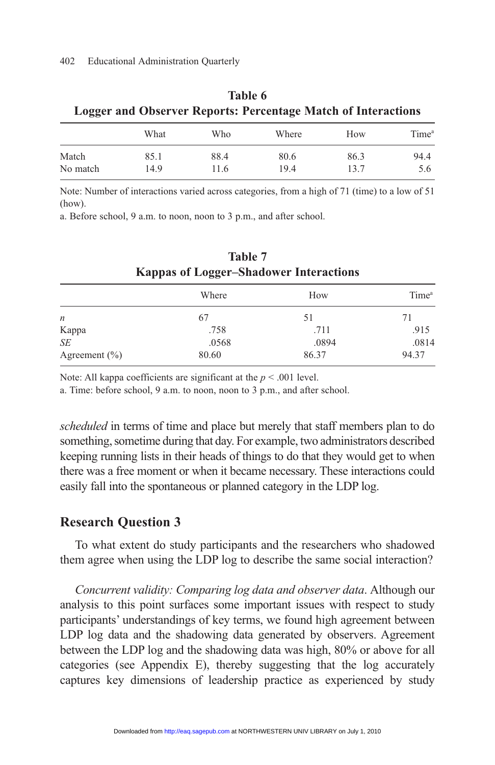**Table 6**
**Logger and Observer Reports: Percentage Match of Interactions**

| | What | Who | Where | How | Time[a] |
|---|---|---|---|---|---|
| Match | 85.1 | 88.4 | 80.6 | 86.3 | 94.4 |
| No match | 14.9 | 11.6 | 19.4 | 13.7 | 5.6 |

Note: Number of interactions varied across categories, from a high of 71 (time) to a low of 51 (how).
a. Before school, 9 a.m. to noon, noon to 3 p.m., and after school.

**Table 7**
**Kappas of Logger–Shadower Interactions**

| | Where | How | Time[a] |
|---|---|---|---|
| *n* | 67 | 51 | 71 |
| Kappa | .758 | .711 | .915 |
| *SE* | .0568 | .0894 | .0814 |
| Agreement (%) | 80.60 | 86.37 | 94.37 |

Note: All kappa coefficients are significant at the $p < .001$ level.
a. Time: before school, 9 a.m. to noon, noon to 3 p.m., and after school.

*scheduled* in terms of time and place but merely that staff members plan to do something, sometime during that day. For example, two administrators described keeping running lists in their heads of things to do that they would get to when there was a free moment or when it became necessary. These interactions could easily fall into the spontaneous or planned category in the LDP log.

## Research Question 3

To what extent do study participants and the researchers who shadowed them agree when using the LDP log to describe the same social interaction?

*Concurrent validity: Comparing log data and observer data*. Although our analysis to this point surfaces some important issues with respect to study participants' understandings of key terms, we found high agreement between LDP log data and the shadowing data generated by observers. Agreement between the LDP log and the shadowing data was high, 80% or above for all categories (see Appendix E), thereby suggesting that the log accurately captures key dimensions of leadership practice as experienced by study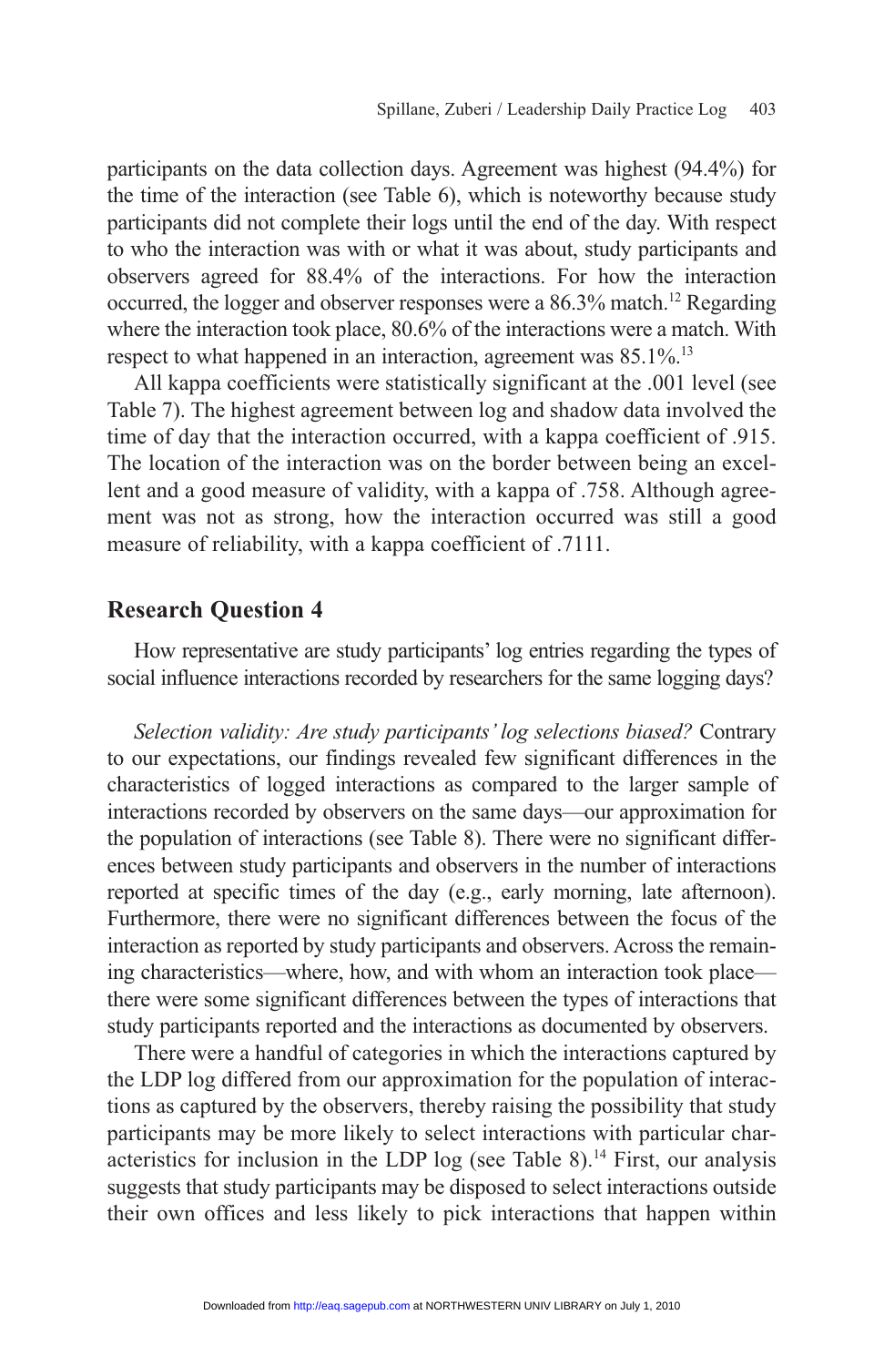participants on the data collection days. Agreement was highest (94.4%) for the time of the interaction (see Table 6), which is noteworthy because study participants did not complete their logs until the end of the day. With respect to who the interaction was with or what it was about, study participants and observers agreed for 88.4% of the interactions. For how the interaction occurred, the logger and observer responses were a 86.3% match.[12] Regarding where the interaction took place, 80.6% of the interactions were a match. With respect to what happened in an interaction, agreement was 85.1%.[13]

All kappa coefficients were statistically significant at the .001 level (see Table 7). The highest agreement between log and shadow data involved the time of day that the interaction occurred, with a kappa coefficient of .915. The location of the interaction was on the border between being an excellent and a good measure of validity, with a kappa of .758. Although agreement was not as strong, how the interaction occurred was still a good measure of reliability, with a kappa coefficient of .7111.

## Research Question 4

How representative are study participants' log entries regarding the types of social influence interactions recorded by researchers for the same logging days?

*Selection validity: Are study participants' log selections biased?* Contrary to our expectations, our findings revealed few significant differences in the characteristics of logged interactions as compared to the larger sample of interactions recorded by observers on the same days—our approximation for the population of interactions (see Table 8). There were no significant differences between study participants and observers in the number of interactions reported at specific times of the day (e.g., early morning, late afternoon). Furthermore, there were no significant differences between the focus of the interaction as reported by study participants and observers. Across the remaining characteristics—where, how, and with whom an interaction took place—there were some significant differences between the types of interactions that study participants reported and the interactions as documented by observers.

There were a handful of categories in which the interactions captured by the LDP log differed from our approximation for the population of interactions as captured by the observers, thereby raising the possibility that study participants may be more likely to select interactions with particular characteristics for inclusion in the LDP log (see Table 8).[14] First, our analysis suggests that study participants may be disposed to select interactions outside their own offices and less likely to pick interactions that happen within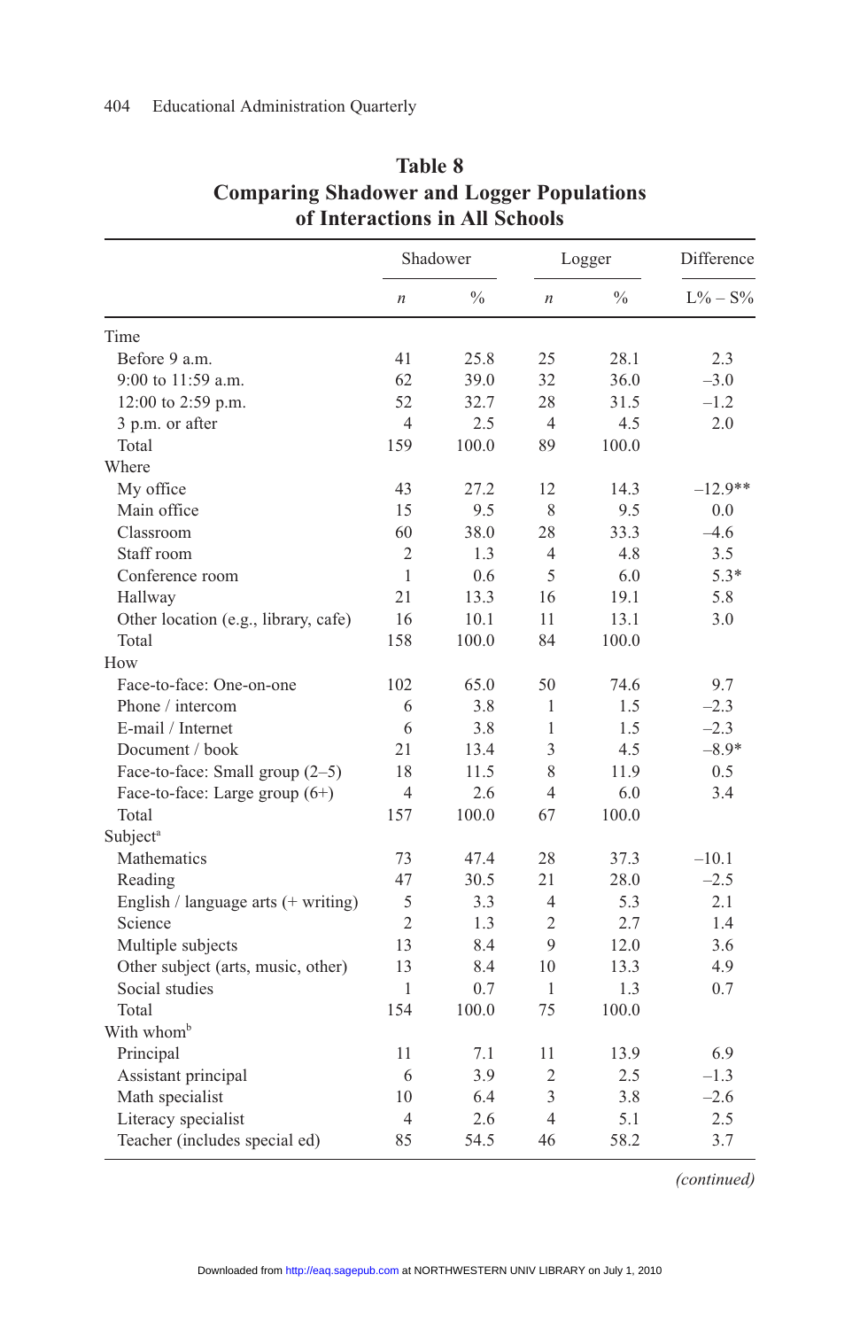**Table 8**
**Comparing Shadower and Logger Populations of Interactions in All Schools**

| | Shadower | | Logger | | Difference |
|---|---|---|---|---|---|
| | *n* | % | *n* | % | L% – S% |
| Time | | | | | |
| Before 9 a.m. | 41 | 25.8 | 25 | 28.1 | 2.3 |
| 9:00 to 11:59 a.m. | 62 | 39.0 | 32 | 36.0 | –3.0 |
| 12:00 to 2:59 p.m. | 52 | 32.7 | 28 | 31.5 | –1.2 |
| 3 p.m. or after | 4 | 2.5 | 4 | 4.5 | 2.0 |
| Total | 159 | 100.0 | 89 | 100.0 | |
| Where | | | | | |
| My office | 43 | 27.2 | 12 | 14.3 | –12.9** |
| Main office | 15 | 9.5 | 8 | 9.5 | 0.0 |
| Classroom | 60 | 38.0 | 28 | 33.3 | –4.6 |
| Staff room | 2 | 1.3 | 4 | 4.8 | 3.5 |
| Conference room | 1 | 0.6 | 5 | 6.0 | 5.3* |
| Hallway | 21 | 13.3 | 16 | 19.1 | 5.8 |
| Other location (e.g., library, cafe) | 16 | 10.1 | 11 | 13.1 | 3.0 |
| Total | 158 | 100.0 | 84 | 100.0 | |
| How | | | | | |
| Face-to-face: One-on-one | 102 | 65.0 | 50 | 74.6 | 9.7 |
| Phone / intercom | 6 | 3.8 | 1 | 1.5 | –2.3 |
| E-mail / Internet | 6 | 3.8 | 1 | 1.5 | –2.3 |
| Document / book | 21 | 13.4 | 3 | 4.5 | –8.9* |
| Face-to-face: Small group (2–5) | 18 | 11.5 | 8 | 11.9 | 0.5 |
| Face-to-face: Large group (6+) | 4 | 2.6 | 4 | 6.0 | 3.4 |
| Total | 157 | 100.0 | 67 | 100.0 | |
| Subject[a] | | | | | |
| Mathematics | 73 | 47.4 | 28 | 37.3 | –10.1 |
| Reading | 47 | 30.5 | 21 | 28.0 | –2.5 |
| English / language arts (+ writing) | 5 | 3.3 | 4 | 5.3 | 2.1 |
| Science | 2 | 1.3 | 2 | 2.7 | 1.4 |
| Multiple subjects | 13 | 8.4 | 9 | 12.0 | 3.6 |
| Other subject (arts, music, other) | 13 | 8.4 | 10 | 13.3 | 4.9 |
| Social studies | 1 | 0.7 | 1 | 1.3 | 0.7 |
| Total | 154 | 100.0 | 75 | 100.0 | |
| With whom[b] | | | | | |
| Principal | 11 | 7.1 | 11 | 13.9 | 6.9 |
| Assistant principal | 6 | 3.9 | 2 | 2.5 | –1.3 |
| Math specialist | 10 | 6.4 | 3 | 3.8 | –2.6 |
| Literacy specialist | 4 | 2.6 | 4 | 5.1 | 2.5 |
| Teacher (includes special ed) | 85 | 54.5 | 46 | 58.2 | 3.7 |

*(continued)*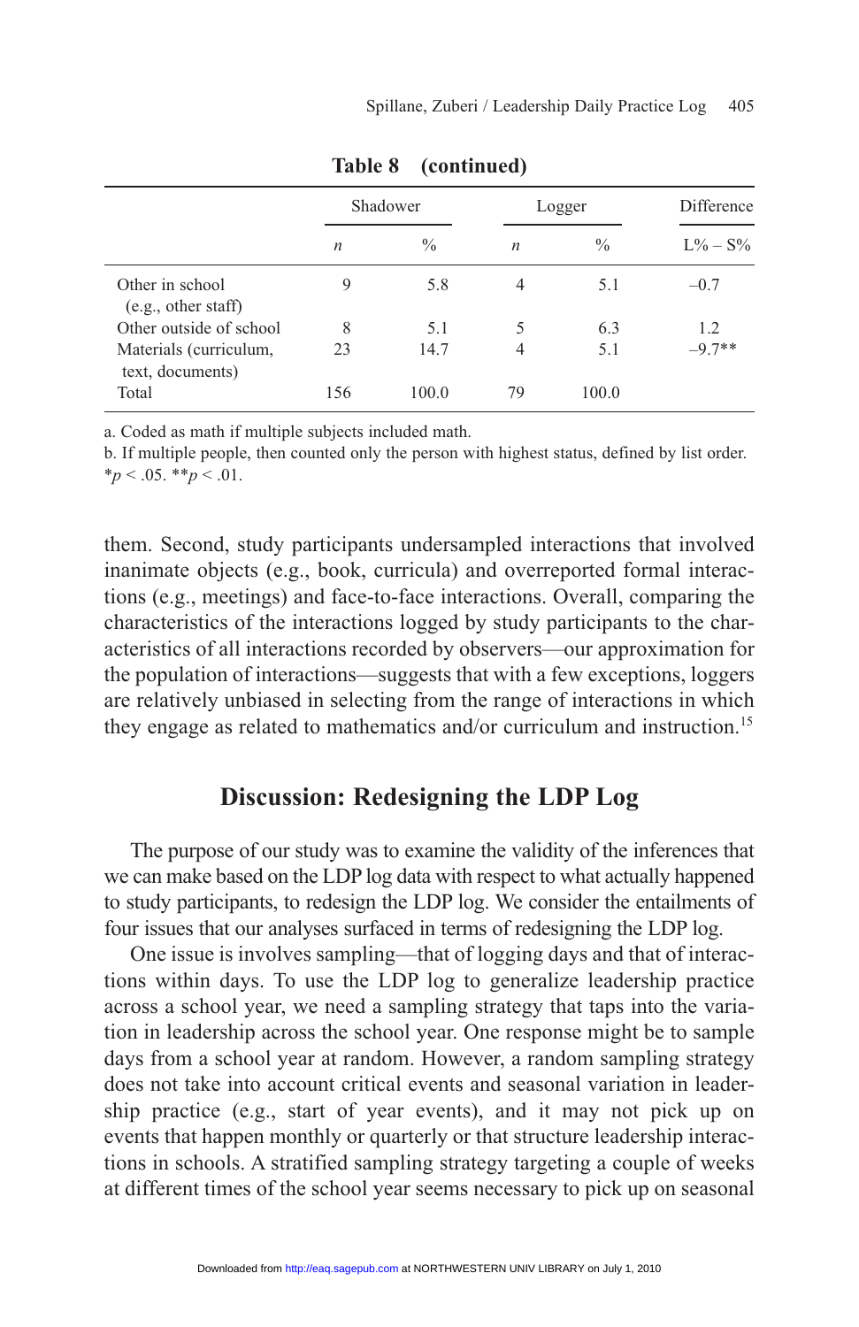**Table 8 (continued)**

| | Shadower | | Logger | | Difference |
|---|---|---|---|---|---|
| | *n* | % | *n* | % | L% – S% |
| Other in school (e.g., other staff) | 9 | 5.8 | 4 | 5.1 | –0.7 |
| Other outside of school | 8 | 5.1 | 5 | 6.3 | 1.2 |
| Materials (curriculum, text, documents) | 23 | 14.7 | 4 | 5.1 | –9.7** |
| Total | 156 | 100.0 | 79 | 100.0 | |

a. Coded as math if multiple subjects included math.
b. If multiple people, then counted only the person with highest status, defined by list order.
$*p < .05$. $**p < .01$.

them. Second, study participants undersampled interactions that involved inanimate objects (e.g., book, curricula) and overreported formal interactions (e.g., meetings) and face-to-face interactions. Overall, comparing the characteristics of the interactions logged by study participants to the characteristics of all interactions recorded by observers—our approximation for the population of interactions—suggests that with a few exceptions, loggers are relatively unbiased in selecting from the range of interactions in which they engage as related to mathematics and/or curriculum and instruction.[15]

## Discussion: Redesigning the LDP Log

The purpose of our study was to examine the validity of the inferences that we can make based on the LDP log data with respect to what actually happened to study participants, to redesign the LDP log. We consider the entailments of four issues that our analyses surfaced in terms of redesigning the LDP log.

One issue is involves sampling—that of logging days and that of interactions within days. To use the LDP log to generalize leadership practice across a school year, we need a sampling strategy that taps into the variation in leadership across the school year. One response might be to sample days from a school year at random. However, a random sampling strategy does not take into account critical events and seasonal variation in leadership practice (e.g., start of year events), and it may not pick up on events that happen monthly or quarterly or that structure leadership interactions in schools. A stratified sampling strategy targeting a couple of weeks at different times of the school year seems necessary to pick up on seasonal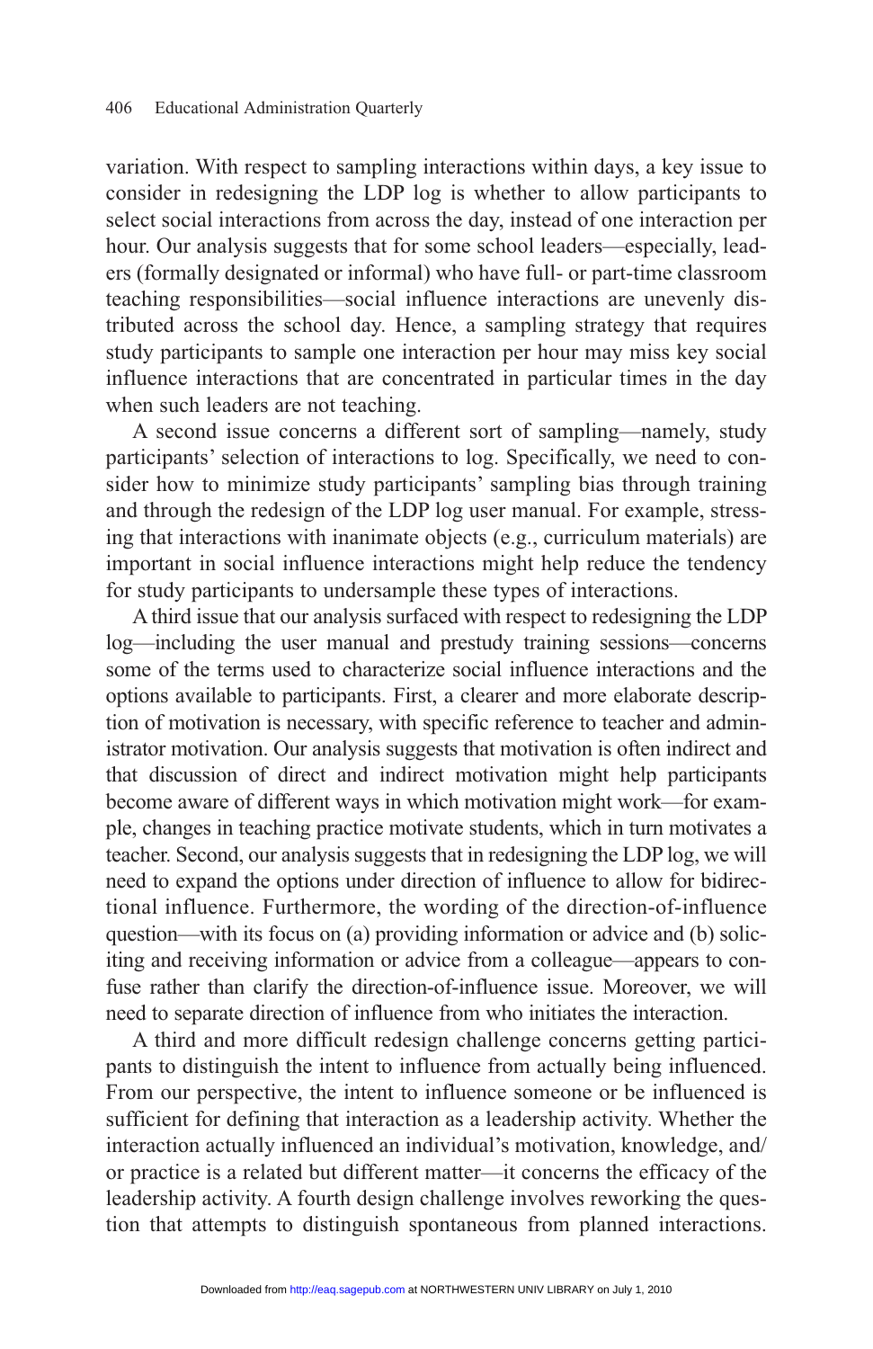variation. With respect to sampling interactions within days, a key issue to consider in redesigning the LDP log is whether to allow participants to select social interactions from across the day, instead of one interaction per hour. Our analysis suggests that for some school leaders—especially, leaders (formally designated or informal) who have full- or part-time classroom teaching responsibilities—social influence interactions are unevenly distributed across the school day. Hence, a sampling strategy that requires study participants to sample one interaction per hour may miss key social influence interactions that are concentrated in particular times in the day when such leaders are not teaching.

A second issue concerns a different sort of sampling—namely, study participants' selection of interactions to log. Specifically, we need to consider how to minimize study participants' sampling bias through training and through the redesign of the LDP log user manual. For example, stressing that interactions with inanimate objects (e.g., curriculum materials) are important in social influence interactions might help reduce the tendency for study participants to undersample these types of interactions.

A third issue that our analysis surfaced with respect to redesigning the LDP log—including the user manual and prestudy training sessions—concerns some of the terms used to characterize social influence interactions and the options available to participants. First, a clearer and more elaborate description of motivation is necessary, with specific reference to teacher and administrator motivation. Our analysis suggests that motivation is often indirect and that discussion of direct and indirect motivation might help participants become aware of different ways in which motivation might work—for example, changes in teaching practice motivate students, which in turn motivates a teacher. Second, our analysis suggests that in redesigning the LDP log, we will need to expand the options under direction of influence to allow for bidirectional influence. Furthermore, the wording of the direction-of-influence question—with its focus on (a) providing information or advice and (b) soliciting and receiving information or advice from a colleague—appears to confuse rather than clarify the direction-of-influence issue. Moreover, we will need to separate direction of influence from who initiates the interaction.

A third and more difficult redesign challenge concerns getting participants to distinguish the intent to influence from actually being influenced. From our perspective, the intent to influence someone or be influenced is sufficient for defining that interaction as a leadership activity. Whether the interaction actually influenced an individual's motivation, knowledge, and/or practice is a related but different matter—it concerns the efficacy of the leadership activity. A fourth design challenge involves reworking the question that attempts to distinguish spontaneous from planned interactions.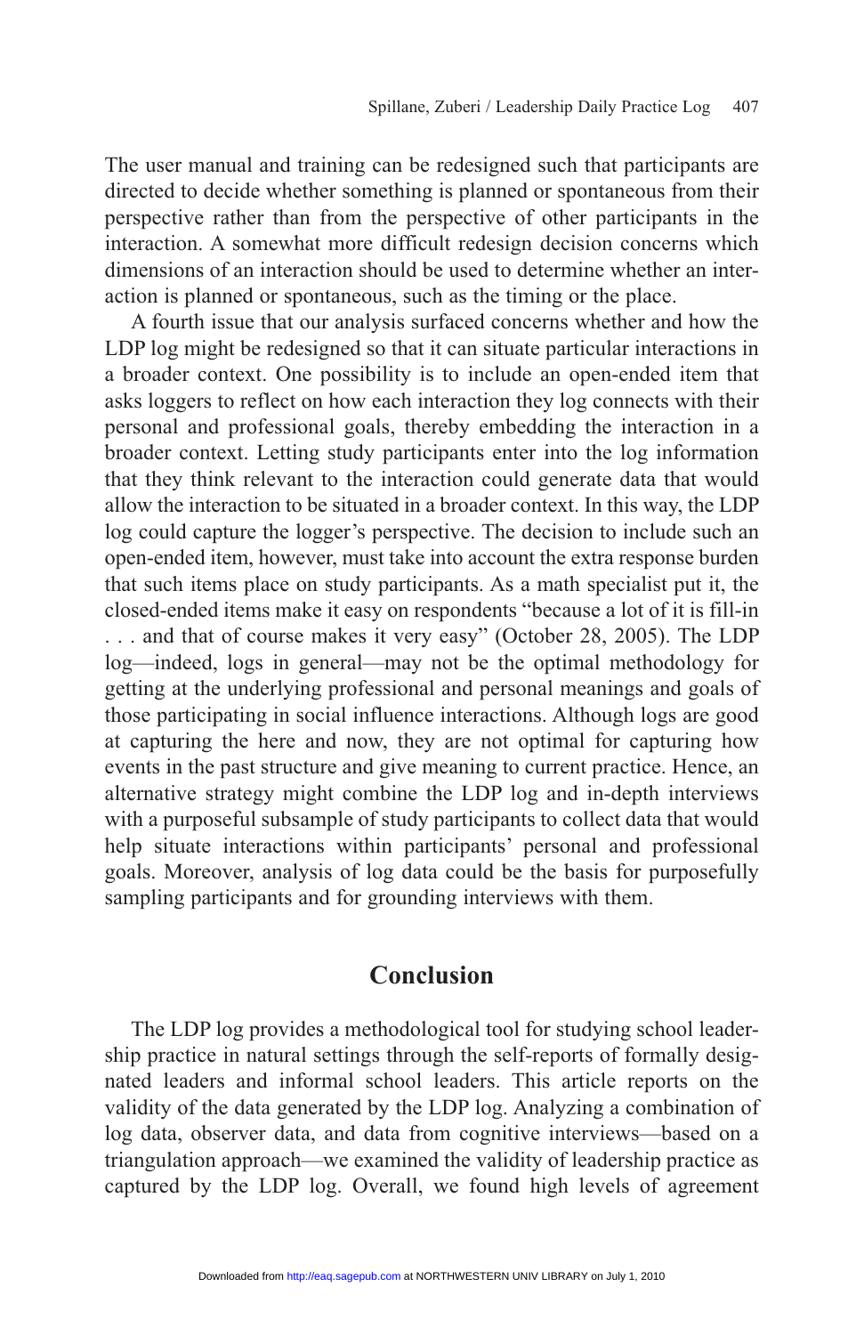The user manual and training can be redesigned such that participants are directed to decide whether something is planned or spontaneous from their perspective rather than from the perspective of other participants in the interaction. A somewhat more difficult redesign decision concerns which dimensions of an interaction should be used to determine whether an interaction is planned or spontaneous, such as the timing or the place.

A fourth issue that our analysis surfaced concerns whether and how the LDP log might be redesigned so that it can situate particular interactions in a broader context. One possibility is to include an open-ended item that asks loggers to reflect on how each interaction they log connects with their personal and professional goals, thereby embedding the interaction in a broader context. Letting study participants enter into the log information that they think relevant to the interaction could generate data that would allow the interaction to be situated in a broader context. In this way, the LDP log could capture the logger's perspective. The decision to include such an open-ended item, however, must take into account the extra response burden that such items place on study participants. As a math specialist put it, the closed-ended items make it easy on respondents "because a lot of it is fill-in . . . and that of course makes it very easy" (October 28, 2005). The LDP log—indeed, logs in general—may not be the optimal methodology for getting at the underlying professional and personal meanings and goals of those participating in social influence interactions. Although logs are good at capturing the here and now, they are not optimal for capturing how events in the past structure and give meaning to current practice. Hence, an alternative strategy might combine the LDP log and in-depth interviews with a purposeful subsample of study participants to collect data that would help situate interactions within participants' personal and professional goals. Moreover, analysis of log data could be the basis for purposefully sampling participants and for grounding interviews with them.

## Conclusion

The LDP log provides a methodological tool for studying school leadership practice in natural settings through the self-reports of formally designated leaders and informal school leaders. This article reports on the validity of the data generated by the LDP log. Analyzing a combination of log data, observer data, and data from cognitive interviews—based on a triangulation approach—we examined the validity of leadership practice as captured by the LDP log. Overall, we found high levels of agreement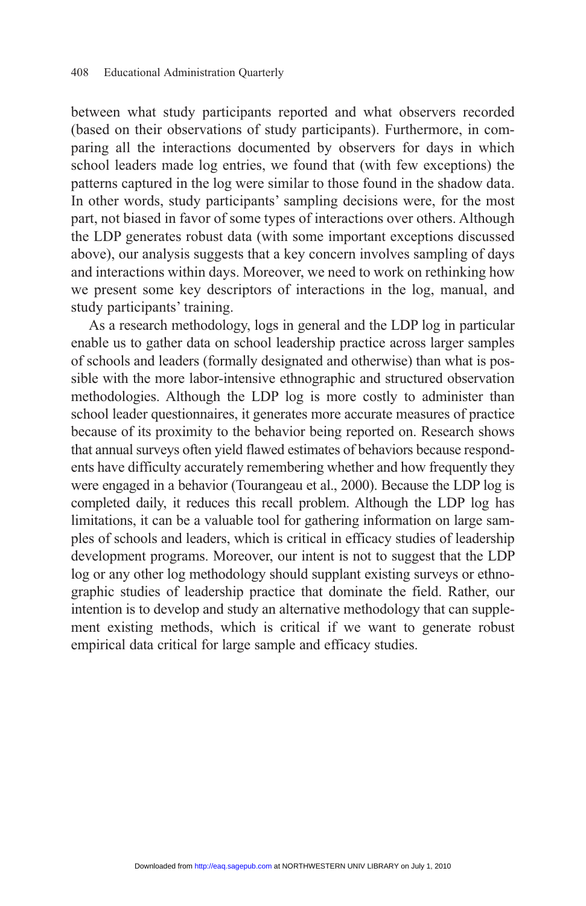between what study participants reported and what observers recorded (based on their observations of study participants). Furthermore, in comparing all the interactions documented by observers for days in which school leaders made log entries, we found that (with few exceptions) the patterns captured in the log were similar to those found in the shadow data. In other words, study participants' sampling decisions were, for the most part, not biased in favor of some types of interactions over others. Although the LDP generates robust data (with some important exceptions discussed above), our analysis suggests that a key concern involves sampling of days and interactions within days. Moreover, we need to work on rethinking how we present some key descriptors of interactions in the log, manual, and study participants' training.

As a research methodology, logs in general and the LDP log in particular enable us to gather data on school leadership practice across larger samples of schools and leaders (formally designated and otherwise) than what is possible with the more labor-intensive ethnographic and structured observation methodologies. Although the LDP log is more costly to administer than school leader questionnaires, it generates more accurate measures of practice because of its proximity to the behavior being reported on. Research shows that annual surveys often yield flawed estimates of behaviors because respondents have difficulty accurately remembering whether and how frequently they were engaged in a behavior (Tourangeau et al., 2000). Because the LDP log is completed daily, it reduces this recall problem. Although the LDP log has limitations, it can be a valuable tool for gathering information on large samples of schools and leaders, which is critical in efficacy studies of leadership development programs. Moreover, our intent is not to suggest that the LDP log or any other log methodology should supplant existing surveys or ethnographic studies of leadership practice that dominate the field. Rather, our intention is to develop and study an alternative methodology that can supplement existing methods, which is critical if we want to generate robust empirical data critical for large sample and efficacy studies.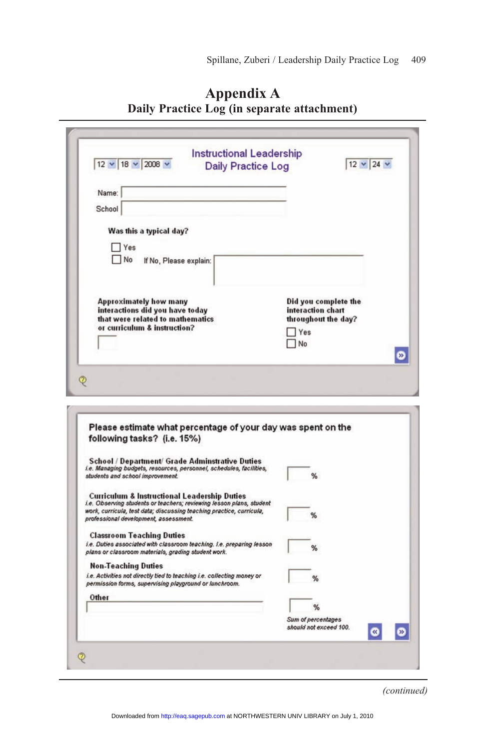# Appendix A

## Daily Practice Log (in separate attachment)

12 | 18 | 2008

**Instructional Leadership Daily Practice Log**

12 | 24

Name:

School

**Was this a typical day?**

- [ ] Yes
- [ ] No   If No, Please explain:

**Approximately how many interactions did you have today that were related to mathematics or curriculum & instruction?**

**Did you complete the interaction chart throughout the day?**

- [ ] Yes
- [ ] No

---

**Please estimate what percentage of your day was spent on the following tasks? (i.e. 15%)**

**School / Department/ Grade Adminstrative Duties**
*i.e. Managing budgets, resources, personnel, schedules, facilities, students and school improvement.* ____ %

**Curriculum & Instructional Leadership Duties**
*i.e. Observing students or teachers; reviewing lesson plans, student work, curricula, test data; discussing teaching practice, curricula, professional development, assessment.* ____ %

**Classroom Teaching Duties**
*i.e. Duties associated with classroom teaching. i.e. preparing lesson plans or classroom materials, grading student work.* ____ %

**Non-Teaching Duties**
*i.e. Activities not directly tied to teaching i.e. collecting money or permission forms, supervising playground or lunchroom.* ____ %

**Other** ____ %

*Sum of percentages should not exceed 100.*

(continued)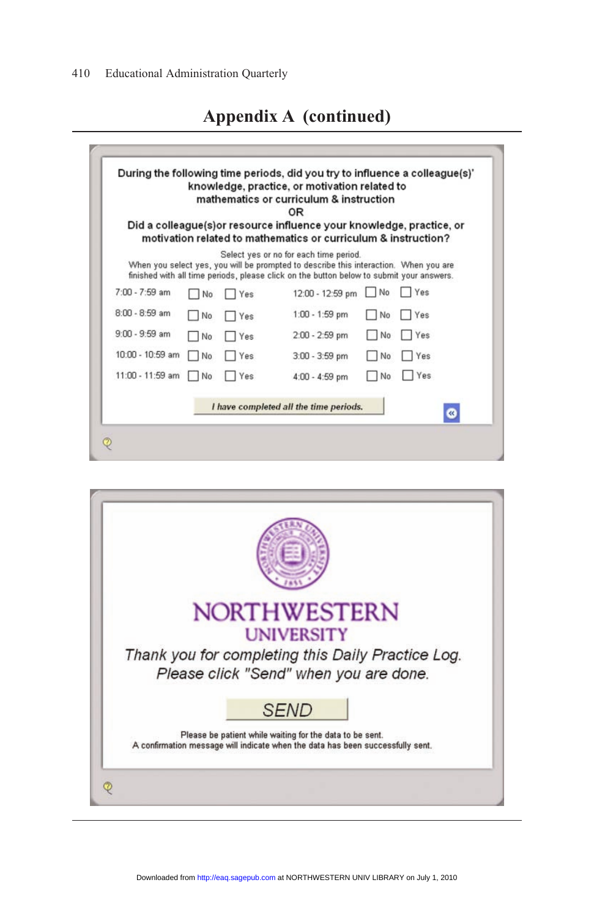## Appendix A (continued)

**During the following time periods, did you try to influence a colleague(s)' knowledge, practice, or motivation related to mathematics or curriculum & instruction**

**OR**

**Did a colleague(s)or resource influence your knowledge, practice, or motivation related to mathematics or curriculum & instruction?**

Select yes or no for each time period.
When you select yes, you will be prompted to describe this interaction. When you are finished with all time periods, please click on the button below to submit your answers.

| | | | | | |
|---|---|---|---|---|---|
| 7:00 - 7:59 am | ☐ No | ☐ Yes | 12:00 - 12:59 pm | ☐ No | ☐ Yes |
| 8:00 - 8:59 am | ☐ No | ☐ Yes | 1:00 - 1:59 pm | ☐ No | ☐ Yes |
| 9:00 - 9:59 am | ☐ No | ☐ Yes | 2:00 - 2:59 pm | ☐ No | ☐ Yes |
| 10:00 - 10:59 am | ☐ No | ☐ Yes | 3:00 - 3:59 pm | ☐ No | ☐ Yes |
| 11:00 - 11:59 am | ☐ No | ☐ Yes | 4:00 - 4:59 pm | ☐ No | ☐ Yes |

*I have completed all the time periods.*

NORTHWESTERN UNIVERSITY

*Thank you for completing this Daily Practice Log.*
*Please click "Send" when you are done.*

SEND

Please be patient while waiting for the data to be sent.
A confirmation message will indicate when the data has been successfully sent.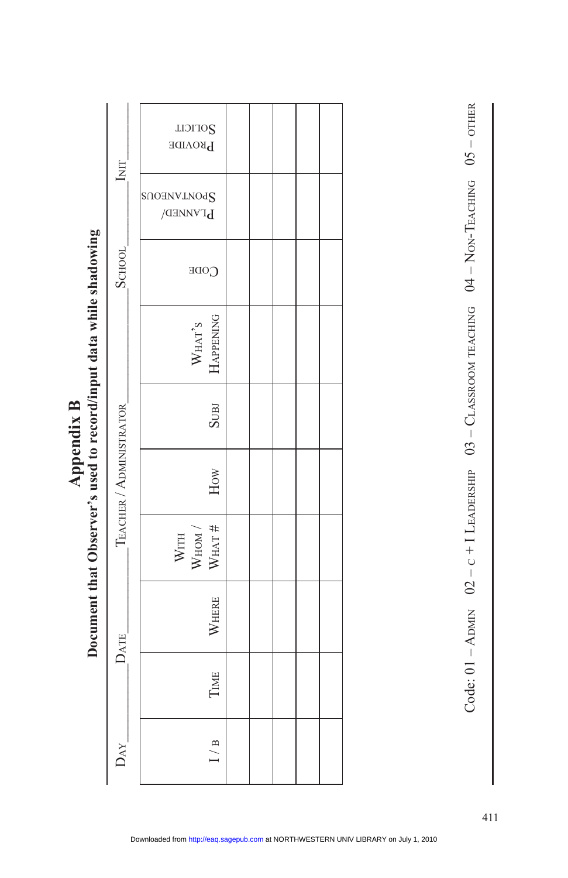# Appendix B

## Document that Observer's used to record/input data while shadowing

Day_______ Date_______ Teacher / Administrator_______ School_______ Init_______

| I / B | Time | Where | With Whom / What # | How | Subj | What's Happening | Code | Planned/ Spontaneous | Provide Solicit |
|---|---|---|---|---|---|---|---|---|---|
| | | | | | | | | | |
| | | | | | | | | | |
| | | | | | | | | | |
| | | | | | | | | | |
| | | | | | | | | | |

Code: 01 – Admin 02 – c + I Leadership 03 – Classroom teaching 04 – Non-Teaching 05 – other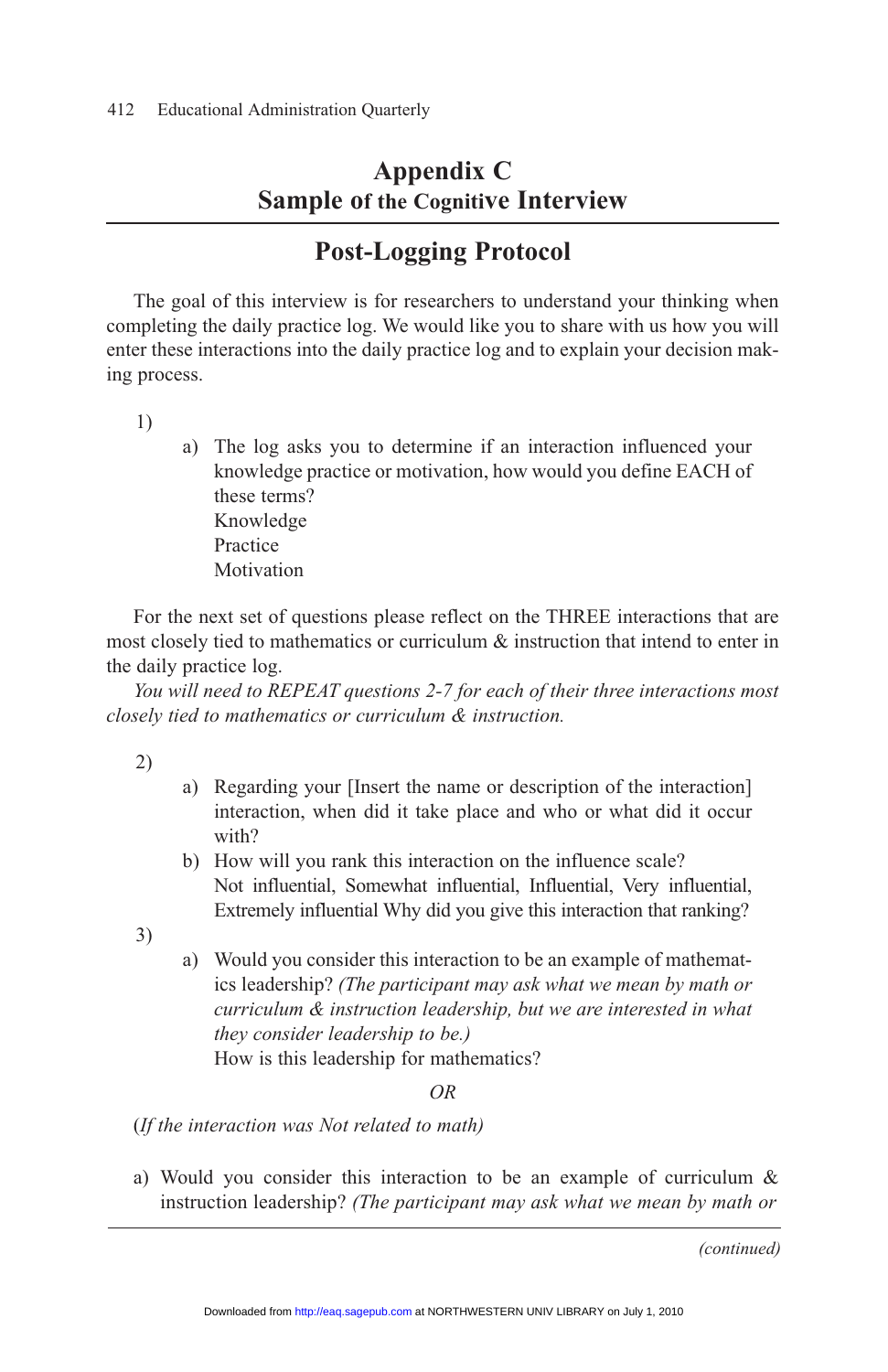# Appendix C
## Sample of the Cognitive Interview

## Post-Logging Protocol

The goal of this interview is for researchers to understand your thinking when completing the daily practice log. We would like you to share with us how you will enter these interactions into the daily practice log and to explain your decision making process.

1)

- a) The log asks you to determine if an interaction influenced your knowledge practice or motivation, how would you define EACH of these terms?
  Knowledge
  Practice
  Motivation

For the next set of questions please reflect on the THREE interactions that are most closely tied to mathematics or curriculum & instruction that intend to enter in the daily practice log.

*You will need to REPEAT questions 2-7 for each of their three interactions most closely tied to mathematics or curriculum & instruction.*

2)

- a) Regarding your [Insert the name or description of the interaction] interaction, when did it take place and who or what did it occur with?
- b) How will you rank this interaction on the influence scale?
  Not influential, Somewhat influential, Influential, Very influential, Extremely influential Why did you give this interaction that ranking?

3)

- a) Would you consider this interaction to be an example of mathematics leadership? *(The participant may ask what we mean by math or curriculum & instruction leadership, but we are interested in what they consider leadership to be.)*
  How is this leadership for mathematics?

*OR*

(*If the interaction was Not related to math)*

a) Would you consider this interaction to be an example of curriculum & instruction leadership? *(The participant may ask what we mean by math or*

*(continued)*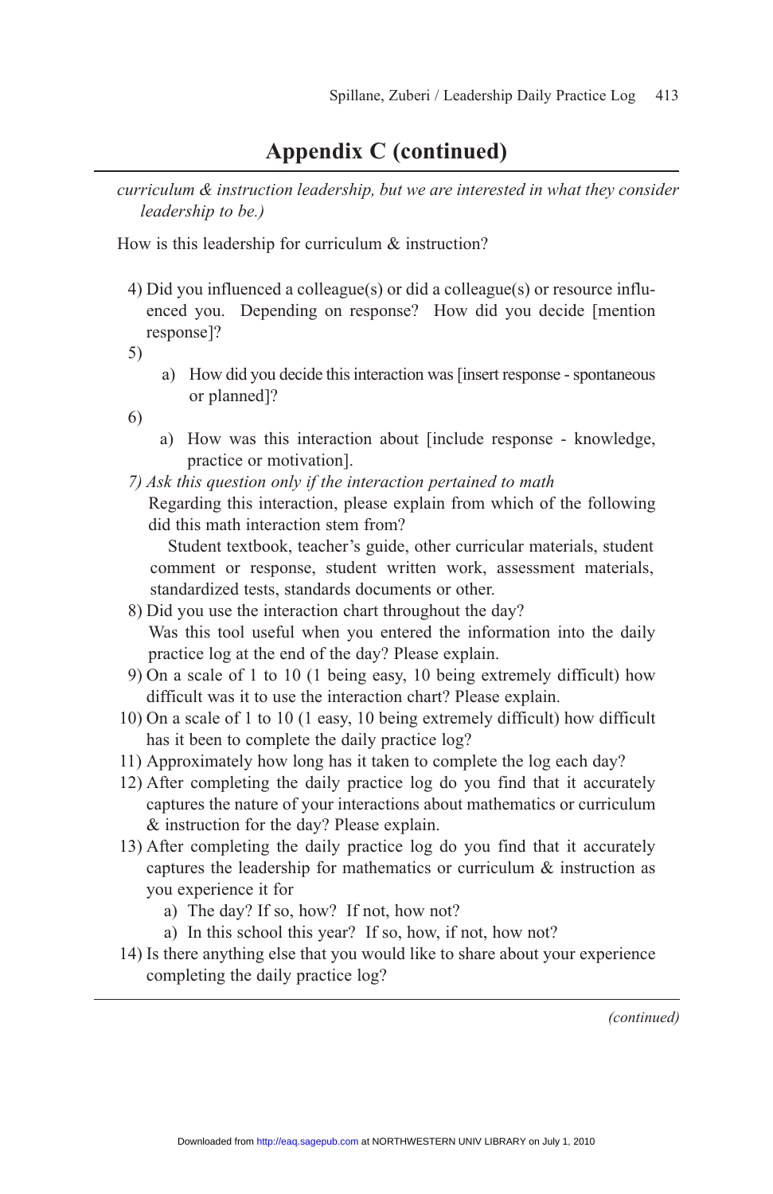## Appendix C (continued)

*curriculum & instruction leadership, but we are interested in what they consider leadership to be.)*

How is this leadership for curriculum & instruction?

4) Did you influenced a colleague(s) or did a colleague(s) or resource influenced you. Depending on response? How did you decide [mention response]?
5) 
   a) How did you decide this interaction was [insert response - spontaneous or planned]?
6) 
   a) How was this interaction about [include response - knowledge, practice or motivation].
7) *Ask this question only if the interaction pertained to math*
   Regarding this interaction, please explain from which of the following did this math interaction stem from?
   Student textbook, teacher's guide, other curricular materials, student comment or response, student written work, assessment materials, standardized tests, standards documents or other.
8) Did you use the interaction chart throughout the day?
   Was this tool useful when you entered the information into the daily practice log at the end of the day? Please explain.
9) On a scale of 1 to 10 (1 being easy, 10 being extremely difficult) how difficult was it to use the interaction chart? Please explain.
10) On a scale of 1 to 10 (1 easy, 10 being extremely difficult) how difficult has it been to complete the daily practice log?
11) Approximately how long has it taken to complete the log each day?
12) After completing the daily practice log do you find that it accurately captures the nature of your interactions about mathematics or curriculum & instruction for the day? Please explain.
13) After completing the daily practice log do you find that it accurately captures the leadership for mathematics or curriculum & instruction as you experience it for
    a) The day? If so, how? If not, how not?
    a) In this school this year? If so, how, if not, how not?
14) Is there anything else that you would like to share about your experience completing the daily practice log?

*(continued)*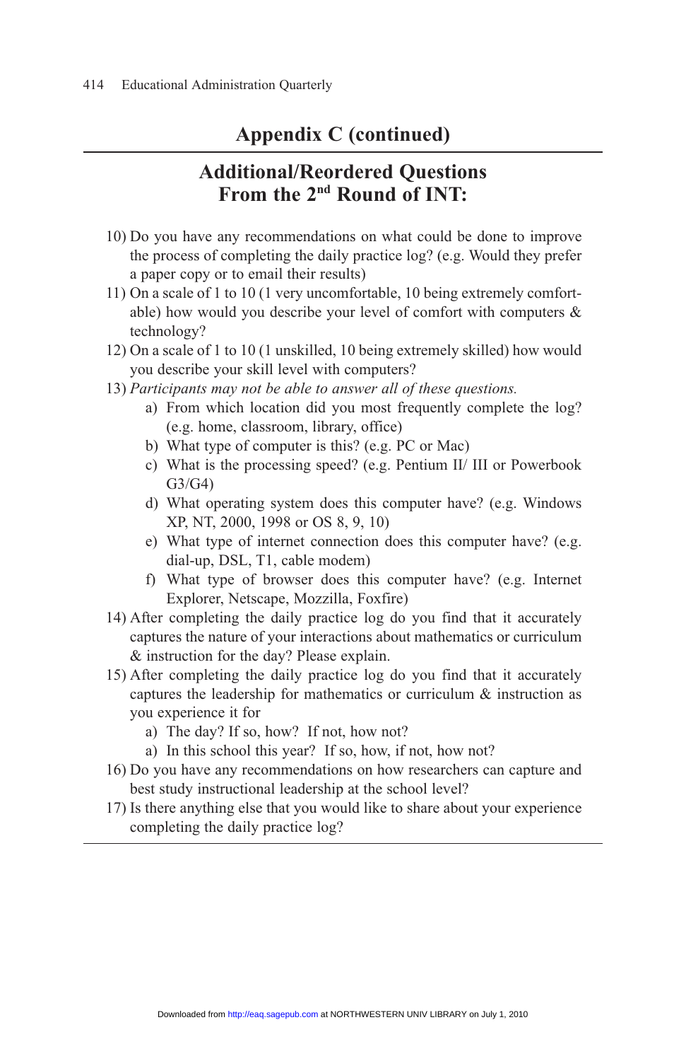## Appendix C (continued)

### Additional/Reordered Questions From the 2nd Round of INT:

10) Do you have any recommendations on what could be done to improve the process of completing the daily practice log? (e.g. Would they prefer a paper copy or to email their results)
11) On a scale of 1 to 10 (1 very uncomfortable, 10 being extremely comfortable) how would you describe your level of comfort with computers & technology?
12) On a scale of 1 to 10 (1 unskilled, 10 being extremely skilled) how would you describe your skill level with computers?
13) *Participants may not be able to answer all of these questions.*
    a) From which location did you most frequently complete the log? (e.g. home, classroom, library, office)
    b) What type of computer is this? (e.g. PC or Mac)
    c) What is the processing speed? (e.g. Pentium II/ III or Powerbook G3/G4)
    d) What operating system does this computer have? (e.g. Windows XP, NT, 2000, 1998 or OS 8, 9, 10)
    e) What type of internet connection does this computer have? (e.g. dial-up, DSL, T1, cable modem)
    f) What type of browser does this computer have? (e.g. Internet Explorer, Netscape, Mozzilla, Foxfire)
14) After completing the daily practice log do you find that it accurately captures the nature of your interactions about mathematics or curriculum & instruction for the day? Please explain.
15) After completing the daily practice log do you find that it accurately captures the leadership for mathematics or curriculum & instruction as you experience it for
    a) The day? If so, how? If not, how not?
    a) In this school this year? If so, how, if not, how not?
16) Do you have any recommendations on how researchers can capture and best study instructional leadership at the school level?
17) Is there anything else that you would like to share about your experience completing the daily practice log?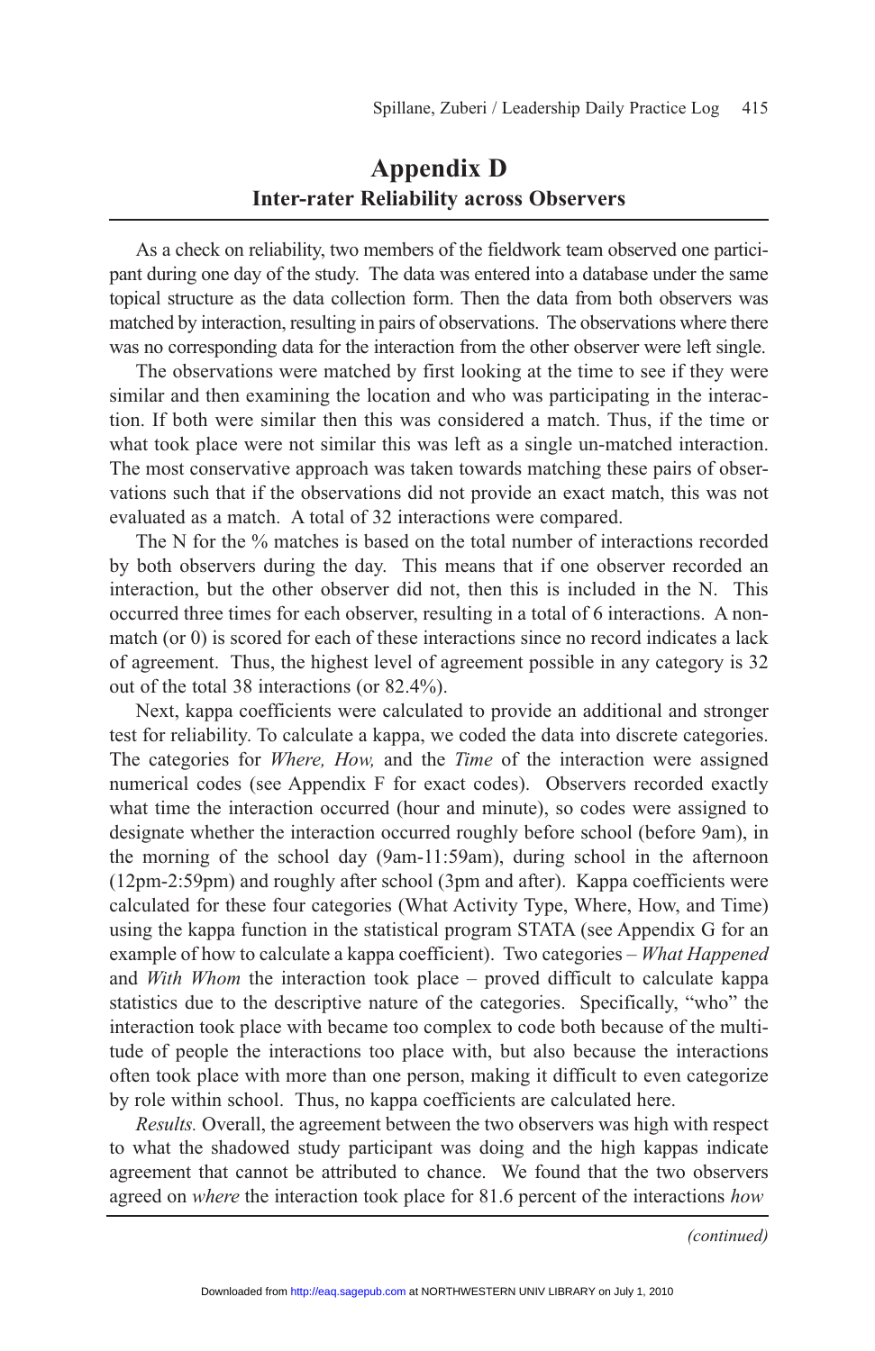# Appendix D
## Inter-rater Reliability across Observers

As a check on reliability, two members of the fieldwork team observed one participant during one day of the study. The data was entered into a database under the same topical structure as the data collection form. Then the data from both observers was matched by interaction, resulting in pairs of observations. The observations where there was no corresponding data for the interaction from the other observer were left single.

The observations were matched by first looking at the time to see if they were similar and then examining the location and who was participating in the interaction. If both were similar then this was considered a match. Thus, if the time or what took place were not similar this was left as a single un-matched interaction. The most conservative approach was taken towards matching these pairs of observations such that if the observations did not provide an exact match, this was not evaluated as a match. A total of 32 interactions were compared.

The N for the % matches is based on the total number of interactions recorded by both observers during the day. This means that if one observer recorded an interaction, but the other observer did not, then this is included in the N. This occurred three times for each observer, resulting in a total of 6 interactions. A non-match (or 0) is scored for each of these interactions since no record indicates a lack of agreement. Thus, the highest level of agreement possible in any category is 32 out of the total 38 interactions (or 82.4%).

Next, kappa coefficients were calculated to provide an additional and stronger test for reliability. To calculate a kappa, we coded the data into discrete categories. The categories for *Where, How,* and the *Time* of the interaction were assigned numerical codes (see Appendix F for exact codes). Observers recorded exactly what time the interaction occurred (hour and minute), so codes were assigned to designate whether the interaction occurred roughly before school (before 9am), in the morning of the school day (9am-11:59am), during school in the afternoon (12pm-2:59pm) and roughly after school (3pm and after). Kappa coefficients were calculated for these four categories (What Activity Type, Where, How, and Time) using the kappa function in the statistical program STATA (see Appendix G for an example of how to calculate a kappa coefficient). Two categories – *What Happened* and *With Whom* the interaction took place – proved difficult to calculate kappa statistics due to the descriptive nature of the categories. Specifically, "who" the interaction took place with became too complex to code both because of the multitude of people the interactions too place with, but also because the interactions often took place with more than one person, making it difficult to even categorize by role within school. Thus, no kappa coefficients are calculated here.

*Results.* Overall, the agreement between the two observers was high with respect to what the shadowed study participant was doing and the high kappas indicate agreement that cannot be attributed to chance. We found that the two observers agreed on *where* the interaction took place for 81.6 percent of the interactions *how*

*(continued)*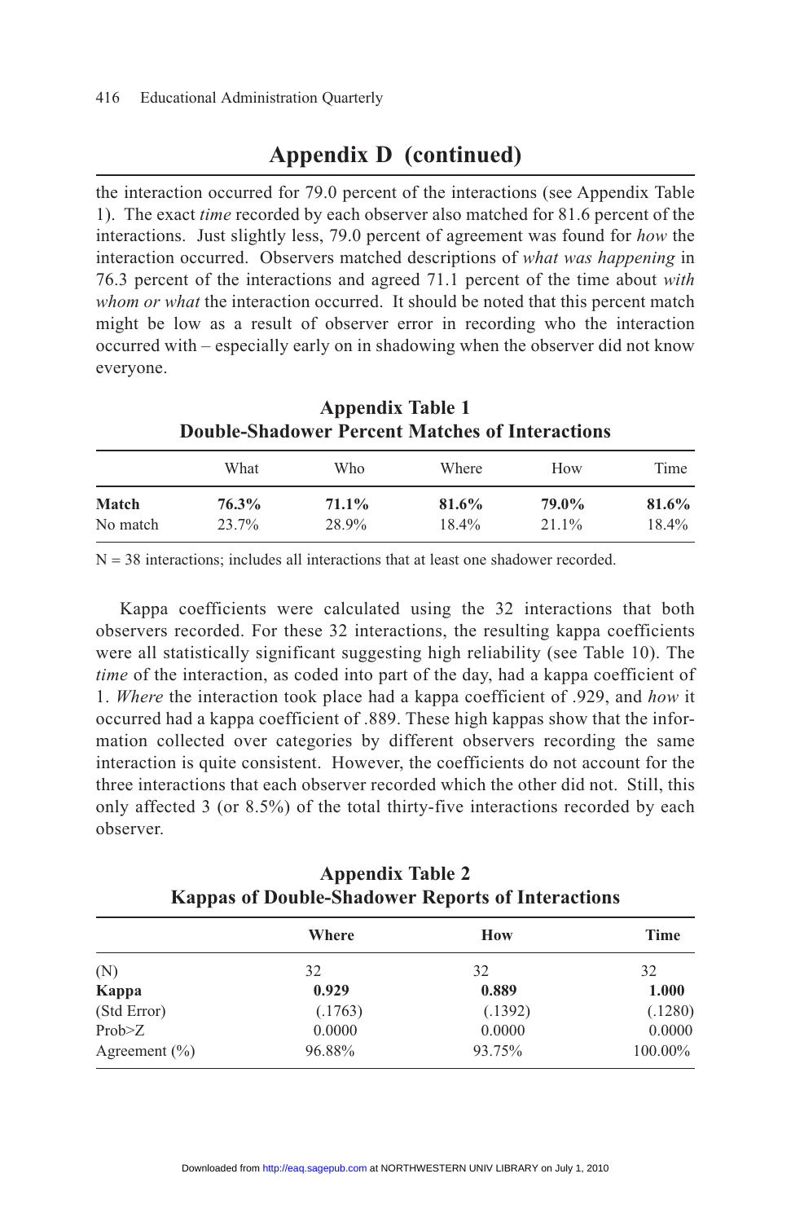## Appendix D (continued)

the interaction occurred for 79.0 percent of the interactions (see Appendix Table 1). The exact *time* recorded by each observer also matched for 81.6 percent of the interactions. Just slightly less, 79.0 percent of agreement was found for *how* the interaction occurred. Observers matched descriptions of *what was happening* in 76.3 percent of the interactions and agreed 71.1 percent of the time about *with whom or what* the interaction occurred. It should be noted that this percent match might be low as a result of observer error in recording who the interaction occurred with – especially early on in shadowing when the observer did not know everyone.

**Appendix Table 1**
**Double-Shadower Percent Matches of Interactions**

| | What | Who | Where | How | Time |
|---|---|---|---|---|---|
| **Match** | **76.3%** | **71.1%** | **81.6%** | **79.0%** | **81.6%** |
| No match | 23.7% | 28.9% | 18.4% | 21.1% | 18.4% |

N = 38 interactions; includes all interactions that at least one shadower recorded.

Kappa coefficients were calculated using the 32 interactions that both observers recorded. For these 32 interactions, the resulting kappa coefficients were all statistically significant suggesting high reliability (see Table 10). The *time* of the interaction, as coded into part of the day, had a kappa coefficient of 1. *Where* the interaction took place had a kappa coefficient of .929, and *how* it occurred had a kappa coefficient of .889. These high kappas show that the information collected over categories by different observers recording the same interaction is quite consistent. However, the coefficients do not account for the three interactions that each observer recorded which the other did not. Still, this only affected 3 (or 8.5%) of the total thirty-five interactions recorded by each observer.

**Appendix Table 2**
**Kappas of Double-Shadower Reports of Interactions**

| | **Where** | **How** | **Time** |
|---|---|---|---|
| (N) | 32 | 32 | 32 |
| **Kappa** | **0.929** | **0.889** | **1.000** |
| (Std Error) | (.1763) | (.1392) | (.1280) |
| Prob>Z | 0.0000 | 0.0000 | 0.0000 |
| Agreement (%) | 96.88% | 93.75% | 100.00% |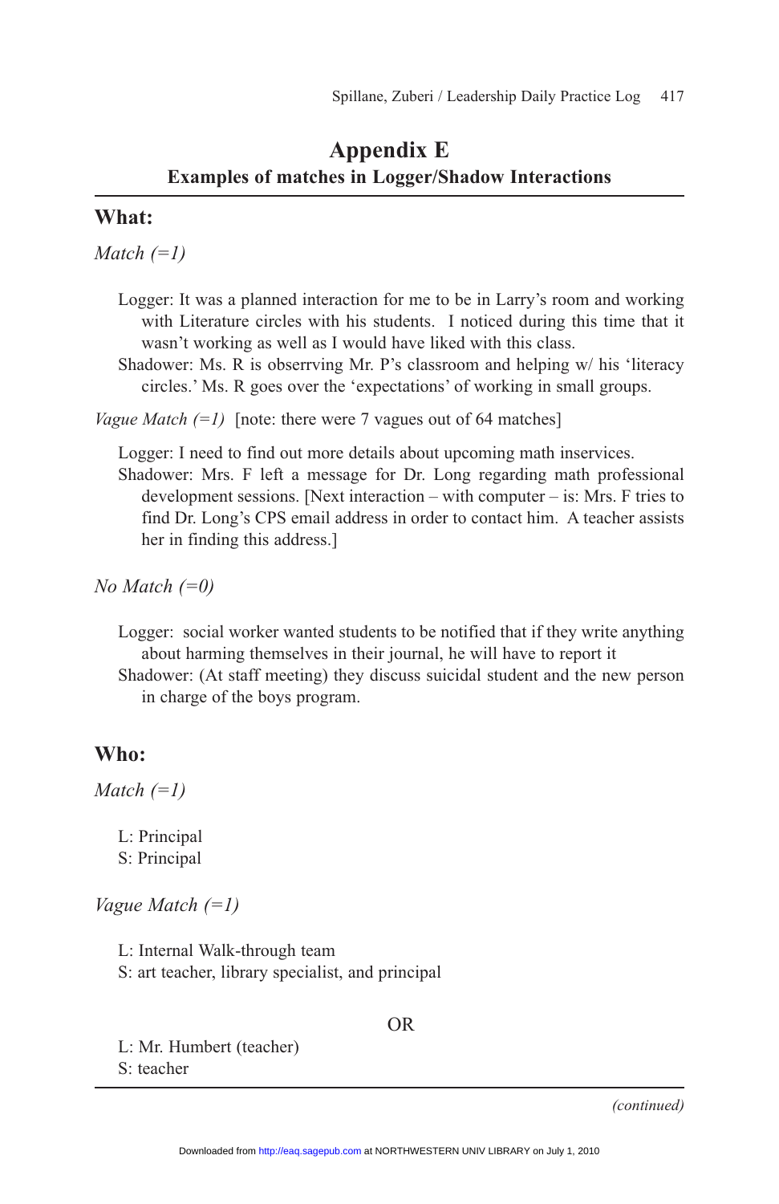# Appendix E

## Examples of matches in Logger/Shadow Interactions

### What:

*Match (=1)*

Logger: It was a planned interaction for me to be in Larry's room and working with Literature circles with his students. I noticed during this time that it wasn't working as well as I would have liked with this class.
Shadower: Ms. R is obserrving Mr. P's classroom and helping w/ his 'literacy circles.' Ms. R goes over the 'expectations' of working in small groups.

*Vague Match (=1)* [note: there were 7 vagues out of 64 matches]

Logger: I need to find out more details about upcoming math inservices.
Shadower: Mrs. F left a message for Dr. Long regarding math professional development sessions. [Next interaction – with computer – is: Mrs. F tries to find Dr. Long's CPS email address in order to contact him. A teacher assists her in finding this address.]

*No Match (=0)*

Logger: social worker wanted students to be notified that if they write anything about harming themselves in their journal, he will have to report it
Shadower: (At staff meeting) they discuss suicidal student and the new person in charge of the boys program.

### Who:

*Match (=1)*

L: Principal
S: Principal

*Vague Match (=1)*

L: Internal Walk-through team
S: art teacher, library specialist, and principal

OR

L: Mr. Humbert (teacher)
S: teacher

*(continued)*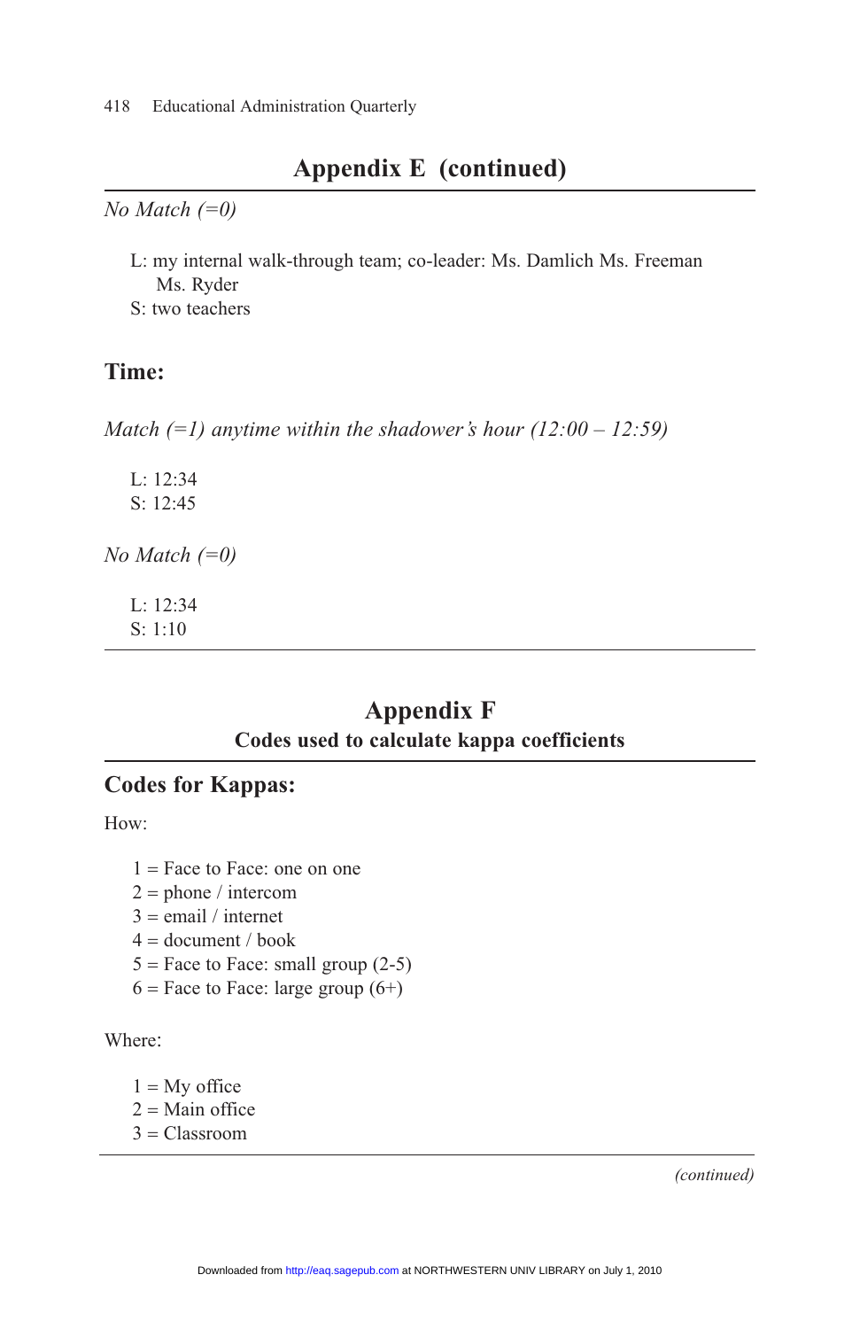## Appendix E (continued)

*No Match (=0)*

L: my internal walk-through team; co-leader: Ms. Damlich Ms. Freeman Ms. Ryder
S: two teachers

### Time:

*Match (=1) anytime within the shadower's hour (12:00 – 12:59)*

L: 12:34
S: 12:45

*No Match (=0)*

L: 12:34
S: 1:10

## Appendix F

**Codes used to calculate kappa coefficients**

### Codes for Kappas:

How:

1 = Face to Face: one on one
2 = phone / intercom
3 = email / internet
4 = document / book
5 = Face to Face: small group (2-5)
6 = Face to Face: large group (6+)

Where:

1 = My office
2 = Main office
3 = Classroom

*(continued)*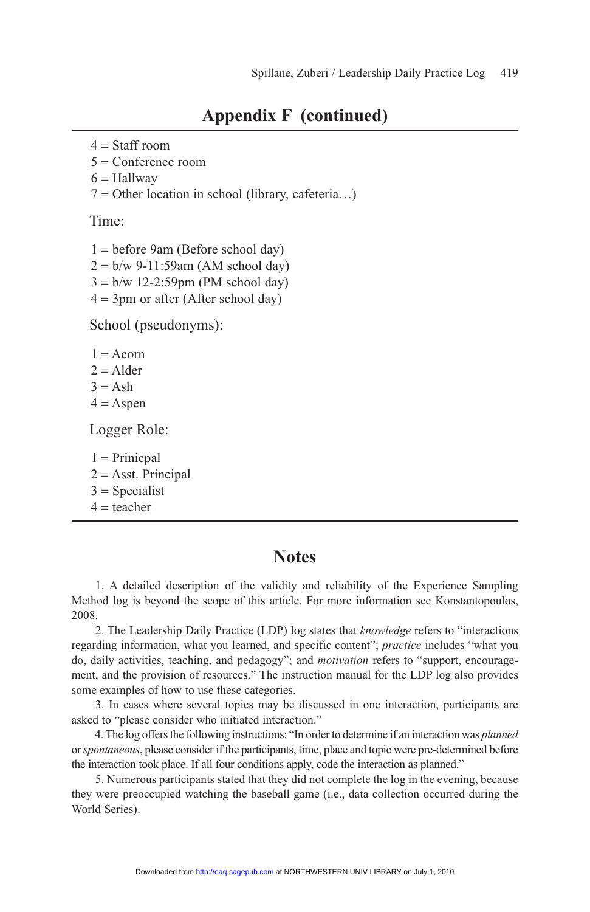## Appendix F (continued)

4 = Staff room
5 = Conference room
6 = Hallway
7 = Other location in school (library, cafeteria…)

Time:

1 = before 9am (Before school day)
2 = b/w 9-11:59am (AM school day)
3 = b/w 12-2:59pm (PM school day)
4 = 3pm or after (After school day)

School (pseudonyms):

1 = Acorn
2 = Alder
3 = Ash
4 = Aspen

Logger Role:

1 = Prinicpal
2 = Asst. Principal
3 = Specialist
4 = teacher

## Notes

1. A detailed description of the validity and reliability of the Experience Sampling Method log is beyond the scope of this article. For more information see Konstantopoulos, 2008.

2. The Leadership Daily Practice (LDP) log states that *knowledge* refers to "interactions regarding information, what you learned, and specific content"; *practice* includes "what you do, daily activities, teaching, and pedagogy"; and *motivation* refers to "support, encouragement, and the provision of resources." The instruction manual for the LDP log also provides some examples of how to use these categories.

3. In cases where several topics may be discussed in one interaction, participants are asked to "please consider who initiated interaction."

4. The log offers the following instructions: "In order to determine if an interaction was *planned* or *spontaneous*, please consider if the participants, time, place and topic were pre-determined before the interaction took place. If all four conditions apply, code the interaction as planned."

5. Numerous participants stated that they did not complete the log in the evening, because they were preoccupied watching the baseball game (i.e., data collection occurred during the World Series).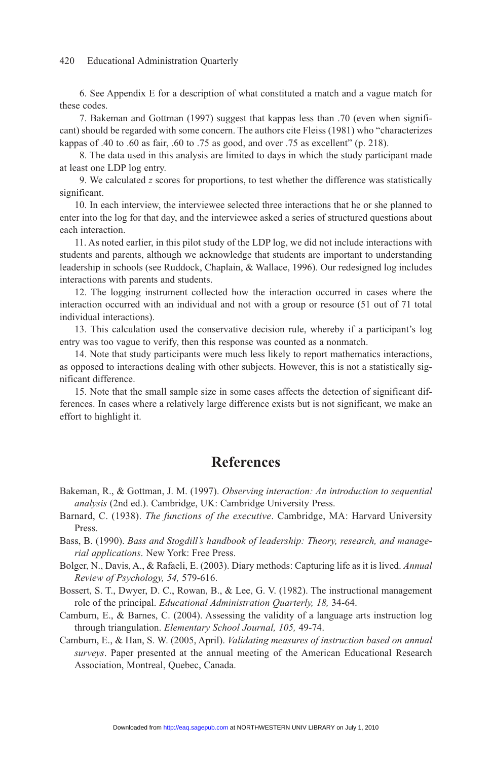6. See Appendix E for a description of what constituted a match and a vague match for these codes.

7. Bakeman and Gottman (1997) suggest that kappas less than .70 (even when significant) should be regarded with some concern. The authors cite Fleiss (1981) who "characterizes kappas of .40 to .60 as fair, .60 to .75 as good, and over .75 as excellent" (p. 218).

8. The data used in this analysis are limited to days in which the study participant made at least one LDP log entry.

9. We calculated $z$ scores for proportions, to test whether the difference was statistically significant.

10. In each interview, the interviewee selected three interactions that he or she planned to enter into the log for that day, and the interviewee asked a series of structured questions about each interaction.

11. As noted earlier, in this pilot study of the LDP log, we did not include interactions with students and parents, although we acknowledge that students are important to understanding leadership in schools (see Ruddock, Chaplain, & Wallace, 1996). Our redesigned log includes interactions with parents and students.

12. The logging instrument collected how the interaction occurred in cases where the interaction occurred with an individual and not with a group or resource (51 out of 71 total individual interactions).

13. This calculation used the conservative decision rule, whereby if a participant's log entry was too vague to verify, then this response was counted as a nonmatch.

14. Note that study participants were much less likely to report mathematics interactions, as opposed to interactions dealing with other subjects. However, this is not a statistically significant difference.

15. Note that the small sample size in some cases affects the detection of significant differences. In cases where a relatively large difference exists but is not significant, we make an effort to highlight it.

## References

Bakeman, R., & Gottman, J. M. (1997). *Observing interaction: An introduction to sequential analysis* (2nd ed.). Cambridge, UK: Cambridge University Press.

Barnard, C. (1938). *The functions of the executive*. Cambridge, MA: Harvard University Press.

Bass, B. (1990). *Bass and Stogdill's handbook of leadership: Theory, research, and managerial applications*. New York: Free Press.

Bolger, N., Davis, A., & Rafaeli, E. (2003). Diary methods: Capturing life as it is lived. *Annual Review of Psychology, 54,* 579-616.

Bossert, S. T., Dwyer, D. C., Rowan, B., & Lee, G. V. (1982). The instructional management role of the principal. *Educational Administration Quarterly, 18,* 34-64.

Camburn, E., & Barnes, C. (2004). Assessing the validity of a language arts instruction log through triangulation. *Elementary School Journal, 105,* 49-74.

Camburn, E., & Han, S. W. (2005, April). *Validating measures of instruction based on annual surveys*. Paper presented at the annual meeting of the American Educational Research Association, Montreal, Quebec, Canada.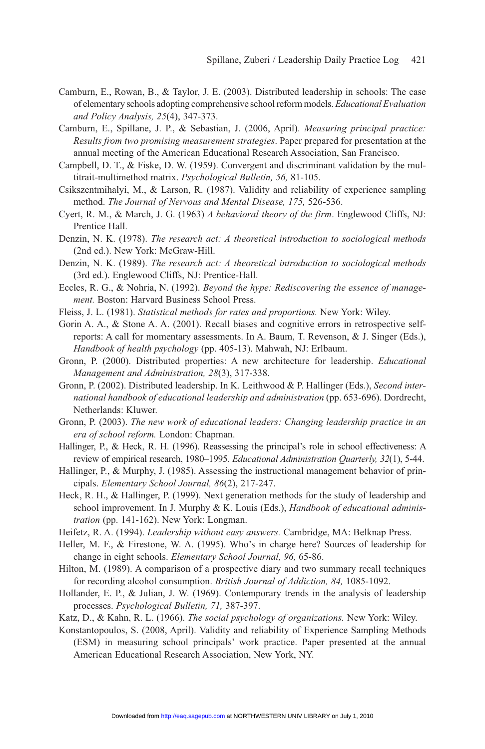Camburn, E., Rowan, B., & Taylor, J. E. (2003). Distributed leadership in schools: The case of elementary schools adopting comprehensive school reform models. *Educational Evaluation and Policy Analysis, 25*(4), 347-373.

Camburn, E., Spillane, J. P., & Sebastian, J. (2006, April). *Measuring principal practice: Results from two promising measurement strategies*. Paper prepared for presentation at the annual meeting of the American Educational Research Association, San Francisco.

Campbell, D. T., & Fiske, D. W. (1959). Convergent and discriminant validation by the multitrait-multimethod matrix. *Psychological Bulletin, 56,* 81-105.

Csikszentmihalyi, M., & Larson, R. (1987). Validity and reliability of experience sampling method. *The Journal of Nervous and Mental Disease, 175,* 526-536.

Cyert, R. M., & March, J. G. (1963) *A behavioral theory of the firm*. Englewood Cliffs, NJ: Prentice Hall.

Denzin, N. K. (1978). *The research act: A theoretical introduction to sociological methods* (2nd ed.). New York: McGraw-Hill.

Denzin, N. K. (1989). *The research act: A theoretical introduction to sociological methods* (3rd ed.). Englewood Cliffs, NJ: Prentice-Hall.

Eccles, R. G., & Nohria, N. (1992). *Beyond the hype: Rediscovering the essence of management.* Boston: Harvard Business School Press.

Fleiss, J. L. (1981). *Statistical methods for rates and proportions.* New York: Wiley.

Gorin A. A., & Stone A. A. (2001). Recall biases and cognitive errors in retrospective self-reports: A call for momentary assessments. In A. Baum, T. Revenson, & J. Singer (Eds.), *Handbook of health psychology* (pp. 405-13). Mahwah, NJ: Erlbaum.

Gronn, P. (2000). Distributed properties: A new architecture for leadership. *Educational Management and Administration, 28*(3), 317-338.

Gronn, P. (2002). Distributed leadership. In K. Leithwood & P. Hallinger (Eds.), *Second international handbook of educational leadership and administration* (pp. 653-696). Dordrecht, Netherlands: Kluwer.

Gronn, P. (2003). *The new work of educational leaders: Changing leadership practice in an era of school reform.* London: Chapman.

Hallinger, P., & Heck, R. H. (1996). Reassessing the principal's role in school effectiveness: A review of empirical research, 1980–1995. *Educational Administration Quarterly, 32*(1), 5-44.

Hallinger, P., & Murphy, J. (1985). Assessing the instructional management behavior of principals. *Elementary School Journal, 86*(2), 217-247.

Heck, R. H., & Hallinger, P. (1999). Next generation methods for the study of leadership and school improvement. In J. Murphy & K. Louis (Eds.), *Handbook of educational administration* (pp. 141-162). New York: Longman.

Heifetz, R. A. (1994). *Leadership without easy answers.* Cambridge, MA: Belknap Press.

Heller, M. F., & Firestone, W. A. (1995). Who's in charge here? Sources of leadership for change in eight schools. *Elementary School Journal, 96,* 65-86.

Hilton, M. (1989). A comparison of a prospective diary and two summary recall techniques for recording alcohol consumption. *British Journal of Addiction, 84,* 1085-1092.

Hollander, E. P., & Julian, J. W. (1969). Contemporary trends in the analysis of leadership processes. *Psychological Bulletin, 71,* 387-397.

Katz, D., & Kahn, R. L. (1966). *The social psychology of organizations.* New York: Wiley.

Konstantopoulos, S. (2008, April). Validity and reliability of Experience Sampling Methods (ESM) in measuring school principals' work practice. Paper presented at the annual American Educational Research Association, New York, NY.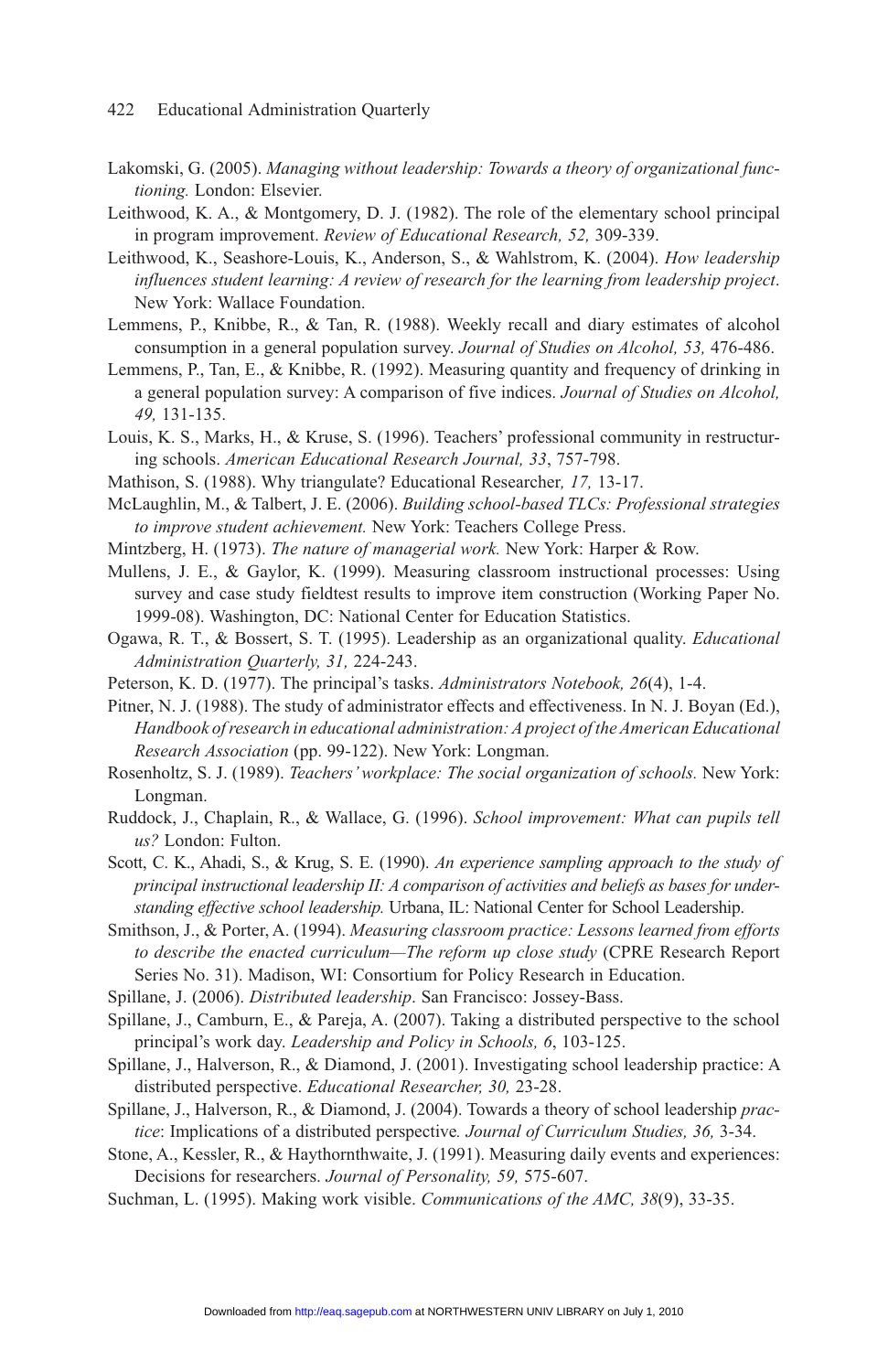Lakomski, G. (2005). *Managing without leadership: Towards a theory of organizational functioning.* London: Elsevier.

Leithwood, K. A., & Montgomery, D. J. (1982). The role of the elementary school principal in program improvement. *Review of Educational Research, 52,* 309-339.

Leithwood, K., Seashore-Louis, K., Anderson, S., & Wahlstrom, K. (2004). *How leadership influences student learning: A review of research for the learning from leadership project*. New York: Wallace Foundation.

Lemmens, P., Knibbe, R., & Tan, R. (1988). Weekly recall and diary estimates of alcohol consumption in a general population survey. *Journal of Studies on Alcohol, 53,* 476-486.

Lemmens, P., Tan, E., & Knibbe, R. (1992). Measuring quantity and frequency of drinking in a general population survey: A comparison of five indices. *Journal of Studies on Alcohol, 49,* 131-135.

Louis, K. S., Marks, H., & Kruse, S. (1996). Teachers' professional community in restructuring schools. *American Educational Research Journal, 33*, 757-798.

Mathison, S. (1988). Why triangulate? Educational Researcher*, 17,* 13-17.

McLaughlin, M., & Talbert, J. E. (2006). *Building school-based TLCs: Professional strategies to improve student achievement.* New York: Teachers College Press.

Mintzberg, H. (1973). *The nature of managerial work.* New York: Harper & Row.

Mullens, J. E., & Gaylor, K. (1999). Measuring classroom instructional processes: Using survey and case study fieldtest results to improve item construction (Working Paper No. 1999-08). Washington, DC: National Center for Education Statistics.

Ogawa, R. T., & Bossert, S. T. (1995). Leadership as an organizational quality. *Educational Administration Quarterly, 31,* 224-243.

Peterson, K. D. (1977). The principal's tasks. *Administrators Notebook, 26*(4), 1-4.

Pitner, N. J. (1988). The study of administrator effects and effectiveness. In N. J. Boyan (Ed.), *Handbook of research in educational administration: A project of the American Educational Research Association* (pp. 99-122). New York: Longman.

Rosenholtz, S. J. (1989). *Teachers' workplace: The social organization of schools.* New York: Longman.

Ruddock, J., Chaplain, R., & Wallace, G. (1996). *School improvement: What can pupils tell us?* London: Fulton.

Scott, C. K., Ahadi, S., & Krug, S. E. (1990). *An experience sampling approach to the study of principal instructional leadership II: A comparison of activities and beliefs as bases for understanding effective school leadership.* Urbana, IL: National Center for School Leadership.

Smithson, J., & Porter, A. (1994). *Measuring classroom practice: Lessons learned from efforts to describe the enacted curriculum—The reform up close study* (CPRE Research Report Series No. 31). Madison, WI: Consortium for Policy Research in Education.

Spillane, J. (2006). *Distributed leadership*. San Francisco: Jossey-Bass.

Spillane, J., Camburn, E., & Pareja, A. (2007). Taking a distributed perspective to the school principal's work day. *Leadership and Policy in Schools, 6*, 103-125.

Spillane, J., Halverson, R., & Diamond, J. (2001). Investigating school leadership practice: A distributed perspective. *Educational Researcher, 30,* 23-28.

Spillane, J., Halverson, R., & Diamond, J. (2004). Towards a theory of school leadership *practice*: Implications of a distributed perspective*. Journal of Curriculum Studies, 36,* 3-34.

Stone, A., Kessler, R., & Haythornthwaite, J. (1991). Measuring daily events and experiences: Decisions for researchers. *Journal of Personality, 59,* 575-607.

Suchman, L. (1995). Making work visible. *Communications of the AMC, 38*(9), 33-35.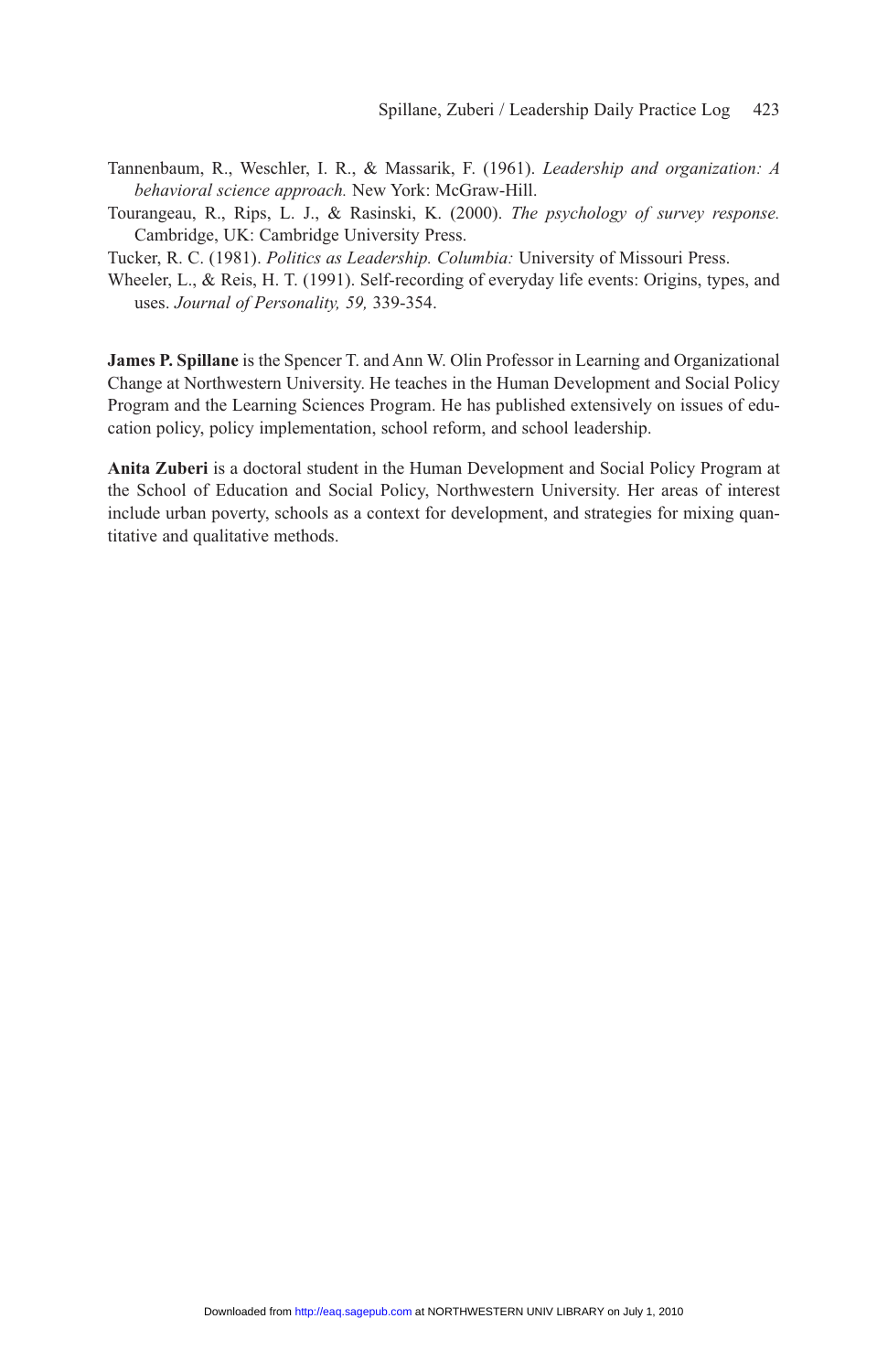Tannenbaum, R., Weschler, I. R., & Massarik, F. (1961). *Leadership and organization: A behavioral science approach.* New York: McGraw-Hill.

Tourangeau, R., Rips, L. J., & Rasinski, K. (2000). *The psychology of survey response.* Cambridge, UK: Cambridge University Press.

Tucker, R. C. (1981). *Politics as Leadership. Columbia:* University of Missouri Press.

Wheeler, L., & Reis, H. T. (1991). Self-recording of everyday life events: Origins, types, and uses. *Journal of Personality, 59,* 339-354.

**James P. Spillane** is the Spencer T. and Ann W. Olin Professor in Learning and Organizational Change at Northwestern University. He teaches in the Human Development and Social Policy Program and the Learning Sciences Program. He has published extensively on issues of education policy, policy implementation, school reform, and school leadership.

**Anita Zuberi** is a doctoral student in the Human Development and Social Policy Program at the School of Education and Social Policy, Northwestern University. Her areas of interest include urban poverty, schools as a context for development, and strategies for mixing quantitative and qualitative methods.